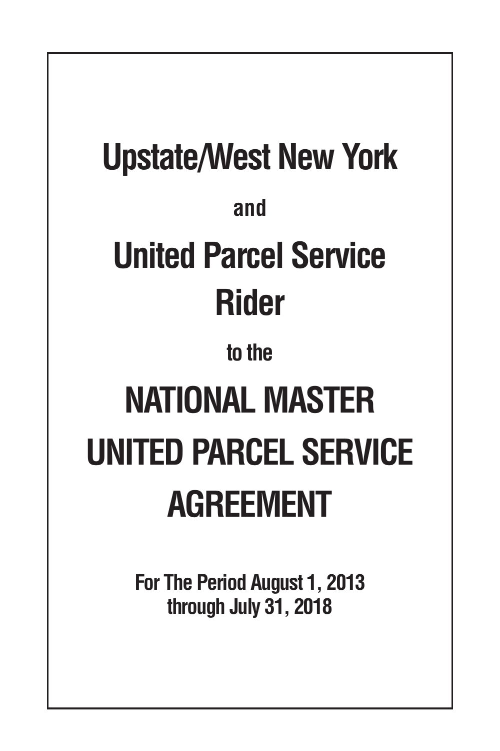# Upstate/West New York

**and**

# United Parcel Service Rider

**to the**

# NATIONAL MASTER UNITED PARCEL SERVICE AGREEMENT

**For The Period August 1, 2013 through July 31, 2018**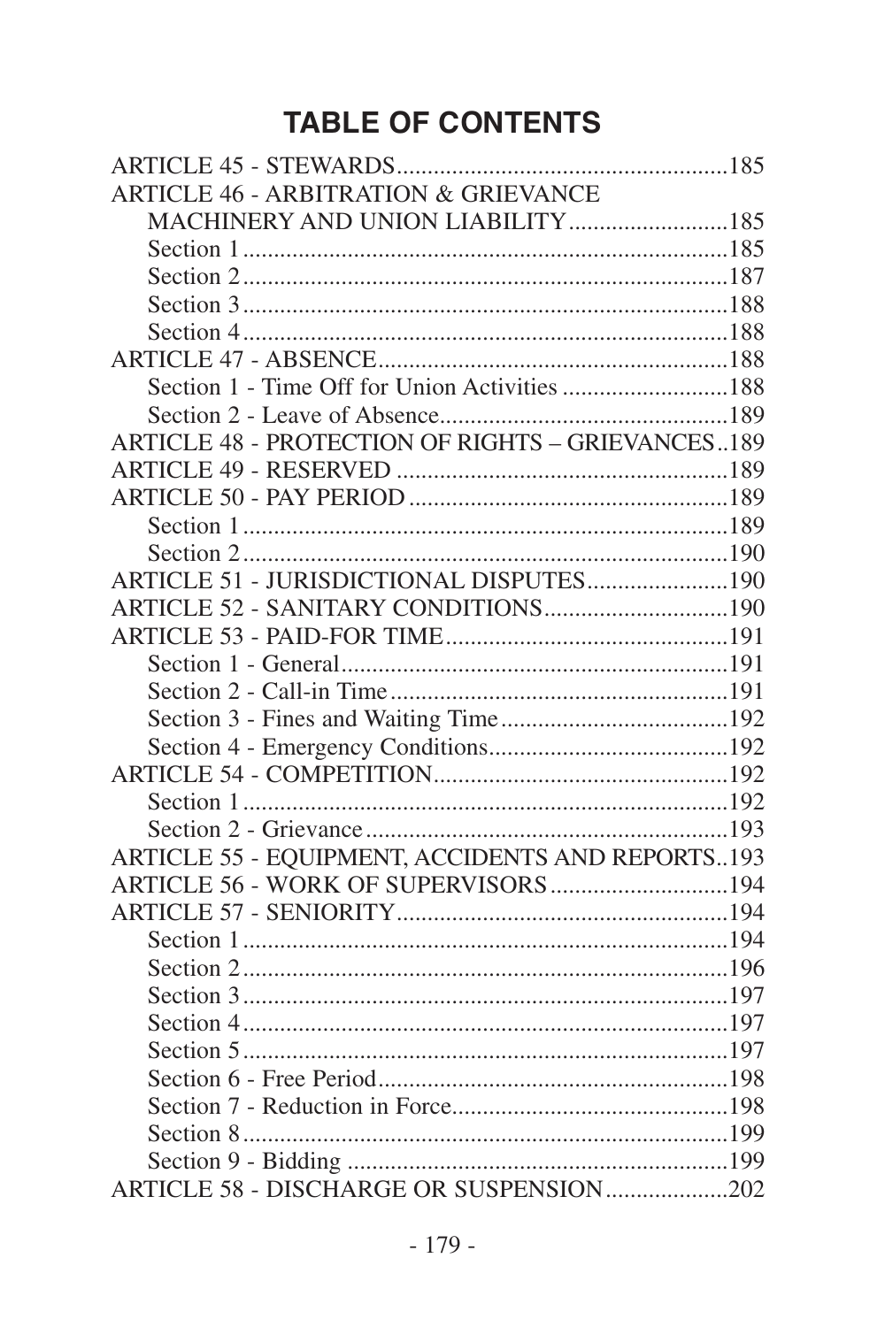# TABLE OF CONTENTS

ARTICLE 45 - STEWARDS....................................................185
ARTICLE 46 - ARBITRATION & GRIEVANCE MACHINERY AND UNION LIABILITY.........................185
- Section 1..............................................................185
- Section 2..............................................................187
- Section 3..............................................................188
- Section 4..............................................................188

ARTICLE 47 - ABSENCE........................................................188
- Section 1 - Time Off for Union Activities ..........................188
- Section 2 - Leave of Absence..............................................189

ARTICLE 48 - PROTECTION OF RIGHTS – GRIEVANCES..189
ARTICLE 49 - RESERVED ....................................................189
ARTICLE 50 - PAY PERIOD ..................................................189
- Section 1..............................................................189
- Section 2..............................................................190

ARTICLE 51 - JURISDICTIONAL DISPUTES.......................190
ARTICLE 52 - SANITARY CONDITIONS.............................190
ARTICLE 53 - PAID-FOR TIME.............................................191
- Section 1 - General..............................................................191
- Section 2 - Call-in Time.......................................................191
- Section 3 - Fines and Waiting Time....................................192
- Section 4 - Emergency Conditions.......................................192

ARTICLE 54 - COMPETITION................................................192
- Section 1..............................................................192
- Section 2 - Grievance..........................................................193

ARTICLE 55 - EQUIPMENT, ACCIDENTS AND REPORTS..193
ARTICLE 56 - WORK OF SUPERVISORS............................194
ARTICLE 57 - SENIORITY......................................................194
- Section 1..............................................................194
- Section 2..............................................................196
- Section 3..............................................................197
- Section 4..............................................................197
- Section 5..............................................................197
- Section 6 - Free Period.........................................................198
- Section 7 - Reduction in Force.............................................198
- Section 8..............................................................199
- Section 9 - Bidding ............................................................199

ARTICLE 58 - DISCHARGE OR SUSPENSION....................202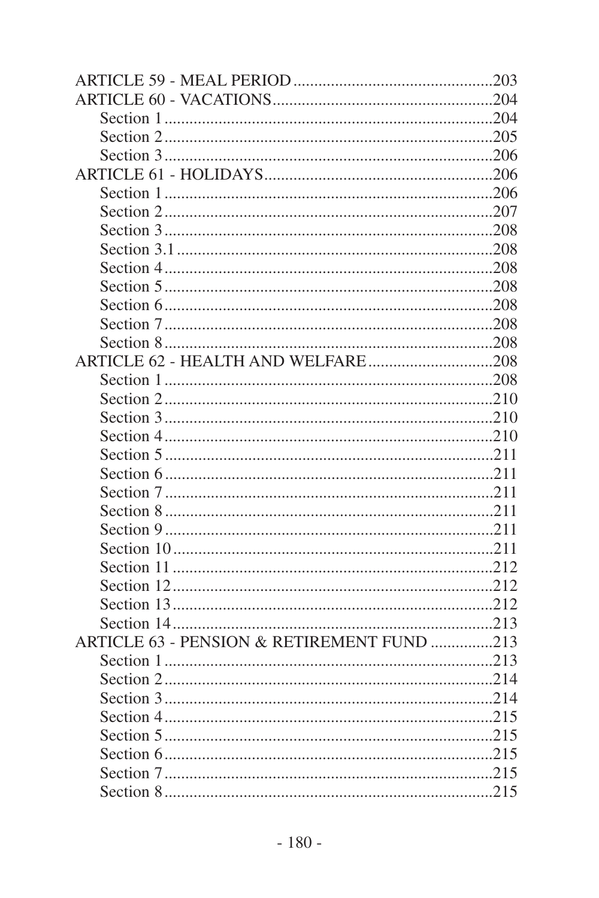ARTICLE 59 - MEAL PERIOD ................................................203
ARTICLE 60 - VACATIONS....................................................204
    Section 1 ..............................................................................204
    Section 2..............................................................................205
    Section 3..............................................................................206
ARTICLE 61 - HOLIDAYS......................................................206
    Section 1 ..............................................................................206
    Section 2..............................................................................207
    Section 3..............................................................................208
    Section 3.1 ...........................................................................208
    Section 4..............................................................................208
    Section 5..............................................................................208
    Section 6..............................................................................208
    Section 7..............................................................................208
    Section 8..............................................................................208
ARTICLE 62 - HEALTH AND WELFARE..............................208
    Section 1 ..............................................................................208
    Section 2..............................................................................210
    Section 3..............................................................................210
    Section 4..............................................................................210
    Section 5..............................................................................211
    Section 6..............................................................................211
    Section 7..............................................................................211
    Section 8..............................................................................211
    Section 9..............................................................................211
    Section 10............................................................................211
    Section 11 ............................................................................212
    Section 12............................................................................212
    Section 13............................................................................212
    Section 14............................................................................213
ARTICLE 63 - PENSION & RETIREMENT FUND ...............213
    Section 1 ..............................................................................213
    Section 2..............................................................................214
    Section 3..............................................................................214
    Section 4..............................................................................215
    Section 5..............................................................................215
    Section 6..............................................................................215
    Section 7..............................................................................215
    Section 8..............................................................................215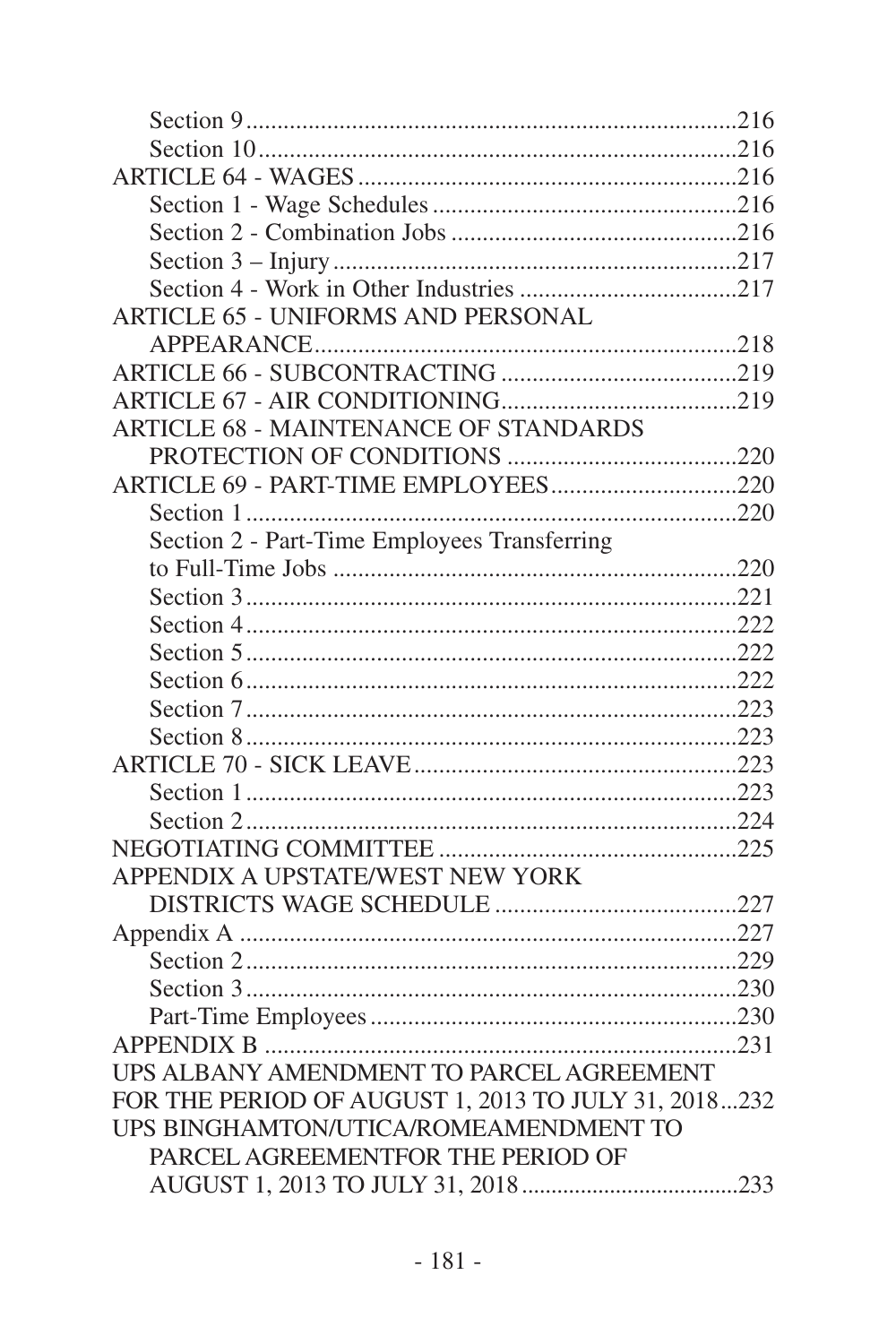Section 9 ............................................................................216
Section 10 ..........................................................................216
ARTICLE 64 - WAGES ............................................................216
Section 1 - Wage Schedules ................................................216
Section 2 - Combination Jobs .............................................216
Section 3 – Injury ................................................................217
Section 4 - Work in Other Industries ..................................217
ARTICLE 65 - UNIFORMS AND PERSONAL
APPEARANCE ....................................................................218
ARTICLE 66 - SUBCONTRACTING ......................................219
ARTICLE 67 - AIR CONDITIONING .....................................219
ARTICLE 68 - MAINTENANCE OF STANDARDS
PROTECTION OF CONDITIONS ....................................220
ARTICLE 69 - PART-TIME EMPLOYEES .............................220
Section 1 ............................................................................220
Section 2 - Part-Time Employees Transferring
to Full-Time Jobs ................................................................220
Section 3 ............................................................................221
Section 4 ............................................................................222
Section 5 ............................................................................222
Section 6 ............................................................................222
Section 7 ............................................................................223
Section 8 ............................................................................223
ARTICLE 70 - SICK LEAVE ..................................................223
Section 1 ............................................................................223
Section 2 ............................................................................224
NEGOTIATING COMMITTEE ...............................................225
APPENDIX A UPSTATE/WEST NEW YORK
DISTRICTS WAGE SCHEDULE .......................................227
Appendix A ...............................................................................227
Section 2 ............................................................................229
Section 3 ............................................................................230
Part-Time Employees ..........................................................230
APPENDIX B ...........................................................................231
UPS ALBANY AMENDMENT TO PARCEL AGREEMENT
FOR THE PERIOD OF AUGUST 1, 2013 TO JULY 31, 2018...232
UPS BINGHAMTON/UTICA/ROMEAMENDMENT TO
PARCEL AGREEMENTFOR THE PERIOD OF
AUGUST 1, 2013 TO JULY 31, 2018 ...................................233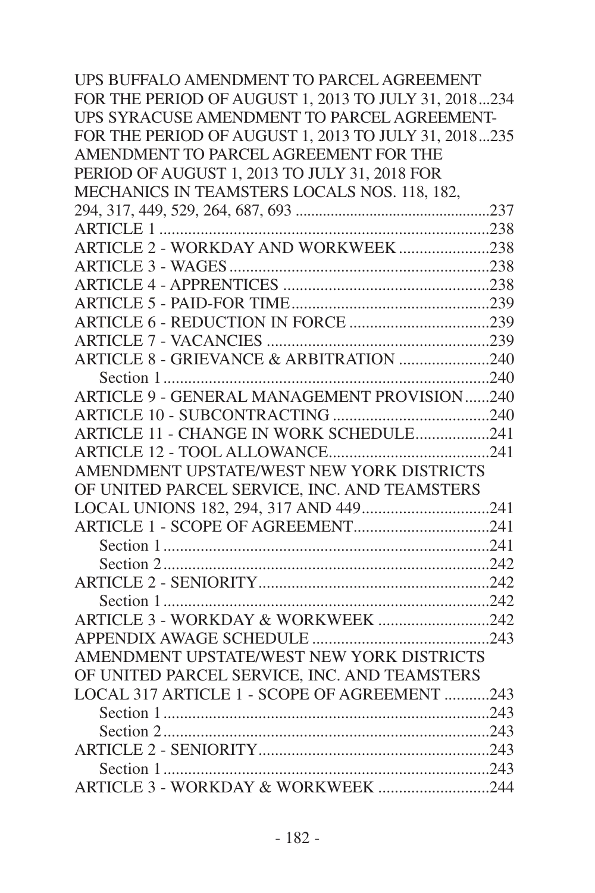UPS BUFFALO AMENDMENT TO PARCEL AGREEMENT FOR THE PERIOD OF AUGUST 1, 2013 TO JULY 31, 2018...234

UPS SYRACUSE AMENDMENT TO PARCEL AGREEMENT-FOR THE PERIOD OF AUGUST 1, 2013 TO JULY 31, 2018...235

AMENDMENT TO PARCEL AGREEMENT FOR THE PERIOD OF AUGUST 1, 2013 TO JULY 31, 2018 FOR MECHANICS IN TEAMSTERS LOCALS NOS. 118, 182, 294, 317, 449, 529, 264, 687, 693 ................................................237

ARTICLE 1 ...............................................................................238

ARTICLE 2 - WORKDAY AND WORKWEEK ......................238

ARTICLE 3 - WAGES ..............................................................238

ARTICLE 4 - APPRENTICES .................................................238

ARTICLE 5 - PAID-FOR TIME ...............................................239

ARTICLE 6 - REDUCTION IN FORCE ..................................239

ARTICLE 7 - VACANCIES .....................................................239

ARTICLE 8 - GRIEVANCE & ARBITRATION ......................240

Section 1 ..............................................................................240

ARTICLE 9 - GENERAL MANAGEMENT PROVISION......240

ARTICLE 10 - SUBCONTRACTING ......................................240

ARTICLE 11 - CHANGE IN WORK SCHEDULE..................241

ARTICLE 12 - TOOL ALLOWANCE.......................................241

AMENDMENT UPSTATE/WEST NEW YORK DISTRICTS OF UNITED PARCEL SERVICE, INC. AND TEAMSTERS LOCAL UNIONS 182, 294, 317 AND 449...............................241

ARTICLE 1 - SCOPE OF AGREEMENT.................................241

Section 1 ..............................................................................241

Section 2 ..............................................................................242

ARTICLE 2 - SENIORITY........................................................242

Section 1 ..............................................................................242

ARTICLE 3 - WORKDAY & WORKWEEK ...........................242

APPENDIX AWAGE SCHEDULE ...........................................243

AMENDMENT UPSTATE/WEST NEW YORK DISTRICTS OF UNITED PARCEL SERVICE, INC. AND TEAMSTERS LOCAL 317 ARTICLE 1 - SCOPE OF AGREEMENT ...........243

Section 1 ..............................................................................243

Section 2 ..............................................................................243

ARTICLE 2 - SENIORITY........................................................243

Section 1 ..............................................................................243

ARTICLE 3 - WORKDAY & WORKWEEK ...........................244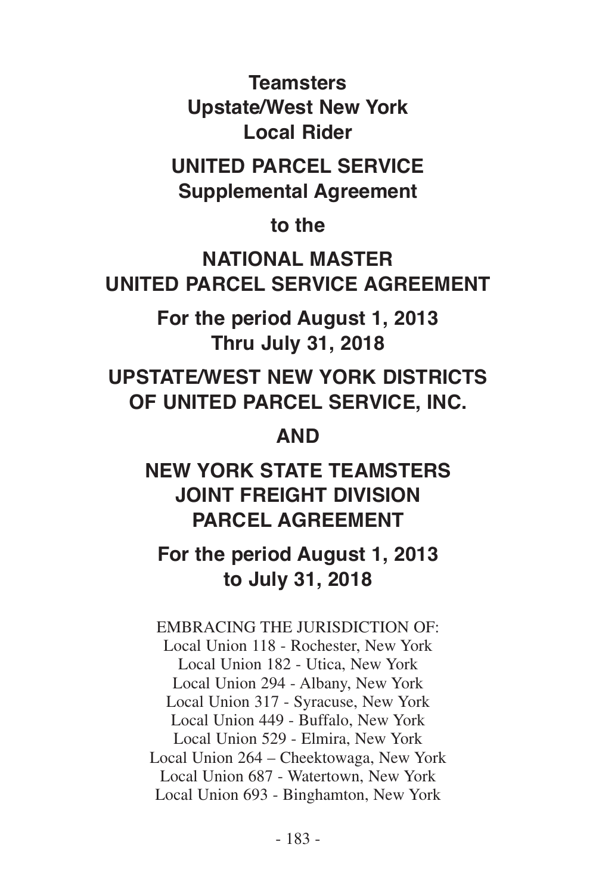# Teamsters
# Upstate/West New York
# Local Rider

## UNITED PARCEL SERVICE
## Supplemental Agreement

**to the**

## NATIONAL MASTER UNITED PARCEL SERVICE AGREEMENT

**For the period August 1, 2013**
**Thru July 31, 2018**

## UPSTATE/WEST NEW YORK DISTRICTS OF UNITED PARCEL SERVICE, INC.

**AND**

## NEW YORK STATE TEAMSTERS JOINT FREIGHT DIVISION PARCEL AGREEMENT

**For the period August 1, 2013**
**to July 31, 2018**

EMBRACING THE JURISDICTION OF:
Local Union 118 - Rochester, New York
Local Union 182 - Utica, New York
Local Union 294 - Albany, New York
Local Union 317 - Syracuse, New York
Local Union 449 - Buffalo, New York
Local Union 529 - Elmira, New York
Local Union 264 – Cheektowaga, New York
Local Union 687 - Watertown, New York
Local Union 693 - Binghamton, New York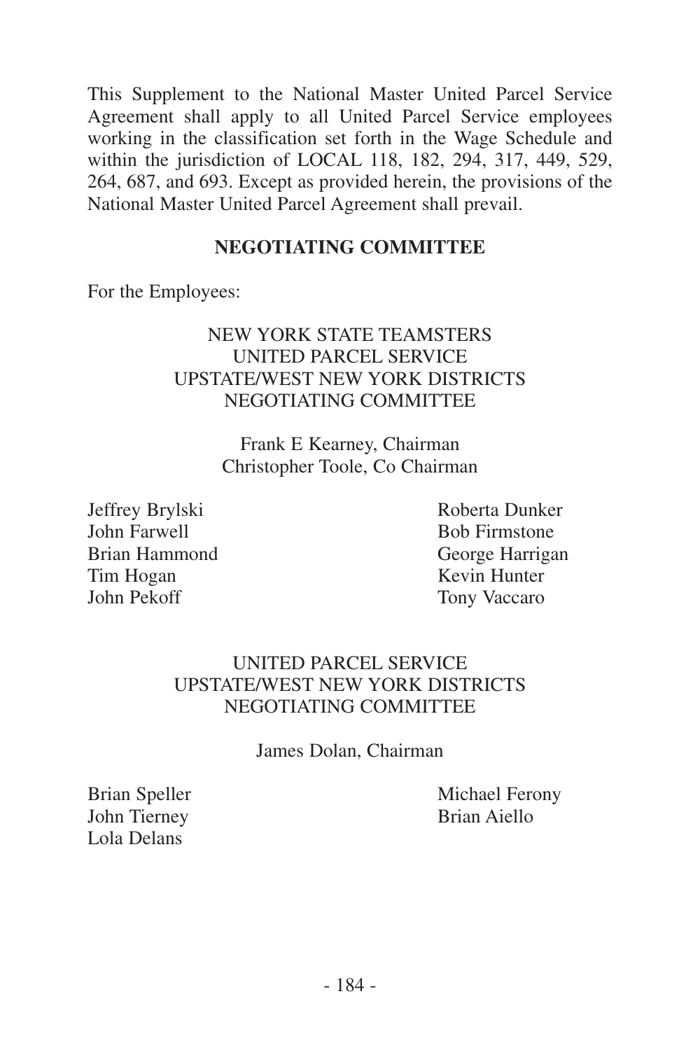This Supplement to the National Master United Parcel Service Agreement shall apply to all United Parcel Service employees working in the classification set forth in the Wage Schedule and within the jurisdiction of LOCAL 118, 182, 294, 317, 449, 529, 264, 687, and 693. Except as provided herein, the provisions of the National Master United Parcel Agreement shall prevail.

**NEGOTIATING COMMITTEE**

For the Employees:

NEW YORK STATE TEAMSTERS
UNITED PARCEL SERVICE
UPSTATE/WEST NEW YORK DISTRICTS
NEGOTIATING COMMITTEE

Frank E Kearney, Chairman
Christopher Toole, Co Chairman

Jeffrey Brylski
Roberta Dunker
John Farwell
Bob Firmstone
Brian Hammond
George Harrigan
Tim Hogan
Kevin Hunter
John Pekoff
Tony Vaccaro

UNITED PARCEL SERVICE
UPSTATE/WEST NEW YORK DISTRICTS
NEGOTIATING COMMITTEE

James Dolan, Chairman

Brian Speller
Michael Ferony
John Tierney
Brian Aiello
Lola Delans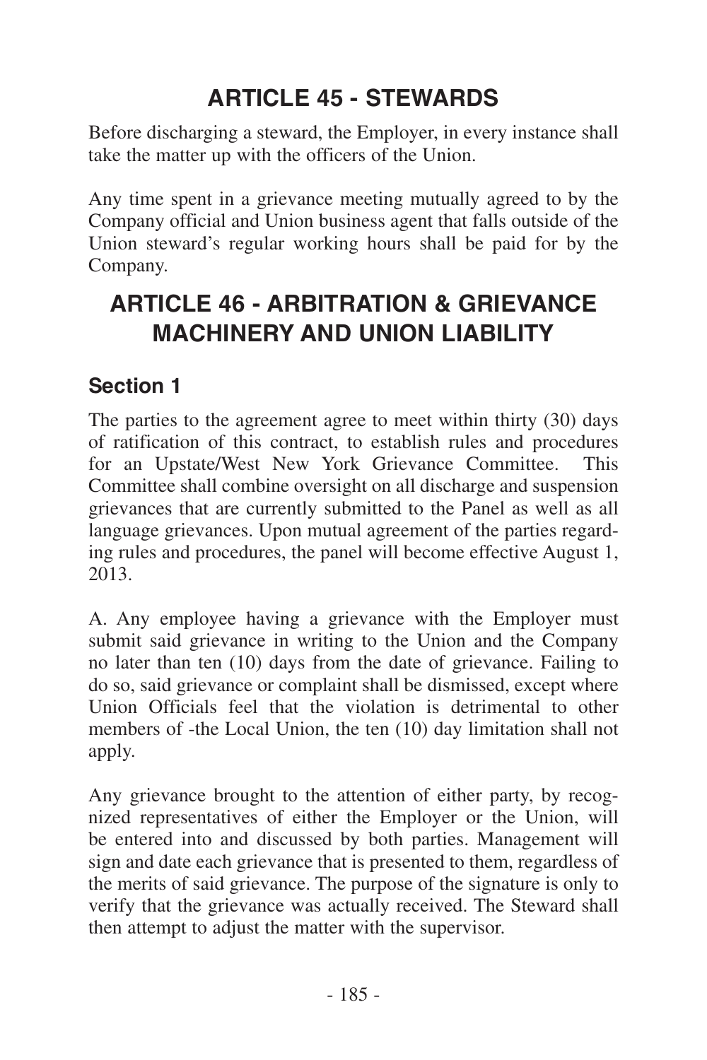# ARTICLE 45 - STEWARDS

Before discharging a steward, the Employer, in every instance shall take the matter up with the officers of the Union.

Any time spent in a grievance meeting mutually agreed to by the Company official and Union business agent that falls outside of the Union steward's regular working hours shall be paid for by the Company.

# ARTICLE 46 - ARBITRATION & GRIEVANCE MACHINERY AND UNION LIABILITY

## Section 1

The parties to the agreement agree to meet within thirty (30) days of ratification of this contract, to establish rules and procedures for an Upstate/West New York Grievance Committee. This Committee shall combine oversight on all discharge and suspension grievances that are currently submitted to the Panel as well as all language grievances. Upon mutual agreement of the parties regarding rules and procedures, the panel will become effective August 1, 2013.

A. Any employee having a grievance with the Employer must submit said grievance in writing to the Union and the Company no later than ten (10) days from the date of grievance. Failing to do so, said grievance or complaint shall be dismissed, except where Union Officials feel that the violation is detrimental to other members of -the Local Union, the ten (10) day limitation shall not apply.

Any grievance brought to the attention of either party, by recognized representatives of either the Employer or the Union, will be entered into and discussed by both parties. Management will sign and date each grievance that is presented to them, regardless of the merits of said grievance. The purpose of the signature is only to verify that the grievance was actually received. The Steward shall then attempt to adjust the matter with the supervisor.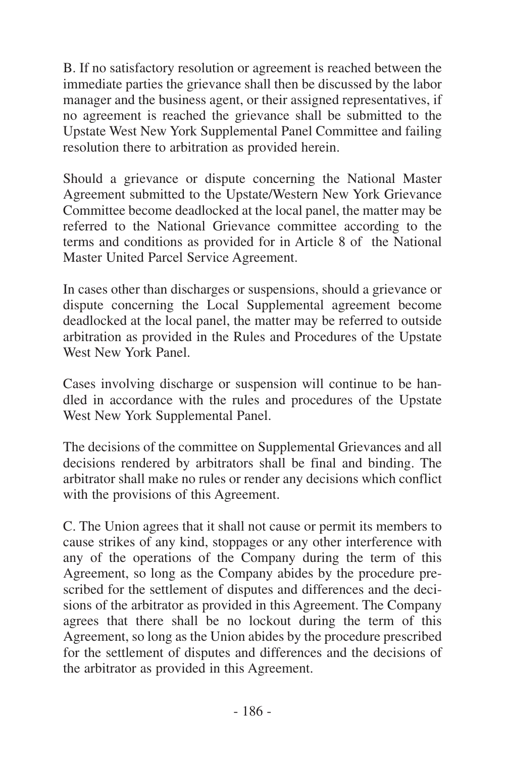B. If no satisfactory resolution or agreement is reached between the immediate parties the grievance shall then be discussed by the labor manager and the business agent, or their assigned representatives, if no agreement is reached the grievance shall be submitted to the Upstate West New York Supplemental Panel Committee and failing resolution there to arbitration as provided herein.

Should a grievance or dispute concerning the National Master Agreement submitted to the Upstate/Western New York Grievance Committee become deadlocked at the local panel, the matter may be referred to the National Grievance committee according to the terms and conditions as provided for in Article 8 of the National Master United Parcel Service Agreement.

In cases other than discharges or suspensions, should a grievance or dispute concerning the Local Supplemental agreement become deadlocked at the local panel, the matter may be referred to outside arbitration as provided in the Rules and Procedures of the Upstate West New York Panel.

Cases involving discharge or suspension will continue to be handled in accordance with the rules and procedures of the Upstate West New York Supplemental Panel.

The decisions of the committee on Supplemental Grievances and all decisions rendered by arbitrators shall be final and binding. The arbitrator shall make no rules or render any decisions which conflict with the provisions of this Agreement.

C. The Union agrees that it shall not cause or permit its members to cause strikes of any kind, stoppages or any other interference with any of the operations of the Company during the term of this Agreement, so long as the Company abides by the procedure prescribed for the settlement of disputes and differences and the decisions of the arbitrator as provided in this Agreement. The Company agrees that there shall be no lockout during the term of this Agreement, so long as the Union abides by the procedure prescribed for the settlement of disputes and differences and the decisions of the arbitrator as provided in this Agreement.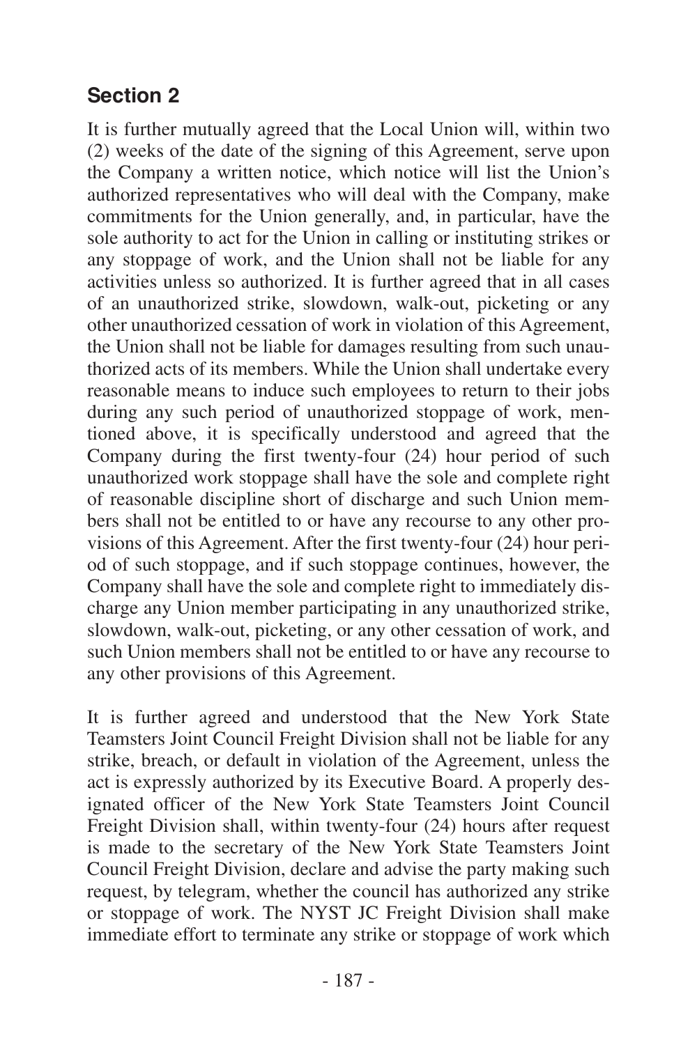## Section 2

It is further mutually agreed that the Local Union will, within two (2) weeks of the date of the signing of this Agreement, serve upon the Company a written notice, which notice will list the Union's authorized representatives who will deal with the Company, make commitments for the Union generally, and, in particular, have the sole authority to act for the Union in calling or instituting strikes or any stoppage of work, and the Union shall not be liable for any activities unless so authorized. It is further agreed that in all cases of an unauthorized strike, slowdown, walk-out, picketing or any other unauthorized cessation of work in violation of this Agreement, the Union shall not be liable for damages resulting from such unauthorized acts of its members. While the Union shall undertake every reasonable means to induce such employees to return to their jobs during any such period of unauthorized stoppage of work, mentioned above, it is specifically understood and agreed that the Company during the first twenty-four (24) hour period of such unauthorized work stoppage shall have the sole and complete right of reasonable discipline short of discharge and such Union members shall not be entitled to or have any recourse to any other provisions of this Agreement. After the first twenty-four (24) hour period of such stoppage, and if such stoppage continues, however, the Company shall have the sole and complete right to immediately discharge any Union member participating in any unauthorized strike, slowdown, walk-out, picketing, or any other cessation of work, and such Union members shall not be entitled to or have any recourse to any other provisions of this Agreement.

It is further agreed and understood that the New York State Teamsters Joint Council Freight Division shall not be liable for any strike, breach, or default in violation of the Agreement, unless the act is expressly authorized by its Executive Board. A properly designated officer of the New York State Teamsters Joint Council Freight Division shall, within twenty-four (24) hours after request is made to the secretary of the New York State Teamsters Joint Council Freight Division, declare and advise the party making such request, by telegram, whether the council has authorized any strike or stoppage of work. The NYST JC Freight Division shall make immediate effort to terminate any strike or stoppage of work which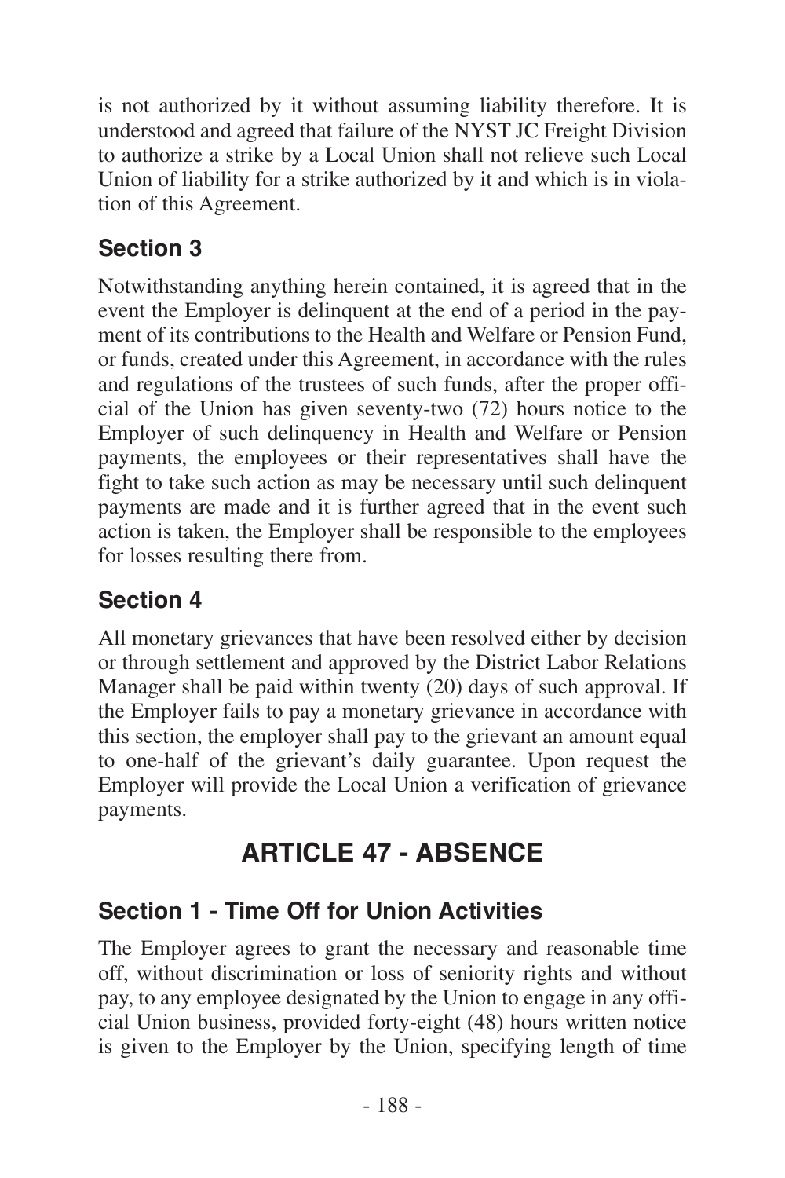is not authorized by it without assuming liability therefore. It is understood and agreed that failure of the NYST JC Freight Division to authorize a strike by a Local Union shall not relieve such Local Union of liability for a strike authorized by it and which is in violation of this Agreement.

### Section 3

Notwithstanding anything herein contained, it is agreed that in the event the Employer is delinquent at the end of a period in the payment of its contributions to the Health and Welfare or Pension Fund, or funds, created under this Agreement, in accordance with the rules and regulations of the trustees of such funds, after the proper official of the Union has given seventy-two (72) hours notice to the Employer of such delinquency in Health and Welfare or Pension payments, the employees or their representatives shall have the fight to take such action as may be necessary until such delinquent payments are made and it is further agreed that in the event such action is taken, the Employer shall be responsible to the employees for losses resulting there from.

### Section 4

All monetary grievances that have been resolved either by decision or through settlement and approved by the District Labor Relations Manager shall be paid within twenty (20) days of such approval. If the Employer fails to pay a monetary grievance in accordance with this section, the employer shall pay to the grievant an amount equal to one-half of the grievant's daily guarantee. Upon request the Employer will provide the Local Union a verification of grievance payments.

## ARTICLE 47 - ABSENCE

### Section 1 - Time Off for Union Activities

The Employer agrees to grant the necessary and reasonable time off, without discrimination or loss of seniority rights and without pay, to any employee designated by the Union to engage in any official Union business, provided forty-eight (48) hours written notice is given to the Employer by the Union, specifying length of time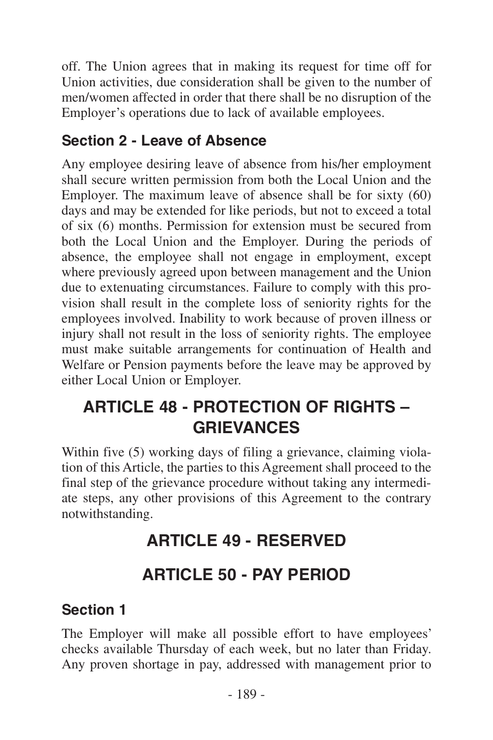off. The Union agrees that in making its request for time off for Union activities, due consideration shall be given to the number of men/women affected in order that there shall be no disruption of the Employer's operations due to lack of available employees.

### Section 2 - Leave of Absence

Any employee desiring leave of absence from his/her employment shall secure written permission from both the Local Union and the Employer. The maximum leave of absence shall be for sixty (60) days and may be extended for like periods, but not to exceed a total of six (6) months. Permission for extension must be secured from both the Local Union and the Employer. During the periods of absence, the employee shall not engage in employment, except where previously agreed upon between management and the Union due to extenuating circumstances. Failure to comply with this provision shall result in the complete loss of seniority rights for the employees involved. Inability to work because of proven illness or injury shall not result in the loss of seniority rights. The employee must make suitable arrangements for continuation of Health and Welfare or Pension payments before the leave may be approved by either Local Union or Employer.

## ARTICLE 48 - PROTECTION OF RIGHTS – GRIEVANCES

Within five (5) working days of filing a grievance, claiming violation of this Article, the parties to this Agreement shall proceed to the final step of the grievance procedure without taking any intermediate steps, any other provisions of this Agreement to the contrary notwithstanding.

## ARTICLE 49 - RESERVED

## ARTICLE 50 - PAY PERIOD

### Section 1

The Employer will make all possible effort to have employees' checks available Thursday of each week, but no later than Friday. Any proven shortage in pay, addressed with management prior to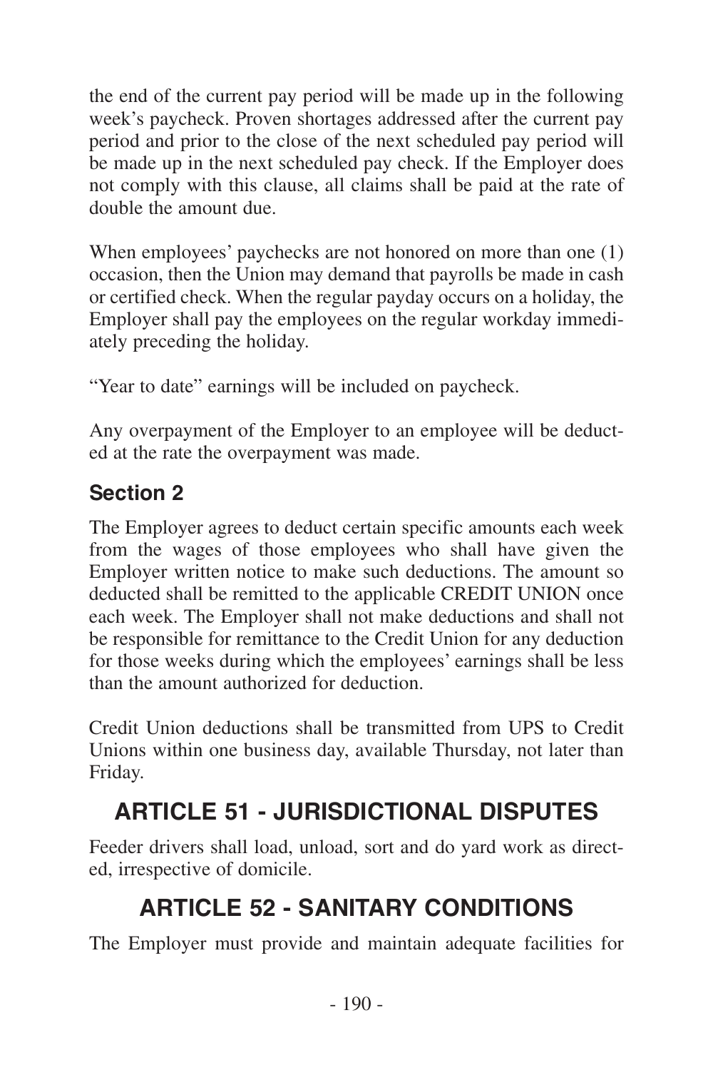the end of the current pay period will be made up in the following week's paycheck. Proven shortages addressed after the current pay period and prior to the close of the next scheduled pay period will be made up in the next scheduled pay check. If the Employer does not comply with this clause, all claims shall be paid at the rate of double the amount due.

When employees' paychecks are not honored on more than one (1) occasion, then the Union may demand that payrolls be made in cash or certified check. When the regular payday occurs on a holiday, the Employer shall pay the employees on the regular workday immediately preceding the holiday.

"Year to date" earnings will be included on paycheck.

Any overpayment of the Employer to an employee will be deducted at the rate the overpayment was made.

### Section 2

The Employer agrees to deduct certain specific amounts each week from the wages of those employees who shall have given the Employer written notice to make such deductions. The amount so deducted shall be remitted to the applicable CREDIT UNION once each week. The Employer shall not make deductions and shall not be responsible for remittance to the Credit Union for any deduction for those weeks during which the employees' earnings shall be less than the amount authorized for deduction.

Credit Union deductions shall be transmitted from UPS to Credit Unions within one business day, available Thursday, not later than Friday.

## ARTICLE 51 - JURISDICTIONAL DISPUTES

Feeder drivers shall load, unload, sort and do yard work as directed, irrespective of domicile.

## ARTICLE 52 - SANITARY CONDITIONS

The Employer must provide and maintain adequate facilities for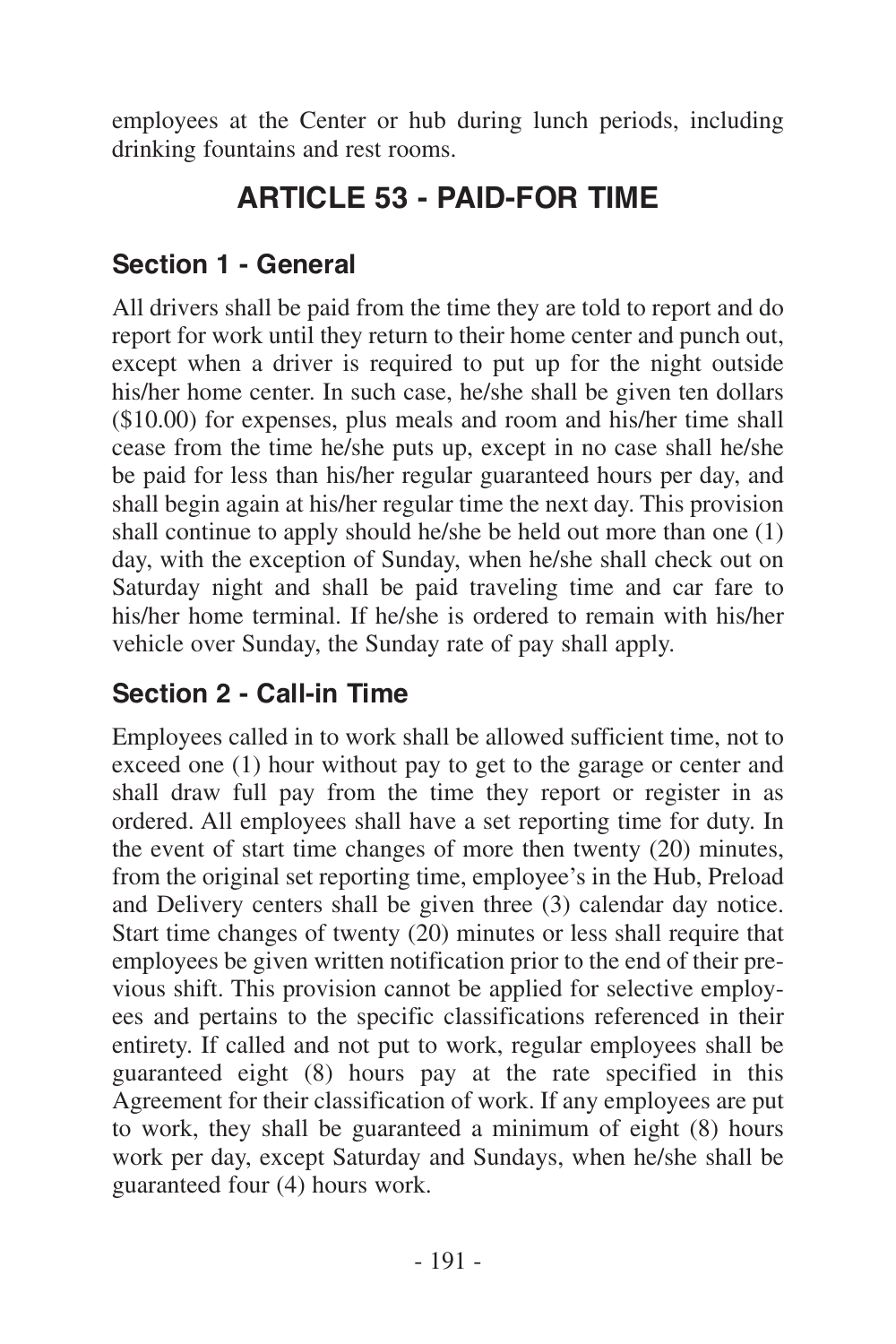employees at the Center or hub during lunch periods, including drinking fountains and rest rooms.

# ARTICLE 53 - PAID-FOR TIME

## Section 1 - General

All drivers shall be paid from the time they are told to report and do report for work until they return to their home center and punch out, except when a driver is required to put up for the night outside his/her home center. In such case, he/she shall be given ten dollars ($10.00) for expenses, plus meals and room and his/her time shall cease from the time he/she puts up, except in no case shall he/she be paid for less than his/her regular guaranteed hours per day, and shall begin again at his/her regular time the next day. This provision shall continue to apply should he/she be held out more than one (1) day, with the exception of Sunday, when he/she shall check out on Saturday night and shall be paid traveling time and car fare to his/her home terminal. If he/she is ordered to remain with his/her vehicle over Sunday, the Sunday rate of pay shall apply.

## Section 2 - Call-in Time

Employees called in to work shall be allowed sufficient time, not to exceed one (1) hour without pay to get to the garage or center and shall draw full pay from the time they report or register in as ordered. All employees shall have a set reporting time for duty. In the event of start time changes of more then twenty (20) minutes, from the original set reporting time, employee's in the Hub, Preload and Delivery centers shall be given three (3) calendar day notice. Start time changes of twenty (20) minutes or less shall require that employees be given written notification prior to the end of their previous shift. This provision cannot be applied for selective employees and pertains to the specific classifications referenced in their entirety. If called and not put to work, regular employees shall be guaranteed eight (8) hours pay at the rate specified in this Agreement for their classification of work. If any employees are put to work, they shall be guaranteed a minimum of eight (8) hours work per day, except Saturday and Sundays, when he/she shall be guaranteed four (4) hours work.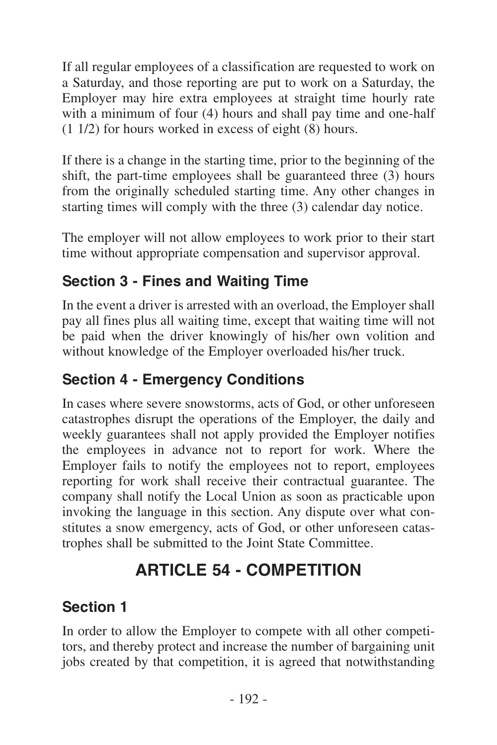If all regular employees of a classification are requested to work on a Saturday, and those reporting are put to work on a Saturday, the Employer may hire extra employees at straight time hourly rate with a minimum of four (4) hours and shall pay time and one-half (1 1/2) for hours worked in excess of eight (8) hours.

If there is a change in the starting time, prior to the beginning of the shift, the part-time employees shall be guaranteed three (3) hours from the originally scheduled starting time. Any other changes in starting times will comply with the three (3) calendar day notice.

The employer will not allow employees to work prior to their start time without appropriate compensation and supervisor approval.

### Section 3 - Fines and Waiting Time

In the event a driver is arrested with an overload, the Employer shall pay all fines plus all waiting time, except that waiting time will not be paid when the driver knowingly of his/her own volition and without knowledge of the Employer overloaded his/her truck.

### Section 4 - Emergency Conditions

In cases where severe snowstorms, acts of God, or other unforeseen catastrophes disrupt the operations of the Employer, the daily and weekly guarantees shall not apply provided the Employer notifies the employees in advance not to report for work. Where the Employer fails to notify the employees not to report, employees reporting for work shall receive their contractual guarantee. The company shall notify the Local Union as soon as practicable upon invoking the language in this section. Any dispute over what constitutes a snow emergency, acts of God, or other unforeseen catastrophes shall be submitted to the Joint State Committee.

## ARTICLE 54 - COMPETITION

### Section 1

In order to allow the Employer to compete with all other competitors, and thereby protect and increase the number of bargaining unit jobs created by that competition, it is agreed that notwithstanding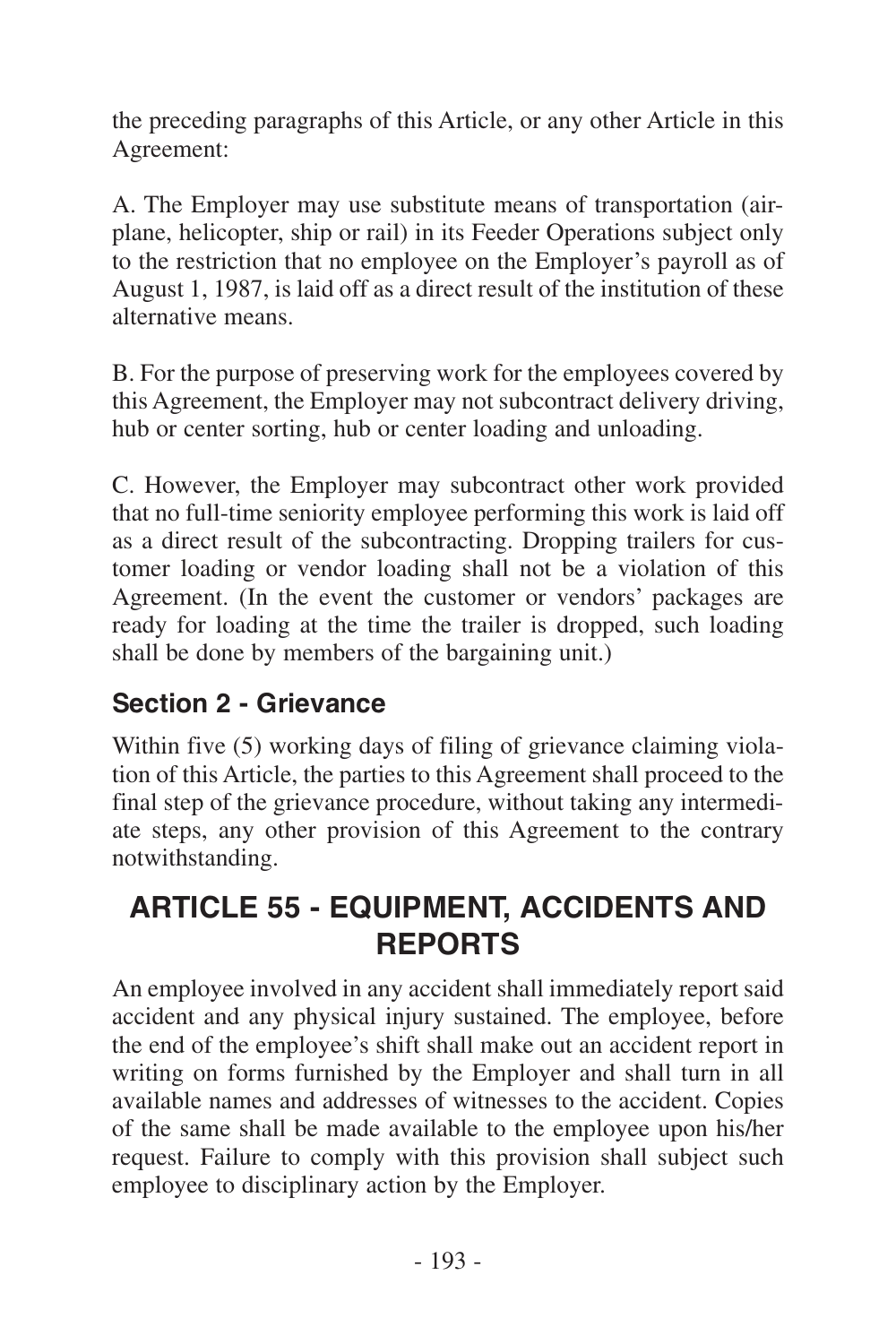the preceding paragraphs of this Article, or any other Article in this Agreement:

A. The Employer may use substitute means of transportation (airplane, helicopter, ship or rail) in its Feeder Operations subject only to the restriction that no employee on the Employer's payroll as of August 1, 1987, is laid off as a direct result of the institution of these alternative means.

B. For the purpose of preserving work for the employees covered by this Agreement, the Employer may not subcontract delivery driving, hub or center sorting, hub or center loading and unloading.

C. However, the Employer may subcontract other work provided that no full-time seniority employee performing this work is laid off as a direct result of the subcontracting. Dropping trailers for customer loading or vendor loading shall not be a violation of this Agreement. (In the event the customer or vendors' packages are ready for loading at the time the trailer is dropped, such loading shall be done by members of the bargaining unit.)

### Section 2 - Grievance

Within five (5) working days of filing of grievance claiming violation of this Article, the parties to this Agreement shall proceed to the final step of the grievance procedure, without taking any intermediate steps, any other provision of this Agreement to the contrary notwithstanding.

## ARTICLE 55 - EQUIPMENT, ACCIDENTS AND REPORTS

An employee involved in any accident shall immediately report said accident and any physical injury sustained. The employee, before the end of the employee's shift shall make out an accident report in writing on forms furnished by the Employer and shall turn in all available names and addresses of witnesses to the accident. Copies of the same shall be made available to the employee upon his/her request. Failure to comply with this provision shall subject such employee to disciplinary action by the Employer.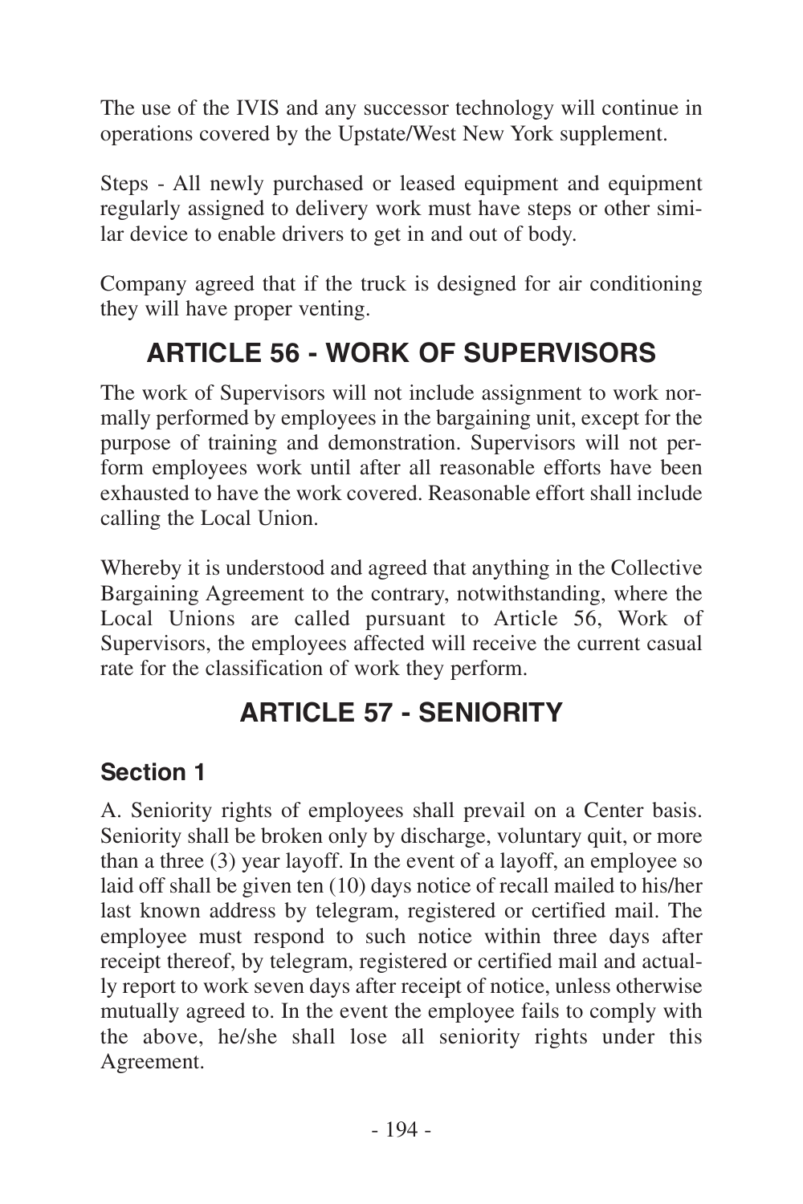The use of the IVIS and any successor technology will continue in operations covered by the Upstate/West New York supplement.

Steps - All newly purchased or leased equipment and equipment regularly assigned to delivery work must have steps or other similar device to enable drivers to get in and out of body.

Company agreed that if the truck is designed for air conditioning they will have proper venting.

## ARTICLE 56 - WORK OF SUPERVISORS

The work of Supervisors will not include assignment to work normally performed by employees in the bargaining unit, except for the purpose of training and demonstration. Supervisors will not perform employees work until after all reasonable efforts have been exhausted to have the work covered. Reasonable effort shall include calling the Local Union.

Whereby it is understood and agreed that anything in the Collective Bargaining Agreement to the contrary, notwithstanding, where the Local Unions are called pursuant to Article 56, Work of Supervisors, the employees affected will receive the current casual rate for the classification of work they perform.

## ARTICLE 57 - SENIORITY

### Section 1

A. Seniority rights of employees shall prevail on a Center basis. Seniority shall be broken only by discharge, voluntary quit, or more than a three (3) year layoff. In the event of a layoff, an employee so laid off shall be given ten (10) days notice of recall mailed to his/her last known address by telegram, registered or certified mail. The employee must respond to such notice within three days after receipt thereof, by telegram, registered or certified mail and actually report to work seven days after receipt of notice, unless otherwise mutually agreed to. In the event the employee fails to comply with the above, he/she shall lose all seniority rights under this Agreement.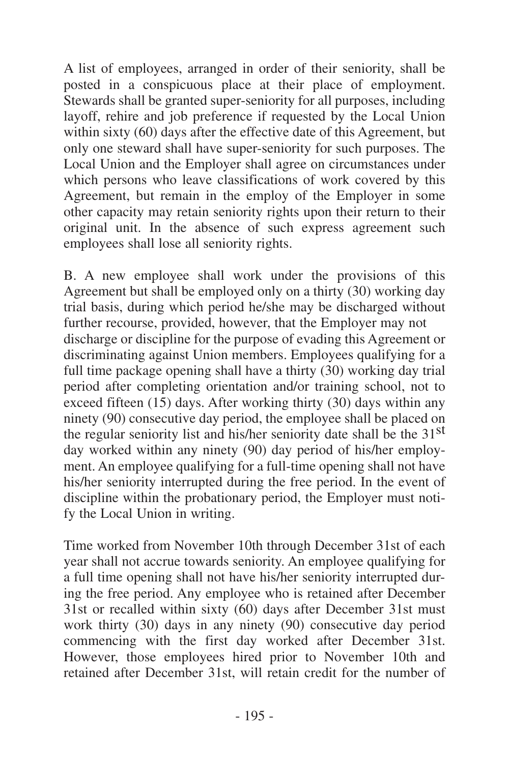A list of employees, arranged in order of their seniority, shall be posted in a conspicuous place at their place of employment. Stewards shall be granted super-seniority for all purposes, including layoff, rehire and job preference if requested by the Local Union within sixty (60) days after the effective date of this Agreement, but only one steward shall have super-seniority for such purposes. The Local Union and the Employer shall agree on circumstances under which persons who leave classifications of work covered by this Agreement, but remain in the employ of the Employer in some other capacity may retain seniority rights upon their return to their original unit. In the absence of such express agreement such employees shall lose all seniority rights.

B. A new employee shall work under the provisions of this Agreement but shall be employed only on a thirty (30) working day trial basis, during which period he/she may be discharged without further recourse, provided, however, that the Employer may not discharge or discipline for the purpose of evading this Agreement or discriminating against Union members. Employees qualifying for a full time package opening shall have a thirty (30) working day trial period after completing orientation and/or training school, not to exceed fifteen (15) days. After working thirty (30) days within any ninety (90) consecutive day period, the employee shall be placed on the regular seniority list and his/her seniority date shall be the 31st day worked within any ninety (90) day period of his/her employment. An employee qualifying for a full-time opening shall not have his/her seniority interrupted during the free period. In the event of discipline within the probationary period, the Employer must notify the Local Union in writing.

Time worked from November 10th through December 31st of each year shall not accrue towards seniority. An employee qualifying for a full time opening shall not have his/her seniority interrupted during the free period. Any employee who is retained after December 31st or recalled within sixty (60) days after December 31st must work thirty (30) days in any ninety (90) consecutive day period commencing with the first day worked after December 31st. However, those employees hired prior to November 10th and retained after December 31st, will retain credit for the number of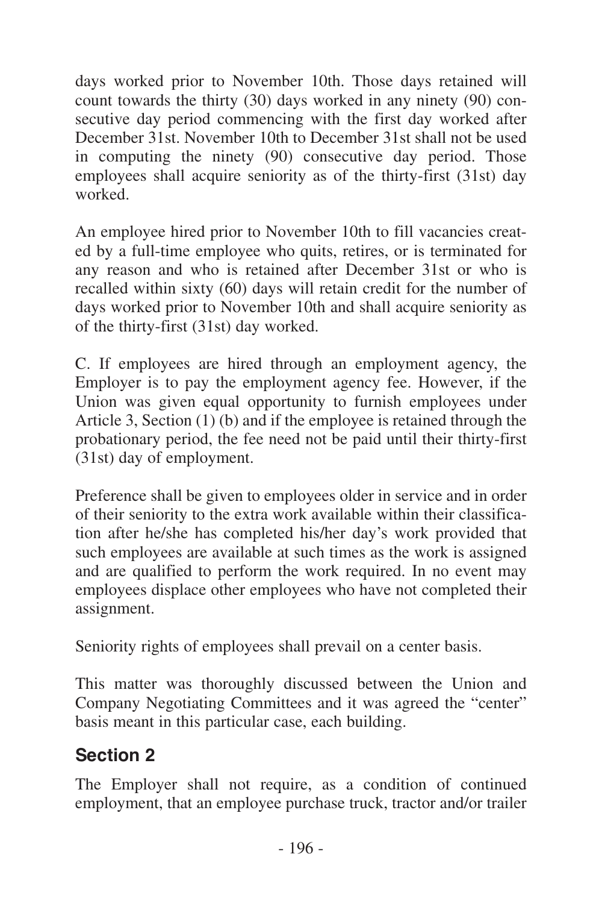days worked prior to November 10th. Those days retained will count towards the thirty (30) days worked in any ninety (90) consecutive day period commencing with the first day worked after December 31st. November 10th to December 31st shall not be used in computing the ninety (90) consecutive day period. Those employees shall acquire seniority as of the thirty-first (31st) day worked.

An employee hired prior to November 10th to fill vacancies created by a full-time employee who quits, retires, or is terminated for any reason and who is retained after December 31st or who is recalled within sixty (60) days will retain credit for the number of days worked prior to November 10th and shall acquire seniority as of the thirty-first (31st) day worked.

C. If employees are hired through an employment agency, the Employer is to pay the employment agency fee. However, if the Union was given equal opportunity to furnish employees under Article 3, Section (1) (b) and if the employee is retained through the probationary period, the fee need not be paid until their thirty-first (31st) day of employment.

Preference shall be given to employees older in service and in order of their seniority to the extra work available within their classification after he/she has completed his/her day's work provided that such employees are available at such times as the work is assigned and are qualified to perform the work required. In no event may employees displace other employees who have not completed their assignment.

Seniority rights of employees shall prevail on a center basis.

This matter was thoroughly discussed between the Union and Company Negotiating Committees and it was agreed the "center" basis meant in this particular case, each building.

## Section 2

The Employer shall not require, as a condition of continued employment, that an employee purchase truck, tractor and/or trailer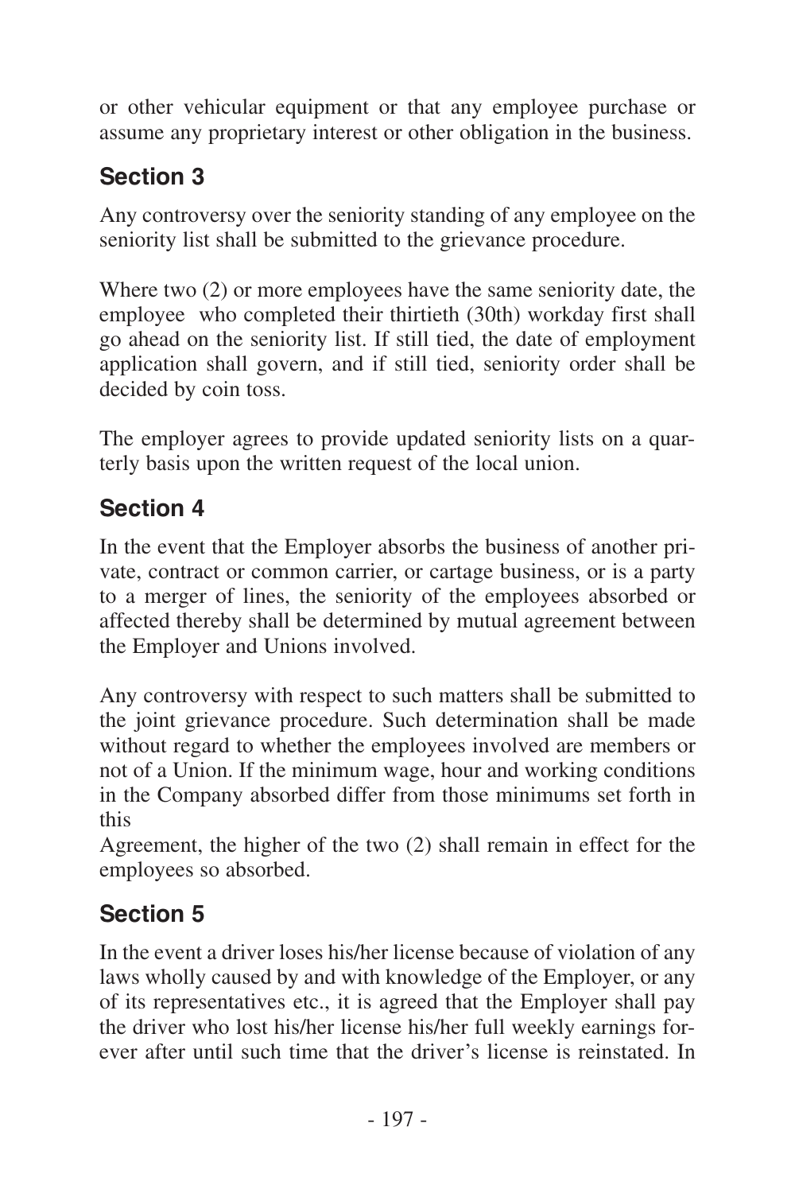or other vehicular equipment or that any employee purchase or assume any proprietary interest or other obligation in the business.

## Section 3

Any controversy over the seniority standing of any employee on the seniority list shall be submitted to the grievance procedure.

Where two (2) or more employees have the same seniority date, the employee who completed their thirtieth (30th) workday first shall go ahead on the seniority list. If still tied, the date of employment application shall govern, and if still tied, seniority order shall be decided by coin toss.

The employer agrees to provide updated seniority lists on a quarterly basis upon the written request of the local union.

## Section 4

In the event that the Employer absorbs the business of another private, contract or common carrier, or cartage business, or is a party to a merger of lines, the seniority of the employees absorbed or affected thereby shall be determined by mutual agreement between the Employer and Unions involved.

Any controversy with respect to such matters shall be submitted to the joint grievance procedure. Such determination shall be made without regard to whether the employees involved are members or not of a Union. If the minimum wage, hour and working conditions in the Company absorbed differ from those minimums set forth in this Agreement, the higher of the two (2) shall remain in effect for the employees so absorbed.

## Section 5

In the event a driver loses his/her license because of violation of any laws wholly caused by and with knowledge of the Employer, or any of its representatives etc., it is agreed that the Employer shall pay the driver who lost his/her license his/her full weekly earnings forever after until such time that the driver's license is reinstated. In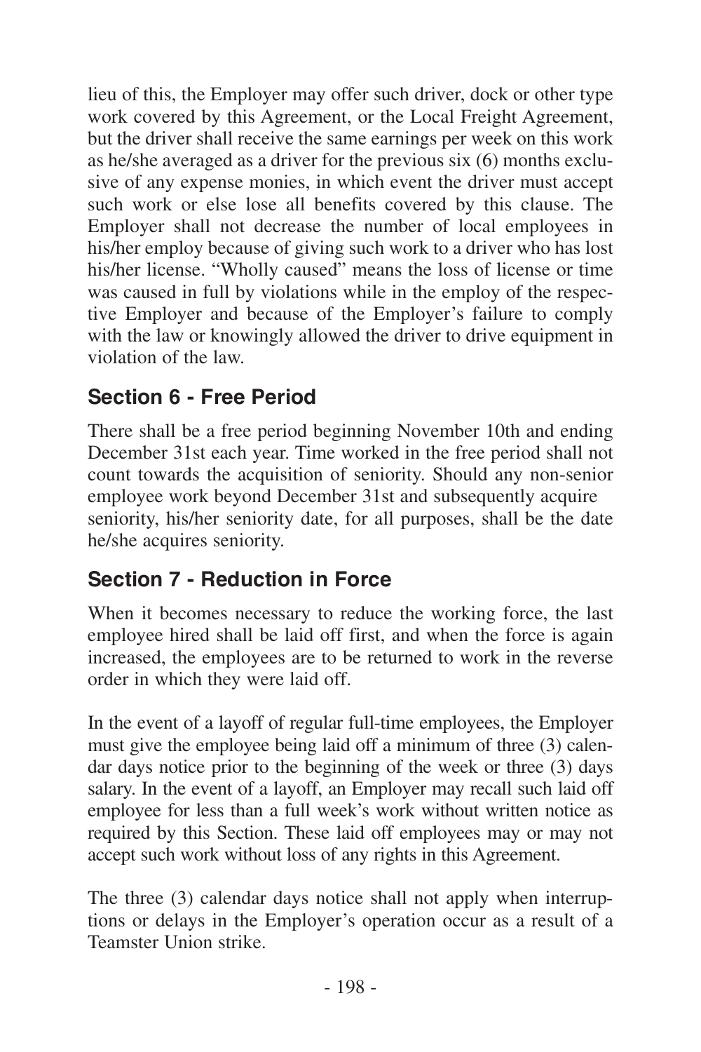lieu of this, the Employer may offer such driver, dock or other type work covered by this Agreement, or the Local Freight Agreement, but the driver shall receive the same earnings per week on this work as he/she averaged as a driver for the previous six (6) months exclusive of any expense monies, in which event the driver must accept such work or else lose all benefits covered by this clause. The Employer shall not decrease the number of local employees in his/her employ because of giving such work to a driver who has lost his/her license. "Wholly caused" means the loss of license or time was caused in full by violations while in the employ of the respective Employer and because of the Employer's failure to comply with the law or knowingly allowed the driver to drive equipment in violation of the law.

## Section 6 - Free Period

There shall be a free period beginning November 10th and ending December 31st each year. Time worked in the free period shall not count towards the acquisition of seniority. Should any non-senior employee work beyond December 31st and subsequently acquire seniority, his/her seniority date, for all purposes, shall be the date he/she acquires seniority.

## Section 7 - Reduction in Force

When it becomes necessary to reduce the working force, the last employee hired shall be laid off first, and when the force is again increased, the employees are to be returned to work in the reverse order in which they were laid off.

In the event of a layoff of regular full-time employees, the Employer must give the employee being laid off a minimum of three (3) calendar days notice prior to the beginning of the week or three (3) days salary. In the event of a layoff, an Employer may recall such laid off employee for less than a full week's work without written notice as required by this Section. These laid off employees may or may not accept such work without loss of any rights in this Agreement.

The three (3) calendar days notice shall not apply when interruptions or delays in the Employer's operation occur as a result of a Teamster Union strike.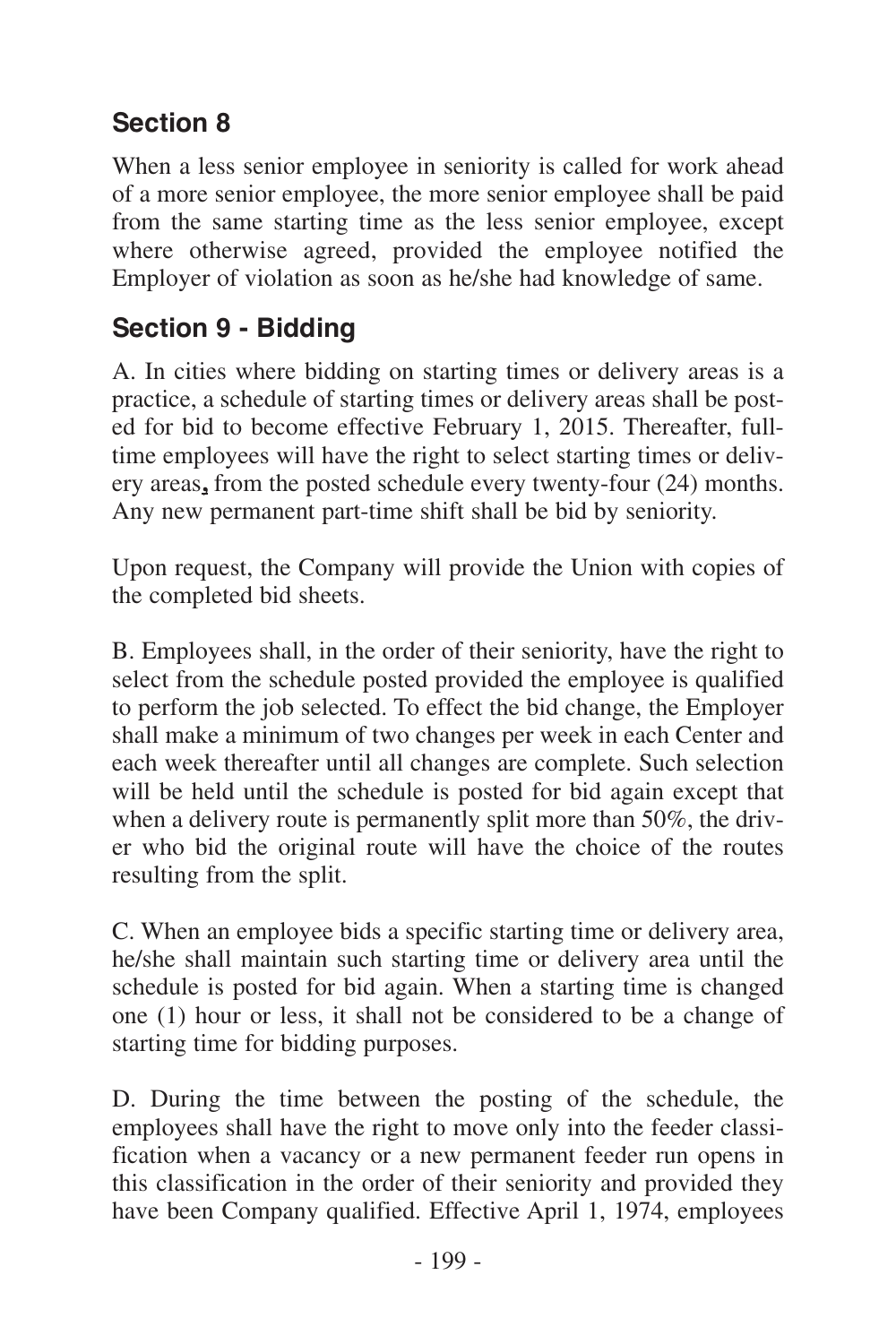## Section 8

When a less senior employee in seniority is called for work ahead of a more senior employee, the more senior employee shall be paid from the same starting time as the less senior employee, except where otherwise agreed, provided the employee notified the Employer of violation as soon as he/she had knowledge of same.

## Section 9 - Bidding

A. In cities where bidding on starting times or delivery areas is a practice, a schedule of starting times or delivery areas shall be posted for bid to become effective February 1, 2015. Thereafter, full-time employees will have the right to select starting times or delivery areas, from the posted schedule every twenty-four (24) months. Any new permanent part-time shift shall be bid by seniority.

Upon request, the Company will provide the Union with copies of the completed bid sheets.

B. Employees shall, in the order of their seniority, have the right to select from the schedule posted provided the employee is qualified to perform the job selected. To effect the bid change, the Employer shall make a minimum of two changes per week in each Center and each week thereafter until all changes are complete. Such selection will be held until the schedule is posted for bid again except that when a delivery route is permanently split more than 50%, the driver who bid the original route will have the choice of the routes resulting from the split.

C. When an employee bids a specific starting time or delivery area, he/she shall maintain such starting time or delivery area until the schedule is posted for bid again. When a starting time is changed one (1) hour or less, it shall not be considered to be a change of starting time for bidding purposes.

D. During the time between the posting of the schedule, the employees shall have the right to move only into the feeder classification when a vacancy or a new permanent feeder run opens in this classification in the order of their seniority and provided they have been Company qualified. Effective April 1, 1974, employees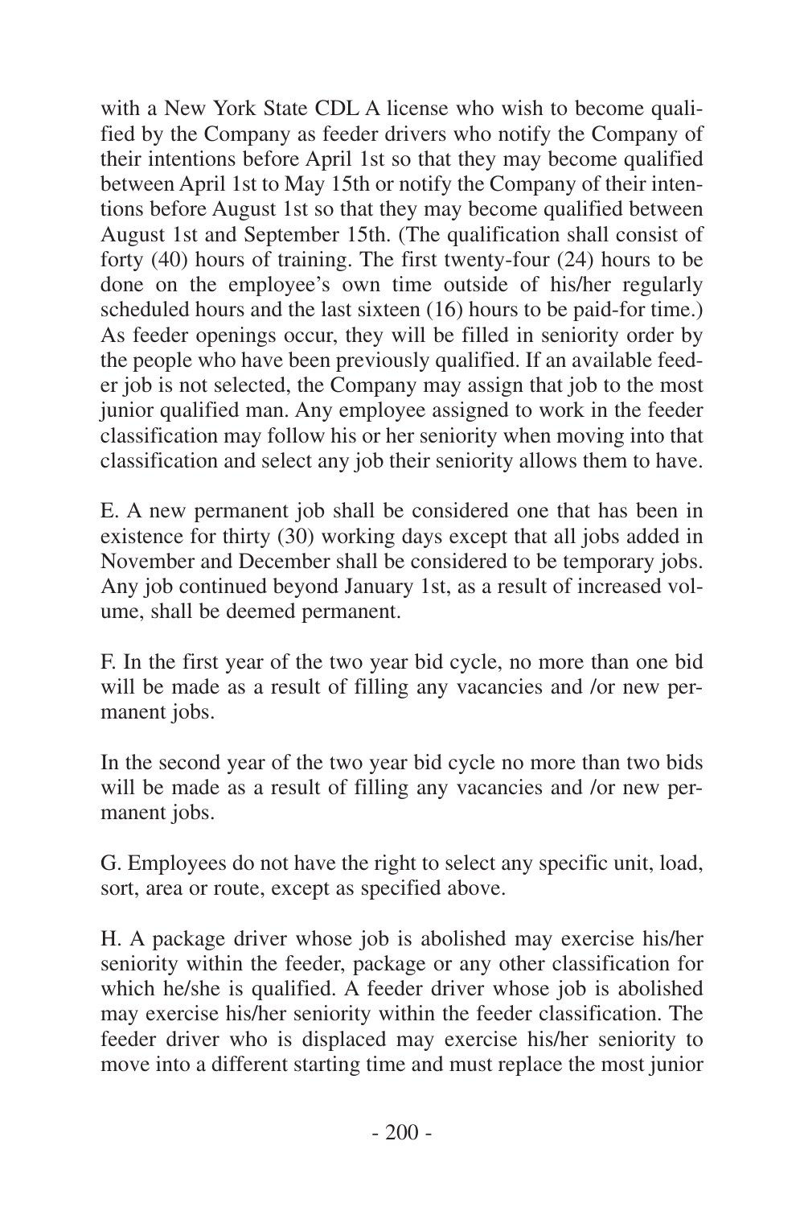with a New York State CDL A license who wish to become qualified by the Company as feeder drivers who notify the Company of their intentions before April 1st so that they may become qualified between April 1st to May 15th or notify the Company of their intentions before August 1st so that they may become qualified between August 1st and September 15th. (The qualification shall consist of forty (40) hours of training. The first twenty-four (24) hours to be done on the employee's own time outside of his/her regularly scheduled hours and the last sixteen (16) hours to be paid-for time.) As feeder openings occur, they will be filled in seniority order by the people who have been previously qualified. If an available feeder job is not selected, the Company may assign that job to the most junior qualified man. Any employee assigned to work in the feeder classification may follow his or her seniority when moving into that classification and select any job their seniority allows them to have.

E. A new permanent job shall be considered one that has been in existence for thirty (30) working days except that all jobs added in November and December shall be considered to be temporary jobs. Any job continued beyond January 1st, as a result of increased volume, shall be deemed permanent.

F. In the first year of the two year bid cycle, no more than one bid will be made as a result of filling any vacancies and /or new permanent jobs.

In the second year of the two year bid cycle no more than two bids will be made as a result of filling any vacancies and /or new permanent jobs.

G. Employees do not have the right to select any specific unit, load, sort, area or route, except as specified above.

H. A package driver whose job is abolished may exercise his/her seniority within the feeder, package or any other classification for which he/she is qualified. A feeder driver whose job is abolished may exercise his/her seniority within the feeder classification. The feeder driver who is displaced may exercise his/her seniority to move into a different starting time and must replace the most junior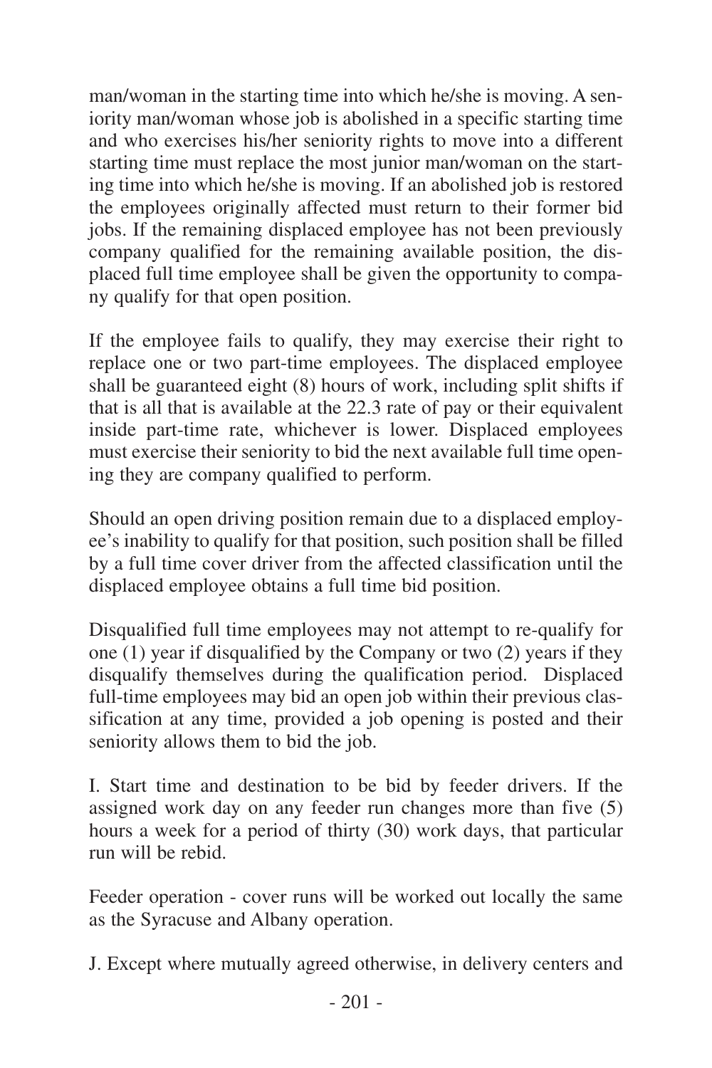man/woman in the starting time into which he/she is moving. A seniority man/woman whose job is abolished in a specific starting time and who exercises his/her seniority rights to move into a different starting time must replace the most junior man/woman on the starting time into which he/she is moving. If an abolished job is restored the employees originally affected must return to their former bid jobs. If the remaining displaced employee has not been previously company qualified for the remaining available position, the displaced full time employee shall be given the opportunity to company qualify for that open position.

If the employee fails to qualify, they may exercise their right to replace one or two part-time employees. The displaced employee shall be guaranteed eight (8) hours of work, including split shifts if that is all that is available at the 22.3 rate of pay or their equivalent inside part-time rate, whichever is lower. Displaced employees must exercise their seniority to bid the next available full time opening they are company qualified to perform.

Should an open driving position remain due to a displaced employee's inability to qualify for that position, such position shall be filled by a full time cover driver from the affected classification until the displaced employee obtains a full time bid position.

Disqualified full time employees may not attempt to re-qualify for one (1) year if disqualified by the Company or two (2) years if they disqualify themselves during the qualification period. Displaced full-time employees may bid an open job within their previous classification at any time, provided a job opening is posted and their seniority allows them to bid the job.

I. Start time and destination to be bid by feeder drivers. If the assigned work day on any feeder run changes more than five (5) hours a week for a period of thirty (30) work days, that particular run will be rebid.

Feeder operation - cover runs will be worked out locally the same as the Syracuse and Albany operation.

J. Except where mutually agreed otherwise, in delivery centers and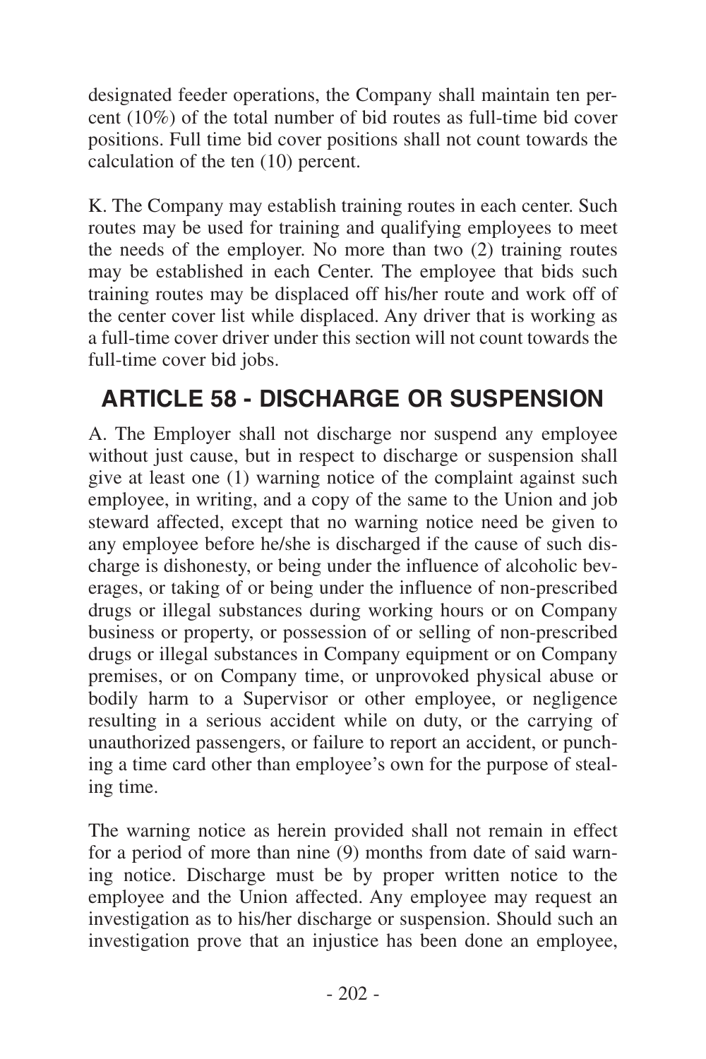designated feeder operations, the Company shall maintain ten percent (10%) of the total number of bid routes as full-time bid cover positions. Full time bid cover positions shall not count towards the calculation of the ten (10) percent.

K. The Company may establish training routes in each center. Such routes may be used for training and qualifying employees to meet the needs of the employer. No more than two (2) training routes may be established in each Center. The employee that bids such training routes may be displaced off his/her route and work off of the center cover list while displaced. Any driver that is working as a full-time cover driver under this section will not count towards the full-time cover bid jobs.

## ARTICLE 58 - DISCHARGE OR SUSPENSION

A. The Employer shall not discharge nor suspend any employee without just cause, but in respect to discharge or suspension shall give at least one (1) warning notice of the complaint against such employee, in writing, and a copy of the same to the Union and job steward affected, except that no warning notice need be given to any employee before he/she is discharged if the cause of such discharge is dishonesty, or being under the influence of alcoholic beverages, or taking of or being under the influence of non-prescribed drugs or illegal substances during working hours or on Company business or property, or possession of or selling of non-prescribed drugs or illegal substances in Company equipment or on Company premises, or on Company time, or unprovoked physical abuse or bodily harm to a Supervisor or other employee, or negligence resulting in a serious accident while on duty, or the carrying of unauthorized passengers, or failure to report an accident, or punching a time card other than employee's own for the purpose of stealing time.

The warning notice as herein provided shall not remain in effect for a period of more than nine (9) months from date of said warning notice. Discharge must be by proper written notice to the employee and the Union affected. Any employee may request an investigation as to his/her discharge or suspension. Should such an investigation prove that an injustice has been done an employee,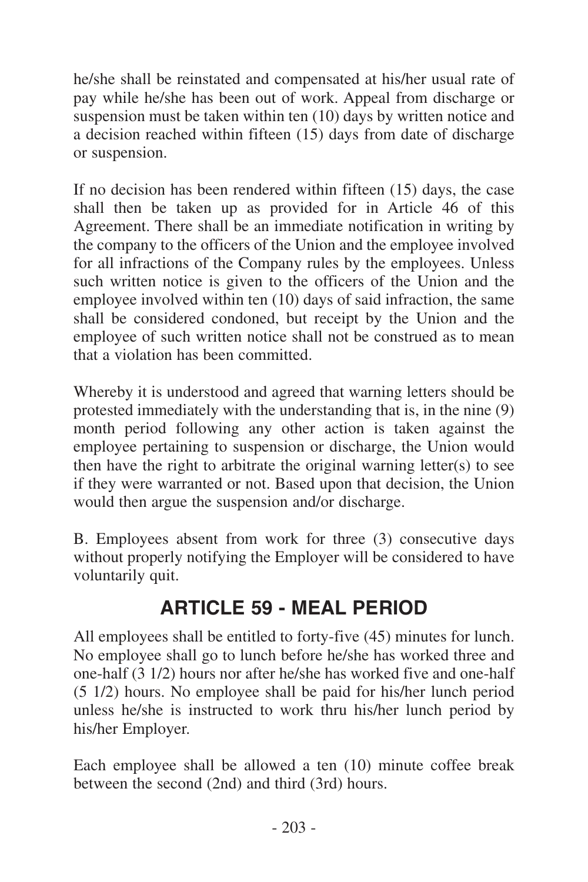he/she shall be reinstated and compensated at his/her usual rate of pay while he/she has been out of work. Appeal from discharge or suspension must be taken within ten (10) days by written notice and a decision reached within fifteen (15) days from date of discharge or suspension.

If no decision has been rendered within fifteen (15) days, the case shall then be taken up as provided for in Article 46 of this Agreement. There shall be an immediate notification in writing by the company to the officers of the Union and the employee involved for all infractions of the Company rules by the employees. Unless such written notice is given to the officers of the Union and the employee involved within ten (10) days of said infraction, the same shall be considered condoned, but receipt by the Union and the employee of such written notice shall not be construed as to mean that a violation has been committed.

Whereby it is understood and agreed that warning letters should be protested immediately with the understanding that is, in the nine (9) month period following any other action is taken against the employee pertaining to suspension or discharge, the Union would then have the right to arbitrate the original warning letter(s) to see if they were warranted or not. Based upon that decision, the Union would then argue the suspension and/or discharge.

B. Employees absent from work for three (3) consecutive days without properly notifying the Employer will be considered to have voluntarily quit.

## ARTICLE 59 - MEAL PERIOD

All employees shall be entitled to forty-five (45) minutes for lunch. No employee shall go to lunch before he/she has worked three and one-half (3 1/2) hours nor after he/she has worked five and one-half (5 1/2) hours. No employee shall be paid for his/her lunch period unless he/she is instructed to work thru his/her lunch period by his/her Employer.

Each employee shall be allowed a ten (10) minute coffee break between the second (2nd) and third (3rd) hours.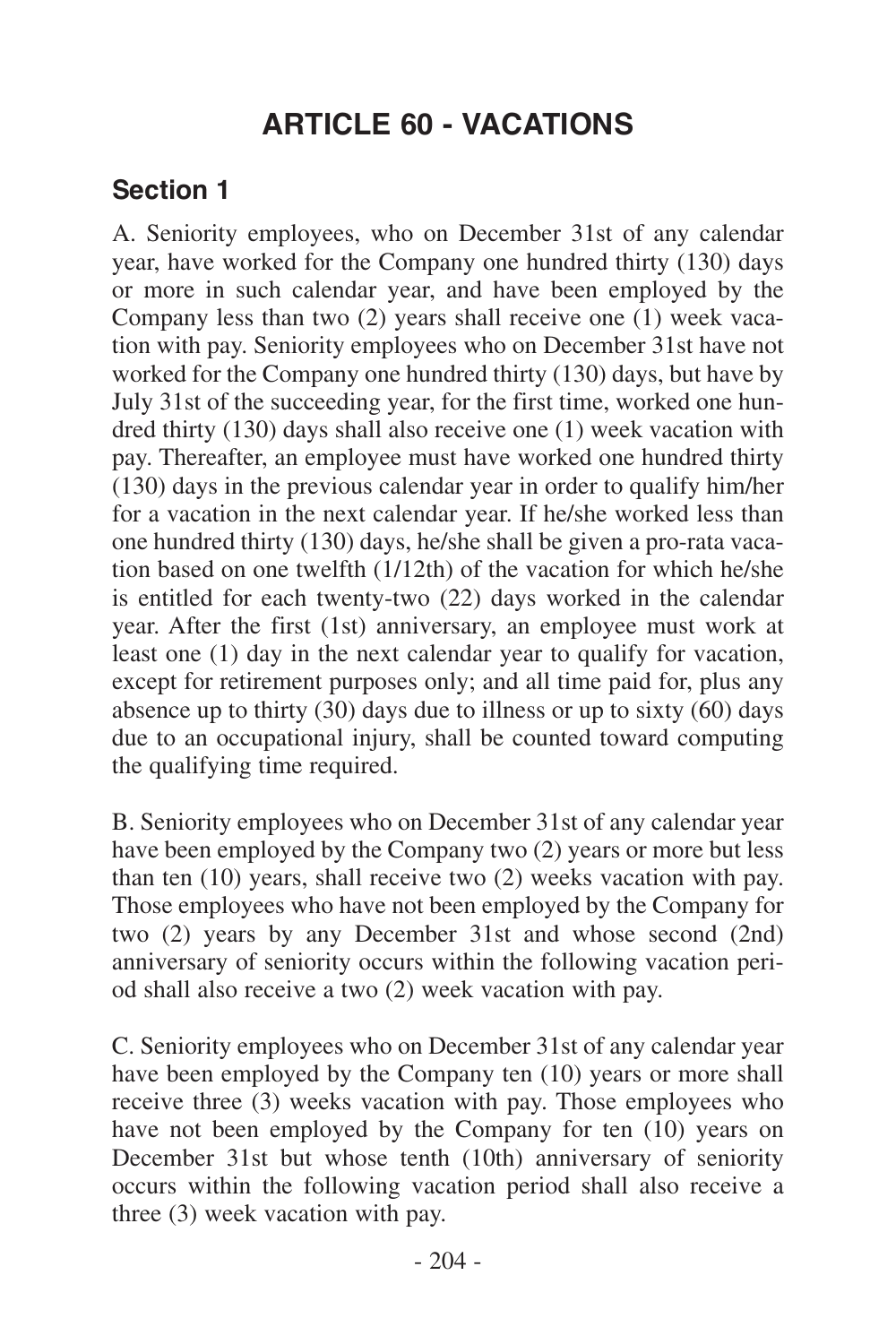# ARTICLE 60 - VACATIONS

## Section 1

A. Seniority employees, who on December 31st of any calendar year, have worked for the Company one hundred thirty (130) days or more in such calendar year, and have been employed by the Company less than two (2) years shall receive one (1) week vacation with pay. Seniority employees who on December 31st have not worked for the Company one hundred thirty (130) days, but have by July 31st of the succeeding year, for the first time, worked one hundred thirty (130) days shall also receive one (1) week vacation with pay. Thereafter, an employee must have worked one hundred thirty (130) days in the previous calendar year in order to qualify him/her for a vacation in the next calendar year. If he/she worked less than one hundred thirty (130) days, he/she shall be given a pro-rata vacation based on one twelfth (1/12th) of the vacation for which he/she is entitled for each twenty-two (22) days worked in the calendar year. After the first (1st) anniversary, an employee must work at least one (1) day in the next calendar year to qualify for vacation, except for retirement purposes only; and all time paid for, plus any absence up to thirty (30) days due to illness or up to sixty (60) days due to an occupational injury, shall be counted toward computing the qualifying time required.

B. Seniority employees who on December 31st of any calendar year have been employed by the Company two (2) years or more but less than ten (10) years, shall receive two (2) weeks vacation with pay. Those employees who have not been employed by the Company for two (2) years by any December 31st and whose second (2nd) anniversary of seniority occurs within the following vacation period shall also receive a two (2) week vacation with pay.

C. Seniority employees who on December 31st of any calendar year have been employed by the Company ten (10) years or more shall receive three (3) weeks vacation with pay. Those employees who have not been employed by the Company for ten (10) years on December 31st but whose tenth (10th) anniversary of seniority occurs within the following vacation period shall also receive a three (3) week vacation with pay.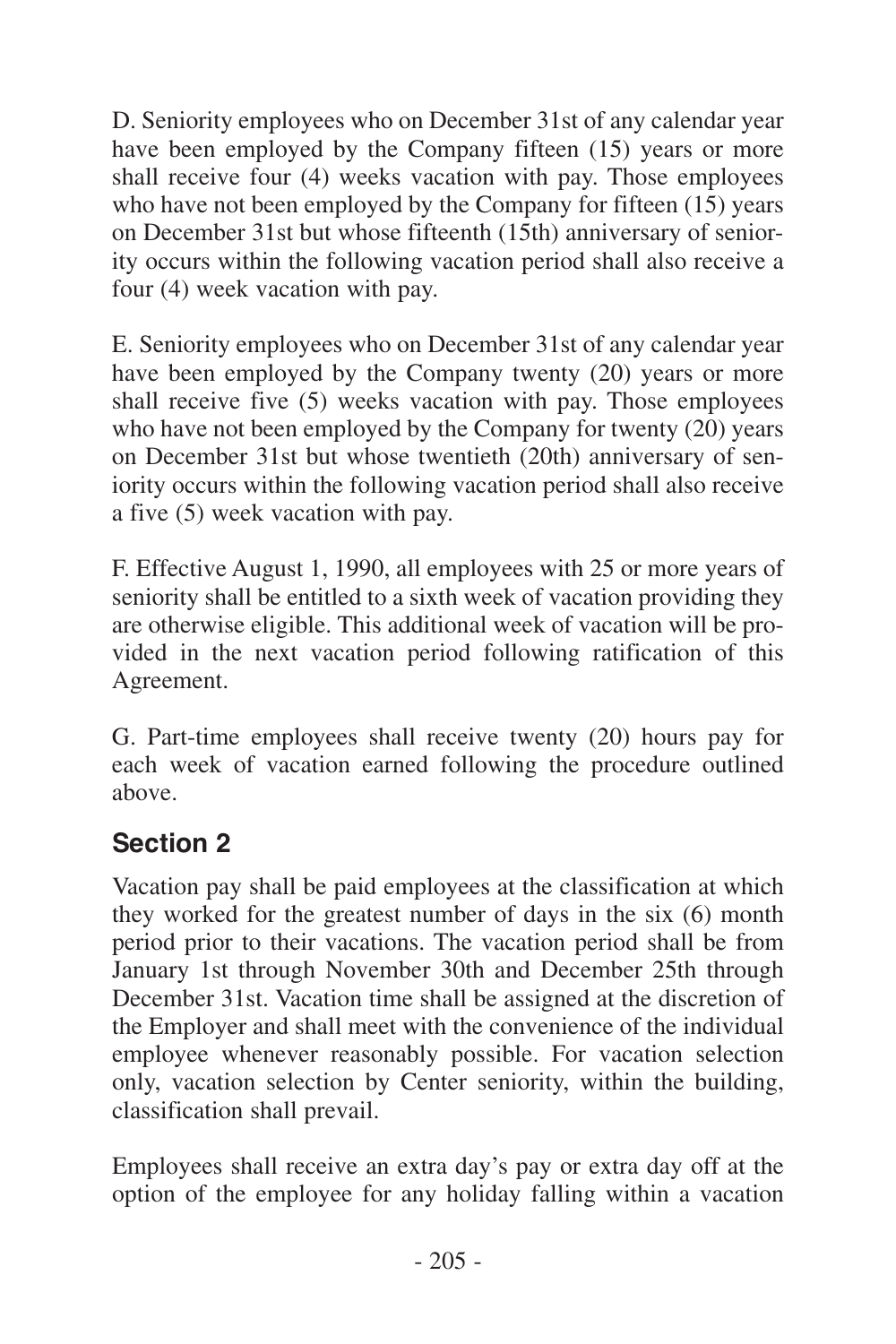D. Seniority employees who on December 31st of any calendar year have been employed by the Company fifteen (15) years or more shall receive four (4) weeks vacation with pay. Those employees who have not been employed by the Company for fifteen (15) years on December 31st but whose fifteenth (15th) anniversary of seniority occurs within the following vacation period shall also receive a four (4) week vacation with pay.

E. Seniority employees who on December 31st of any calendar year have been employed by the Company twenty (20) years or more shall receive five (5) weeks vacation with pay. Those employees who have not been employed by the Company for twenty (20) years on December 31st but whose twentieth (20th) anniversary of seniority occurs within the following vacation period shall also receive a five (5) week vacation with pay.

F. Effective August 1, 1990, all employees with 25 or more years of seniority shall be entitled to a sixth week of vacation providing they are otherwise eligible. This additional week of vacation will be provided in the next vacation period following ratification of this Agreement.

G. Part-time employees shall receive twenty (20) hours pay for each week of vacation earned following the procedure outlined above.

## Section 2

Vacation pay shall be paid employees at the classification at which they worked for the greatest number of days in the six (6) month period prior to their vacations. The vacation period shall be from January 1st through November 30th and December 25th through December 31st. Vacation time shall be assigned at the discretion of the Employer and shall meet with the convenience of the individual employee whenever reasonably possible. For vacation selection only, vacation selection by Center seniority, within the building, classification shall prevail.

Employees shall receive an extra day's pay or extra day off at the option of the employee for any holiday falling within a vacation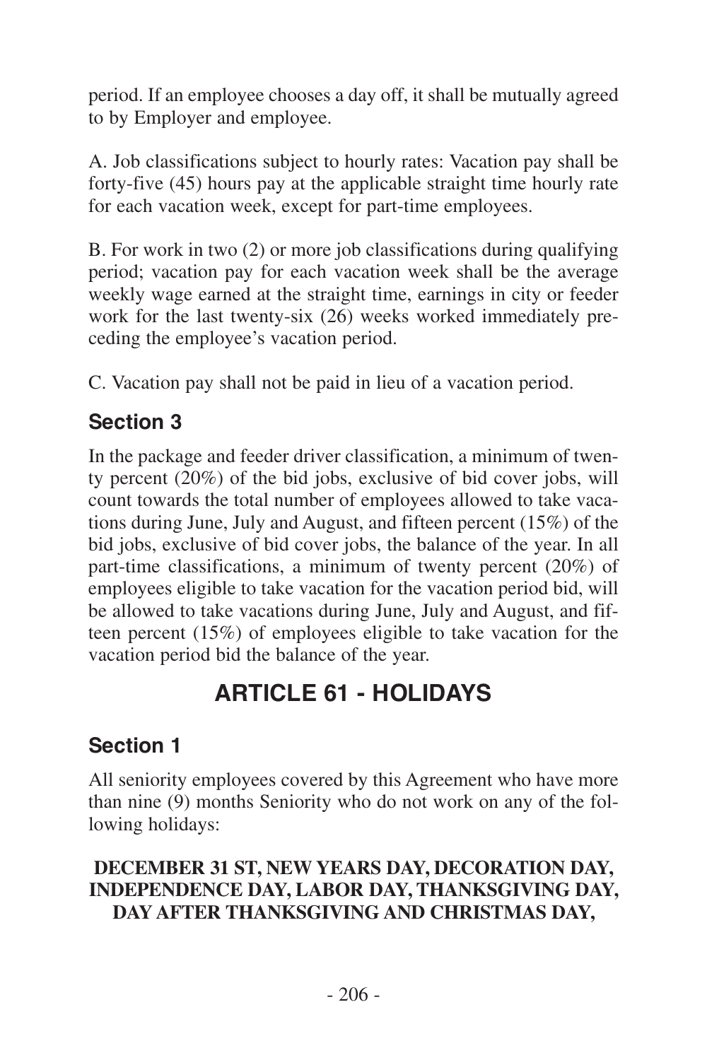period. If an employee chooses a day off, it shall be mutually agreed to by Employer and employee.

A. Job classifications subject to hourly rates: Vacation pay shall be forty-five (45) hours pay at the applicable straight time hourly rate for each vacation week, except for part-time employees.

B. For work in two (2) or more job classifications during qualifying period; vacation pay for each vacation week shall be the average weekly wage earned at the straight time, earnings in city or feeder work for the last twenty-six (26) weeks worked immediately preceding the employee's vacation period.

C. Vacation pay shall not be paid in lieu of a vacation period.

### Section 3

In the package and feeder driver classification, a minimum of twenty percent (20%) of the bid jobs, exclusive of bid cover jobs, will count towards the total number of employees allowed to take vacations during June, July and August, and fifteen percent (15%) of the bid jobs, exclusive of bid cover jobs, the balance of the year. In all part-time classifications, a minimum of twenty percent (20%) of employees eligible to take vacation for the vacation period bid, will be allowed to take vacations during June, July and August, and fifteen percent (15%) of employees eligible to take vacation for the vacation period bid the balance of the year.

## ARTICLE 61 - HOLIDAYS

### Section 1

All seniority employees covered by this Agreement who have more than nine (9) months Seniority who do not work on any of the following holidays:

**DECEMBER 31 ST, NEW YEARS DAY, DECORATION DAY, INDEPENDENCE DAY, LABOR DAY, THANKSGIVING DAY, DAY AFTER THANKSGIVING AND CHRISTMAS DAY,**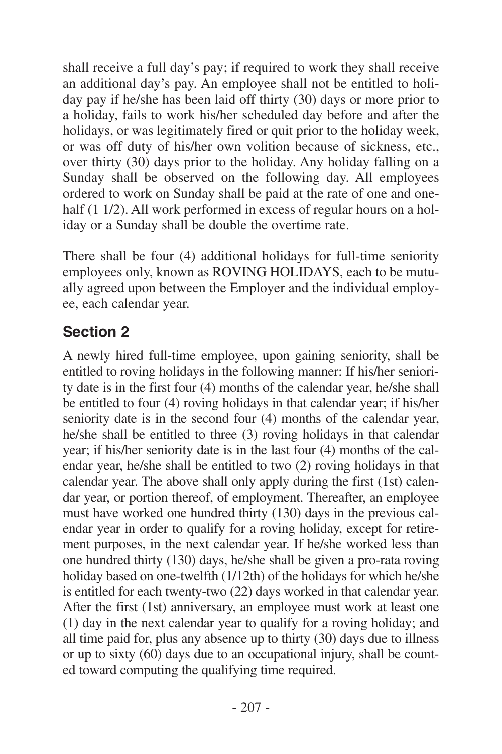shall receive a full day's pay; if required to work they shall receive an additional day's pay. An employee shall not be entitled to holiday pay if he/she has been laid off thirty (30) days or more prior to a holiday, fails to work his/her scheduled day before and after the holidays, or was legitimately fired or quit prior to the holiday week, or was off duty of his/her own volition because of sickness, etc., over thirty (30) days prior to the holiday. Any holiday falling on a Sunday shall be observed on the following day. All employees ordered to work on Sunday shall be paid at the rate of one and one-half (1 1/2). All work performed in excess of regular hours on a holiday or a Sunday shall be double the overtime rate.

There shall be four (4) additional holidays for full-time seniority employees only, known as ROVING HOLIDAYS, each to be mutually agreed upon between the Employer and the individual employee, each calendar year.

## Section 2

A newly hired full-time employee, upon gaining seniority, shall be entitled to roving holidays in the following manner: If his/her seniority date is in the first four (4) months of the calendar year, he/she shall be entitled to four (4) roving holidays in that calendar year; if his/her seniority date is in the second four (4) months of the calendar year, he/she shall be entitled to three (3) roving holidays in that calendar year; if his/her seniority date is in the last four (4) months of the calendar year, he/she shall be entitled to two (2) roving holidays in that calendar year. The above shall only apply during the first (1st) calendar year, or portion thereof, of employment. Thereafter, an employee must have worked one hundred thirty (130) days in the previous calendar year in order to qualify for a roving holiday, except for retirement purposes, in the next calendar year. If he/she worked less than one hundred thirty (130) days, he/she shall be given a pro-rata roving holiday based on one-twelfth (1/12th) of the holidays for which he/she is entitled for each twenty-two (22) days worked in that calendar year. After the first (1st) anniversary, an employee must work at least one (1) day in the next calendar year to qualify for a roving holiday; and all time paid for, plus any absence up to thirty (30) days due to illness or up to sixty (60) days due to an occupational injury, shall be counted toward computing the qualifying time required.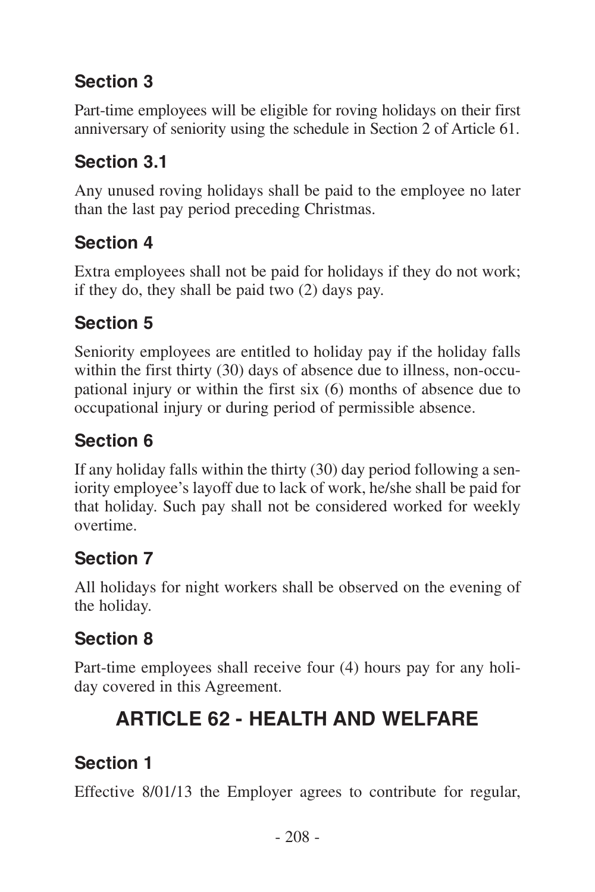### Section 3

Part-time employees will be eligible for roving holidays on their first anniversary of seniority using the schedule in Section 2 of Article 61.

### Section 3.1

Any unused roving holidays shall be paid to the employee no later than the last pay period preceding Christmas.

### Section 4

Extra employees shall not be paid for holidays if they do not work; if they do, they shall be paid two (2) days pay.

### Section 5

Seniority employees are entitled to holiday pay if the holiday falls within the first thirty (30) days of absence due to illness, non-occupational injury or within the first six (6) months of absence due to occupational injury or during period of permissible absence.

### Section 6

If any holiday falls within the thirty (30) day period following a seniority employee's layoff due to lack of work, he/she shall be paid for that holiday. Such pay shall not be considered worked for weekly overtime.

### Section 7

All holidays for night workers shall be observed on the evening of the holiday.

### Section 8

Part-time employees shall receive four (4) hours pay for any holiday covered in this Agreement.

## ARTICLE 62 - HEALTH AND WELFARE

### Section 1

Effective 8/01/13 the Employer agrees to contribute for regular,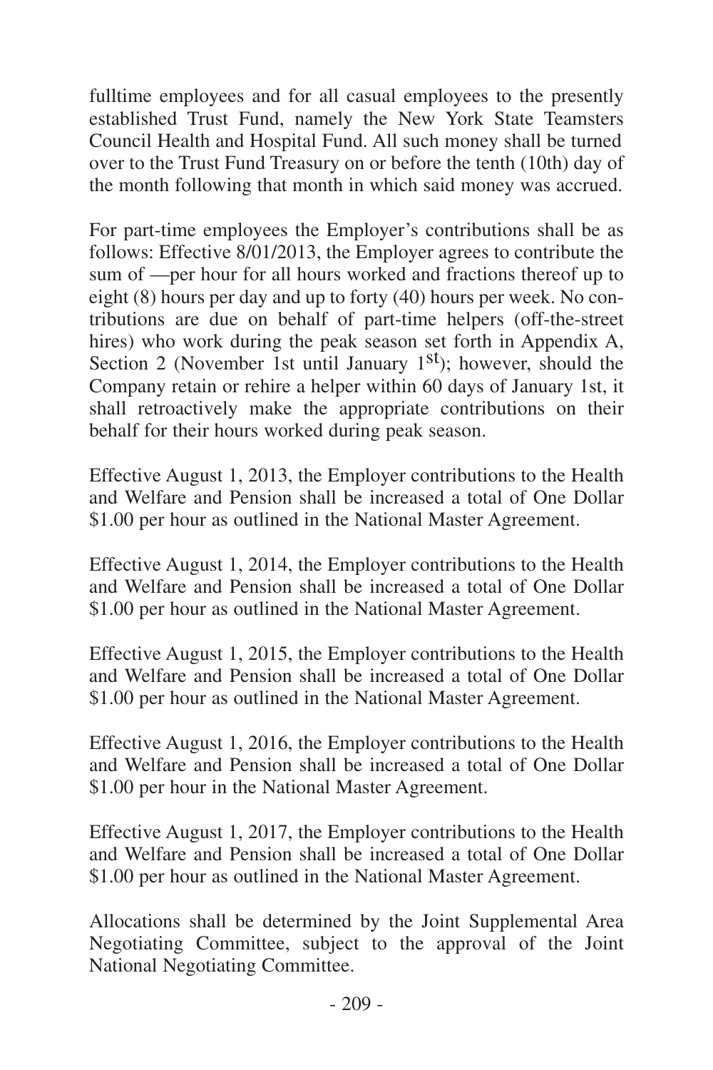fulltime employees and for all casual employees to the presently established Trust Fund, namely the New York State Teamsters Council Health and Hospital Fund. All such money shall be turned over to the Trust Fund Treasury on or before the tenth (10th) day of the month following that month in which said money was accrued.

For part-time employees the Employer's contributions shall be as follows: Effective 8/01/2013, the Employer agrees to contribute the sum of —per hour for all hours worked and fractions thereof up to eight (8) hours per day and up to forty (40) hours per week. No contributions are due on behalf of part-time helpers (off-the-street hires) who work during the peak season set forth in Appendix A, Section 2 (November 1st until January 1st); however, should the Company retain or rehire a helper within 60 days of January 1st, it shall retroactively make the appropriate contributions on their behalf for their hours worked during peak season.

Effective August 1, 2013, the Employer contributions to the Health and Welfare and Pension shall be increased a total of One Dollar $1.00 per hour as outlined in the National Master Agreement.

Effective August 1, 2014, the Employer contributions to the Health and Welfare and Pension shall be increased a total of One Dollar $1.00 per hour as outlined in the National Master Agreement.

Effective August 1, 2015, the Employer contributions to the Health and Welfare and Pension shall be increased a total of One Dollar $1.00 per hour as outlined in the National Master Agreement.

Effective August 1, 2016, the Employer contributions to the Health and Welfare and Pension shall be increased a total of One Dollar $1.00 per hour in the National Master Agreement.

Effective August 1, 2017, the Employer contributions to the Health and Welfare and Pension shall be increased a total of One Dollar $1.00 per hour as outlined in the National Master Agreement.

Allocations shall be determined by the Joint Supplemental Area Negotiating Committee, subject to the approval of the Joint National Negotiating Committee.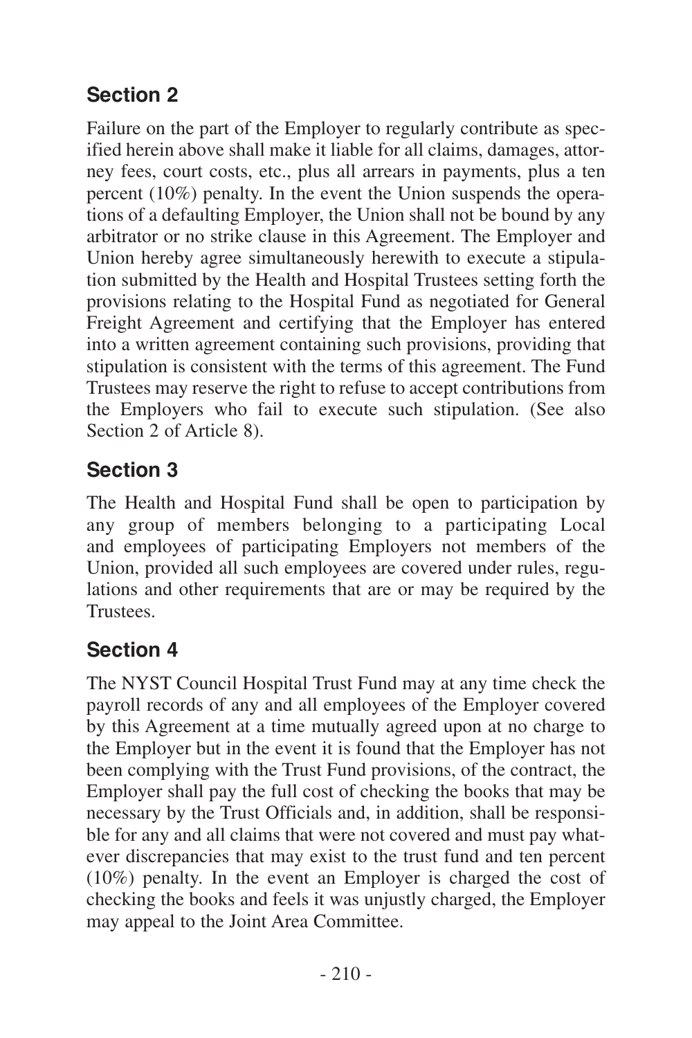## Section 2

Failure on the part of the Employer to regularly contribute as specified herein above shall make it liable for all claims, damages, attorney fees, court costs, etc., plus all arrears in payments, plus a ten percent (10%) penalty. In the event the Union suspends the operations of a defaulting Employer, the Union shall not be bound by any arbitrator or no strike clause in this Agreement. The Employer and Union hereby agree simultaneously herewith to execute a stipulation submitted by the Health and Hospital Trustees setting forth the provisions relating to the Hospital Fund as negotiated for General Freight Agreement and certifying that the Employer has entered into a written agreement containing such provisions, providing that stipulation is consistent with the terms of this agreement. The Fund Trustees may reserve the right to refuse to accept contributions from the Employers who fail to execute such stipulation. (See also Section 2 of Article 8).

## Section 3

The Health and Hospital Fund shall be open to participation by any group of members belonging to a participating Local and employees of participating Employers not members of the Union, provided all such employees are covered under rules, regulations and other requirements that are or may be required by the Trustees.

## Section 4

The NYST Council Hospital Trust Fund may at any time check the payroll records of any and all employees of the Employer covered by this Agreement at a time mutually agreed upon at no charge to the Employer but in the event it is found that the Employer has not been complying with the Trust Fund provisions, of the contract, the Employer shall pay the full cost of checking the books that may be necessary by the Trust Officials and, in addition, shall be responsible for any and all claims that were not covered and must pay whatever discrepancies that may exist to the trust fund and ten percent (10%) penalty. In the event an Employer is charged the cost of checking the books and feels it was unjustly charged, the Employer may appeal to the Joint Area Committee.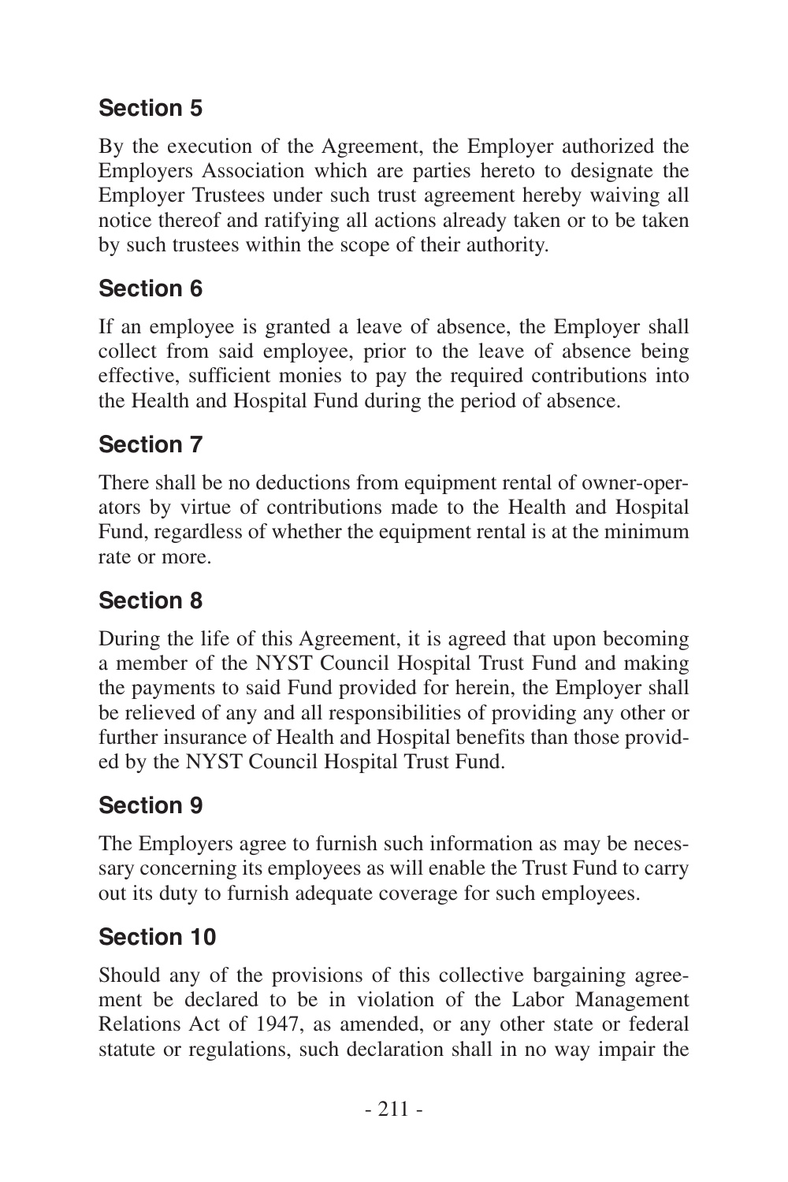## Section 5

By the execution of the Agreement, the Employer authorized the Employers Association which are parties hereto to designate the Employer Trustees under such trust agreement hereby waiving all notice thereof and ratifying all actions already taken or to be taken by such trustees within the scope of their authority.

## Section 6

If an employee is granted a leave of absence, the Employer shall collect from said employee, prior to the leave of absence being effective, sufficient monies to pay the required contributions into the Health and Hospital Fund during the period of absence.

## Section 7

There shall be no deductions from equipment rental of owner-operators by virtue of contributions made to the Health and Hospital Fund, regardless of whether the equipment rental is at the minimum rate or more.

## Section 8

During the life of this Agreement, it is agreed that upon becoming a member of the NYST Council Hospital Trust Fund and making the payments to said Fund provided for herein, the Employer shall be relieved of any and all responsibilities of providing any other or further insurance of Health and Hospital benefits than those provided by the NYST Council Hospital Trust Fund.

## Section 9

The Employers agree to furnish such information as may be necessary concerning its employees as will enable the Trust Fund to carry out its duty to furnish adequate coverage for such employees.

## Section 10

Should any of the provisions of this collective bargaining agreement be declared to be in violation of the Labor Management Relations Act of 1947, as amended, or any other state or federal statute or regulations, such declaration shall in no way impair the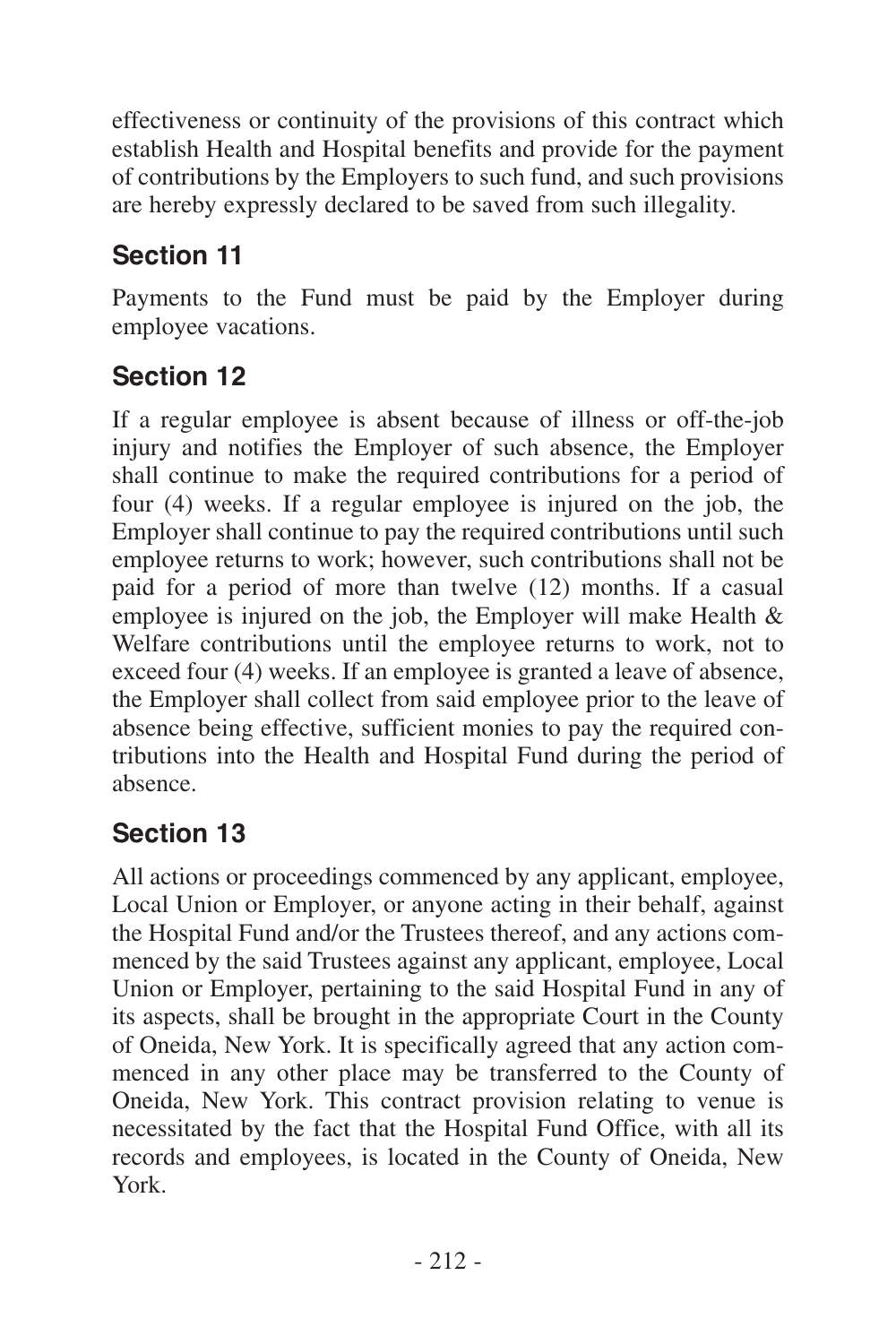effectiveness or continuity of the provisions of this contract which establish Health and Hospital benefits and provide for the payment of contributions by the Employers to such fund, and such provisions are hereby expressly declared to be saved from such illegality.

## Section 11

Payments to the Fund must be paid by the Employer during employee vacations.

## Section 12

If a regular employee is absent because of illness or off-the-job injury and notifies the Employer of such absence, the Employer shall continue to make the required contributions for a period of four (4) weeks. If a regular employee is injured on the job, the Employer shall continue to pay the required contributions until such employee returns to work; however, such contributions shall not be paid for a period of more than twelve (12) months. If a casual employee is injured on the job, the Employer will make Health & Welfare contributions until the employee returns to work, not to exceed four (4) weeks. If an employee is granted a leave of absence, the Employer shall collect from said employee prior to the leave of absence being effective, sufficient monies to pay the required contributions into the Health and Hospital Fund during the period of absence.

## Section 13

All actions or proceedings commenced by any applicant, employee, Local Union or Employer, or anyone acting in their behalf, against the Hospital Fund and/or the Trustees thereof, and any actions commenced by the said Trustees against any applicant, employee, Local Union or Employer, pertaining to the said Hospital Fund in any of its aspects, shall be brought in the appropriate Court in the County of Oneida, New York. It is specifically agreed that any action commenced in any other place may be transferred to the County of Oneida, New York. This contract provision relating to venue is necessitated by the fact that the Hospital Fund Office, with all its records and employees, is located in the County of Oneida, New York.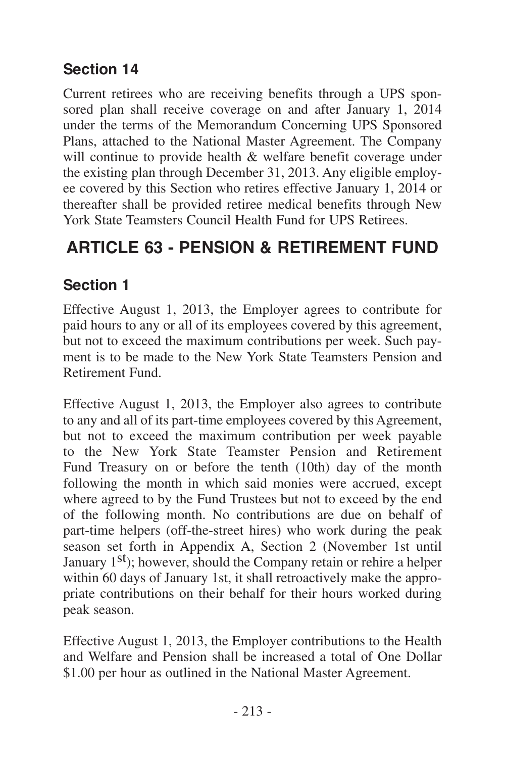## Section 14

Current retirees who are receiving benefits through a UPS sponsored plan shall receive coverage on and after January 1, 2014 under the terms of the Memorandum Concerning UPS Sponsored Plans, attached to the National Master Agreement. The Company will continue to provide health & welfare benefit coverage under the existing plan through December 31, 2013. Any eligible employee covered by this Section who retires effective January 1, 2014 or thereafter shall be provided retiree medical benefits through New York State Teamsters Council Health Fund for UPS Retirees.

# ARTICLE 63 - PENSION & RETIREMENT FUND

## Section 1

Effective August 1, 2013, the Employer agrees to contribute for paid hours to any or all of its employees covered by this agreement, but not to exceed the maximum contributions per week. Such payment is to be made to the New York State Teamsters Pension and Retirement Fund.

Effective August 1, 2013, the Employer also agrees to contribute to any and all of its part-time employees covered by this Agreement, but not to exceed the maximum contribution per week payable to the New York State Teamster Pension and Retirement Fund Treasury on or before the tenth (10th) day of the month following the month in which said monies were accrued, except where agreed to by the Fund Trustees but not to exceed by the end of the following month. No contributions are due on behalf of part-time helpers (off-the-street hires) who work during the peak season set forth in Appendix A, Section 2 (November 1st until January 1st); however, should the Company retain or rehire a helper within 60 days of January 1st, it shall retroactively make the appropriate contributions on their behalf for their hours worked during peak season.

Effective August 1, 2013, the Employer contributions to the Health and Welfare and Pension shall be increased a total of One Dollar $1.00 per hour as outlined in the National Master Agreement.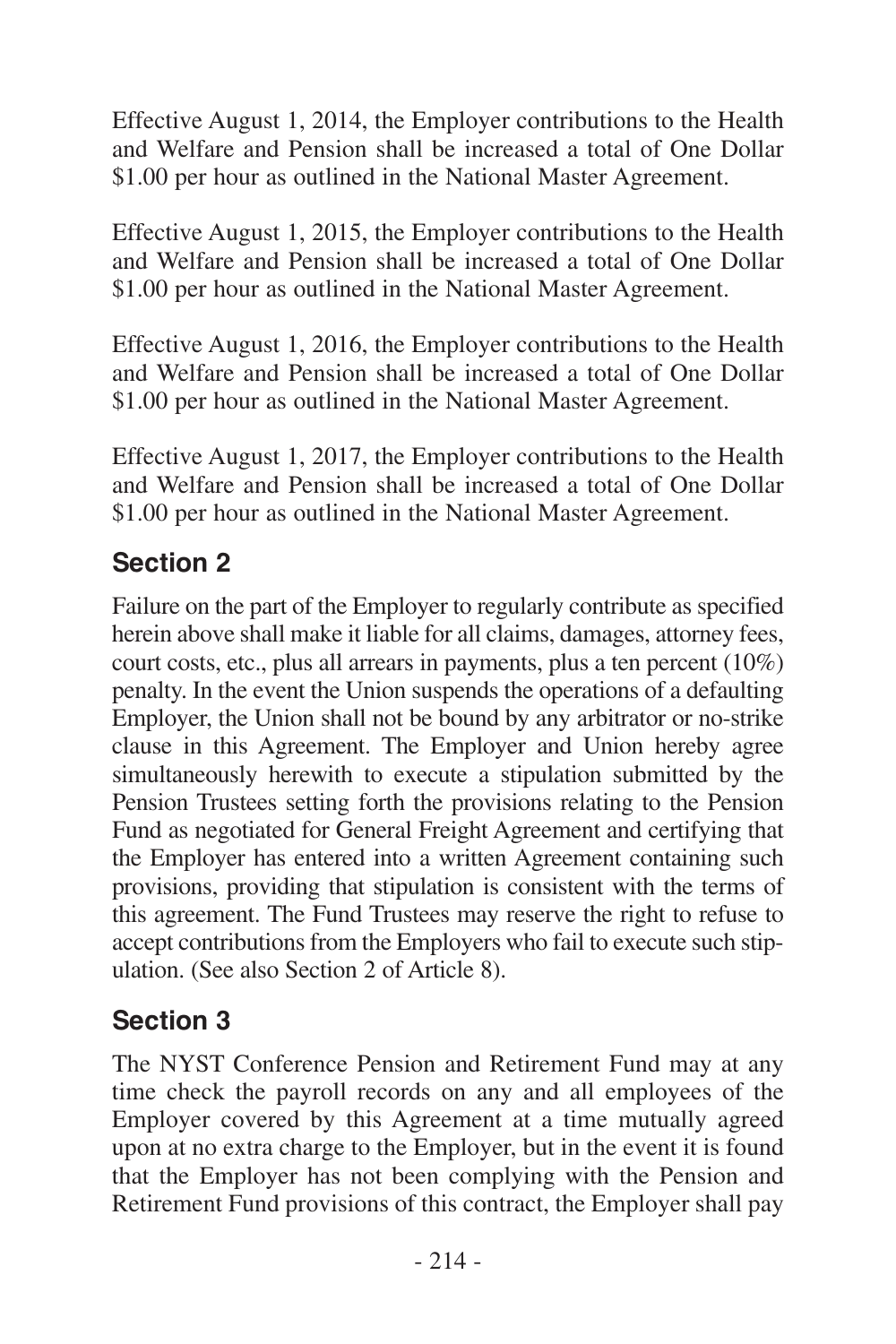Effective August 1, 2014, the Employer contributions to the Health and Welfare and Pension shall be increased a total of One Dollar \$1.00 per hour as outlined in the National Master Agreement.

Effective August 1, 2015, the Employer contributions to the Health and Welfare and Pension shall be increased a total of One Dollar \$1.00 per hour as outlined in the National Master Agreement.

Effective August 1, 2016, the Employer contributions to the Health and Welfare and Pension shall be increased a total of One Dollar \$1.00 per hour as outlined in the National Master Agreement.

Effective August 1, 2017, the Employer contributions to the Health and Welfare and Pension shall be increased a total of One Dollar \$1.00 per hour as outlined in the National Master Agreement.

## Section 2

Failure on the part of the Employer to regularly contribute as specified herein above shall make it liable for all claims, damages, attorney fees, court costs, etc., plus all arrears in payments, plus a ten percent (10%) penalty. In the event the Union suspends the operations of a defaulting Employer, the Union shall not be bound by any arbitrator or no-strike clause in this Agreement. The Employer and Union hereby agree simultaneously herewith to execute a stipulation submitted by the Pension Trustees setting forth the provisions relating to the Pension Fund as negotiated for General Freight Agreement and certifying that the Employer has entered into a written Agreement containing such provisions, providing that stipulation is consistent with the terms of this agreement. The Fund Trustees may reserve the right to refuse to accept contributions from the Employers who fail to execute such stipulation. (See also Section 2 of Article 8).

## Section 3

The NYST Conference Pension and Retirement Fund may at any time check the payroll records on any and all employees of the Employer covered by this Agreement at a time mutually agreed upon at no extra charge to the Employer, but in the event it is found that the Employer has not been complying with the Pension and Retirement Fund provisions of this contract, the Employer shall pay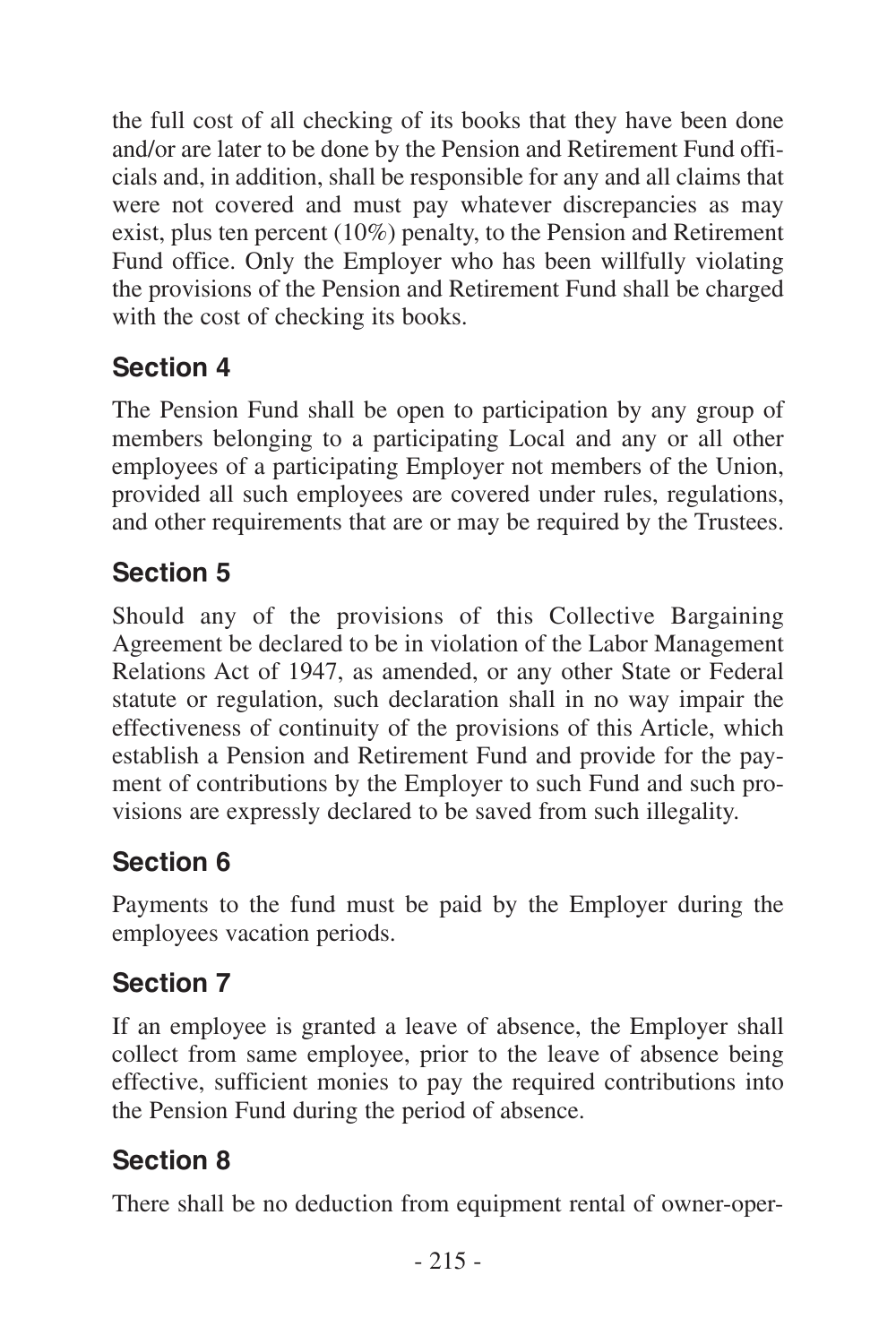the full cost of all checking of its books that they have been done and/or are later to be done by the Pension and Retirement Fund officials and, in addition, shall be responsible for any and all claims that were not covered and must pay whatever discrepancies as may exist, plus ten percent (10%) penalty, to the Pension and Retirement Fund office. Only the Employer who has been willfully violating the provisions of the Pension and Retirement Fund shall be charged with the cost of checking its books.

## Section 4

The Pension Fund shall be open to participation by any group of members belonging to a participating Local and any or all other employees of a participating Employer not members of the Union, provided all such employees are covered under rules, regulations, and other requirements that are or may be required by the Trustees.

## Section 5

Should any of the provisions of this Collective Bargaining Agreement be declared to be in violation of the Labor Management Relations Act of 1947, as amended, or any other State or Federal statute or regulation, such declaration shall in no way impair the effectiveness of continuity of the provisions of this Article, which establish a Pension and Retirement Fund and provide for the payment of contributions by the Employer to such Fund and such provisions are expressly declared to be saved from such illegality.

## Section 6

Payments to the fund must be paid by the Employer during the employees vacation periods.

## Section 7

If an employee is granted a leave of absence, the Employer shall collect from same employee, prior to the leave of absence being effective, sufficient monies to pay the required contributions into the Pension Fund during the period of absence.

## Section 8

There shall be no deduction from equipment rental of owner-oper-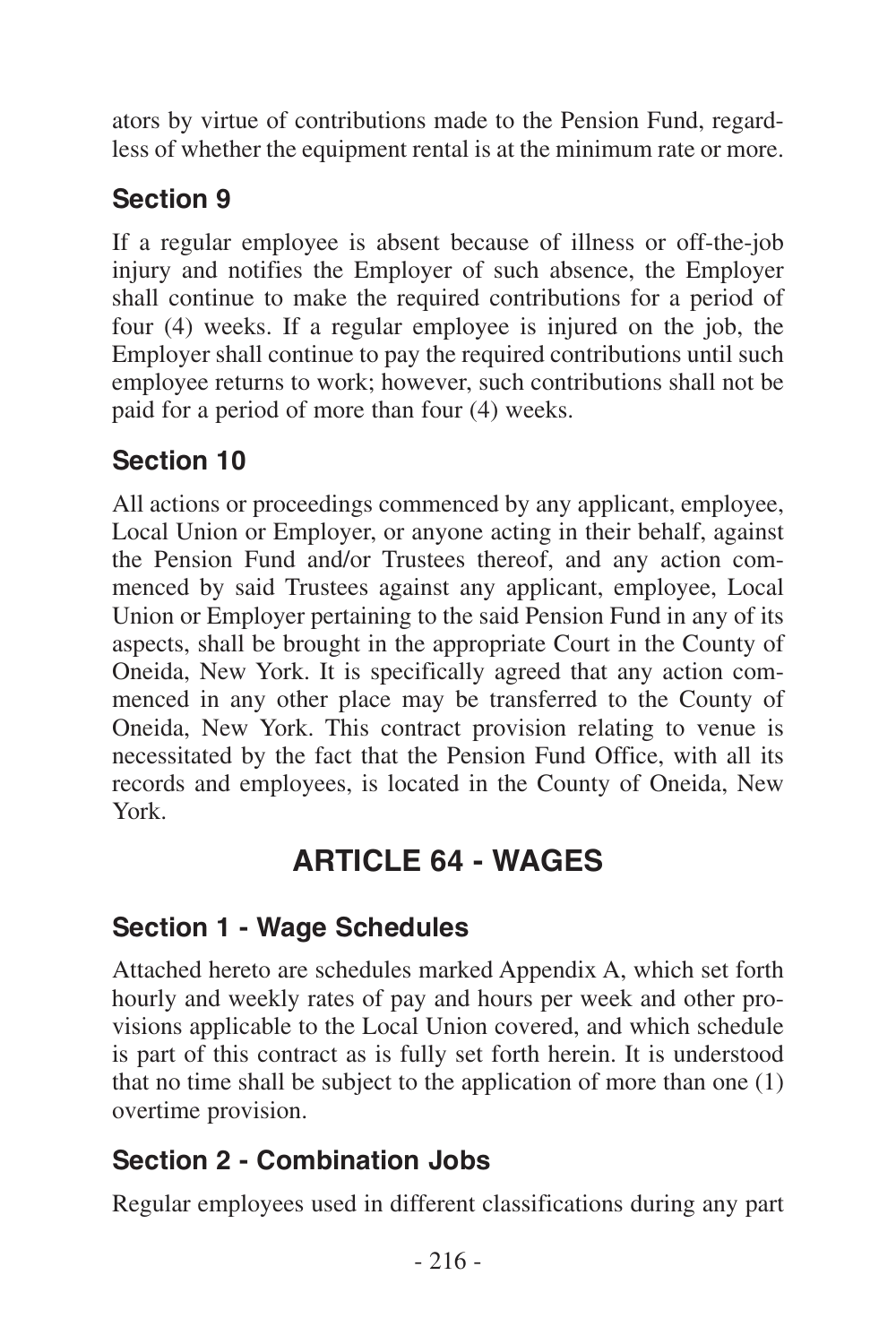ators by virtue of contributions made to the Pension Fund, regardless of whether the equipment rental is at the minimum rate or more.

### Section 9

If a regular employee is absent because of illness or off-the-job injury and notifies the Employer of such absence, the Employer shall continue to make the required contributions for a period of four (4) weeks. If a regular employee is injured on the job, the Employer shall continue to pay the required contributions until such employee returns to work; however, such contributions shall not be paid for a period of more than four (4) weeks.

### Section 10

All actions or proceedings commenced by any applicant, employee, Local Union or Employer, or anyone acting in their behalf, against the Pension Fund and/or Trustees thereof, and any action commenced by said Trustees against any applicant, employee, Local Union or Employer pertaining to the said Pension Fund in any of its aspects, shall be brought in the appropriate Court in the County of Oneida, New York. It is specifically agreed that any action commenced in any other place may be transferred to the County of Oneida, New York. This contract provision relating to venue is necessitated by the fact that the Pension Fund Office, with all its records and employees, is located in the County of Oneida, New York.

## ARTICLE 64 - WAGES

### Section 1 - Wage Schedules

Attached hereto are schedules marked Appendix A, which set forth hourly and weekly rates of pay and hours per week and other provisions applicable to the Local Union covered, and which schedule is part of this contract as is fully set forth herein. It is understood that no time shall be subject to the application of more than one (1) overtime provision.

### Section 2 - Combination Jobs

Regular employees used in different classifications during any part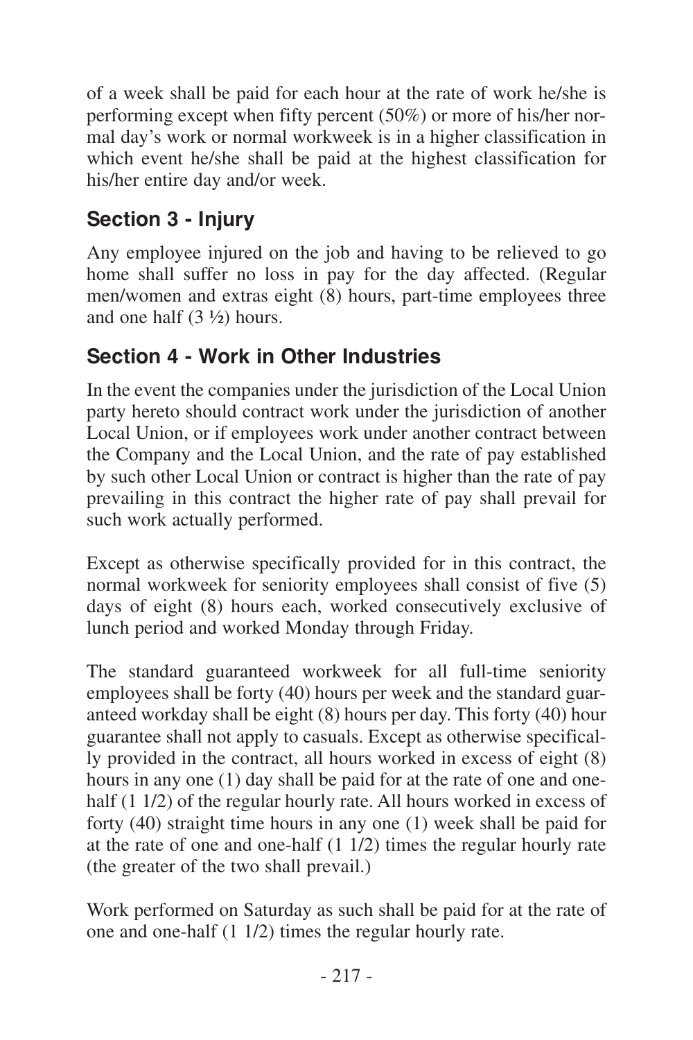of a week shall be paid for each hour at the rate of work he/she is performing except when fifty percent (50%) or more of his/her normal day's work or normal workweek is in a higher classification in which event he/she shall be paid at the highest classification for his/her entire day and/or week.

## Section 3 - Injury

Any employee injured on the job and having to be relieved to go home shall suffer no loss in pay for the day affected. (Regular men/women and extras eight (8) hours, part-time employees three and one half (3 ½) hours.

## Section 4 - Work in Other Industries

In the event the companies under the jurisdiction of the Local Union party hereto should contract work under the jurisdiction of another Local Union, or if employees work under another contract between the Company and the Local Union, and the rate of pay established by such other Local Union or contract is higher than the rate of pay prevailing in this contract the higher rate of pay shall prevail for such work actually performed.

Except as otherwise specifically provided for in this contract, the normal workweek for seniority employees shall consist of five (5) days of eight (8) hours each, worked consecutively exclusive of lunch period and worked Monday through Friday.

The standard guaranteed workweek for all full-time seniority employees shall be forty (40) hours per week and the standard guaranteed workday shall be eight (8) hours per day. This forty (40) hour guarantee shall not apply to casuals. Except as otherwise specifically provided in the contract, all hours worked in excess of eight (8) hours in any one (1) day shall be paid for at the rate of one and one-half (1 1/2) of the regular hourly rate. All hours worked in excess of forty (40) straight time hours in any one (1) week shall be paid for at the rate of one and one-half (1 1/2) times the regular hourly rate (the greater of the two shall prevail.)

Work performed on Saturday as such shall be paid for at the rate of one and one-half (1 1/2) times the regular hourly rate.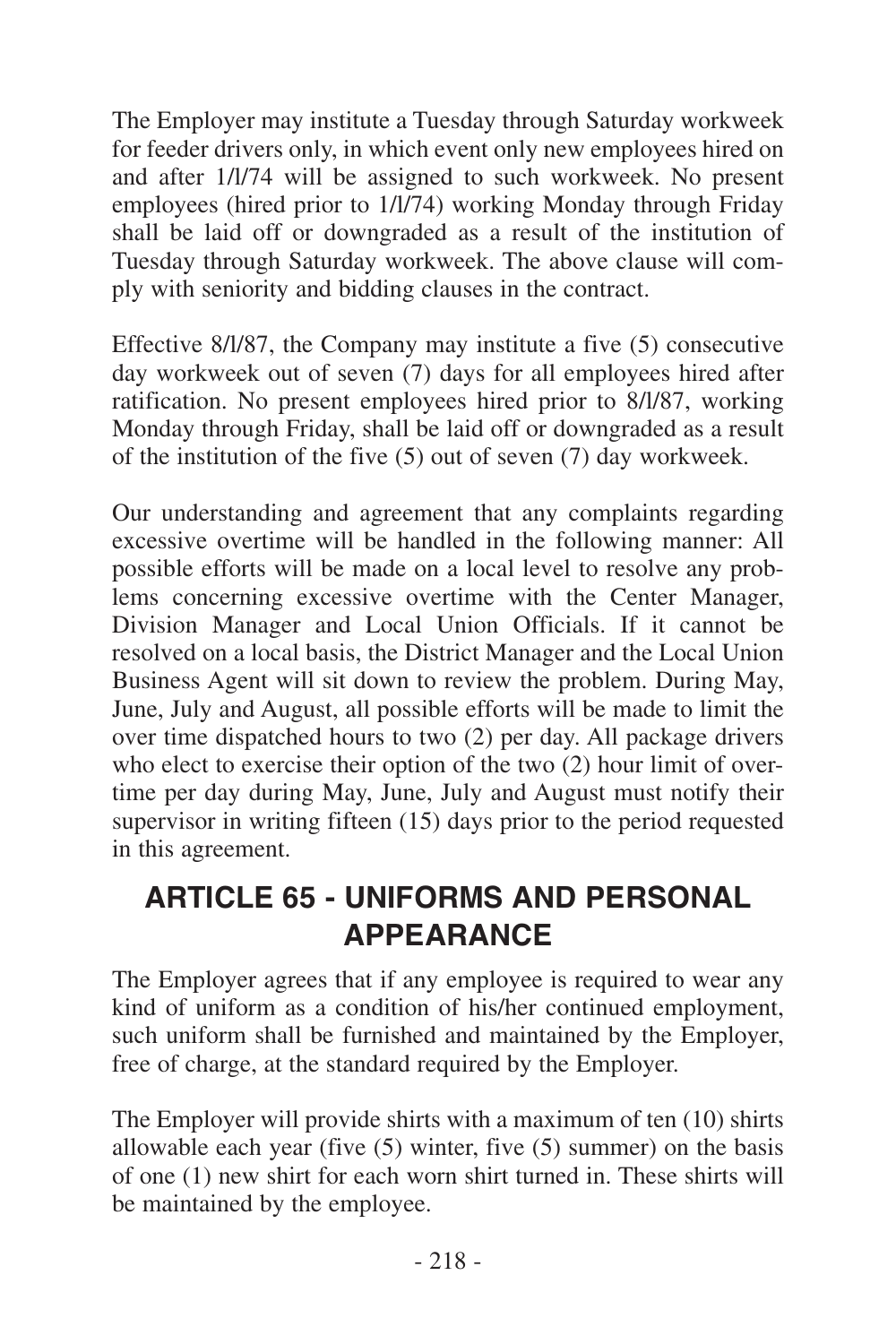The Employer may institute a Tuesday through Saturday workweek for feeder drivers only, in which event only new employees hired on and after 1/l/74 will be assigned to such workweek. No present employees (hired prior to 1/l/74) working Monday through Friday shall be laid off or downgraded as a result of the institution of Tuesday through Saturday workweek. The above clause will comply with seniority and bidding clauses in the contract.

Effective 8/l/87, the Company may institute a five (5) consecutive day workweek out of seven (7) days for all employees hired after ratification. No present employees hired prior to 8/l/87, working Monday through Friday, shall be laid off or downgraded as a result of the institution of the five (5) out of seven (7) day workweek.

Our understanding and agreement that any complaints regarding excessive overtime will be handled in the following manner: All possible efforts will be made on a local level to resolve any problems concerning excessive overtime with the Center Manager, Division Manager and Local Union Officials. If it cannot be resolved on a local basis, the District Manager and the Local Union Business Agent will sit down to review the problem. During May, June, July and August, all possible efforts will be made to limit the over time dispatched hours to two (2) per day. All package drivers who elect to exercise their option of the two (2) hour limit of overtime per day during May, June, July and August must notify their supervisor in writing fifteen (15) days prior to the period requested in this agreement.

## ARTICLE 65 - UNIFORMS AND PERSONAL APPEARANCE

The Employer agrees that if any employee is required to wear any kind of uniform as a condition of his/her continued employment, such uniform shall be furnished and maintained by the Employer, free of charge, at the standard required by the Employer.

The Employer will provide shirts with a maximum of ten (10) shirts allowable each year (five (5) winter, five (5) summer) on the basis of one (1) new shirt for each worn shirt turned in. These shirts will be maintained by the employee.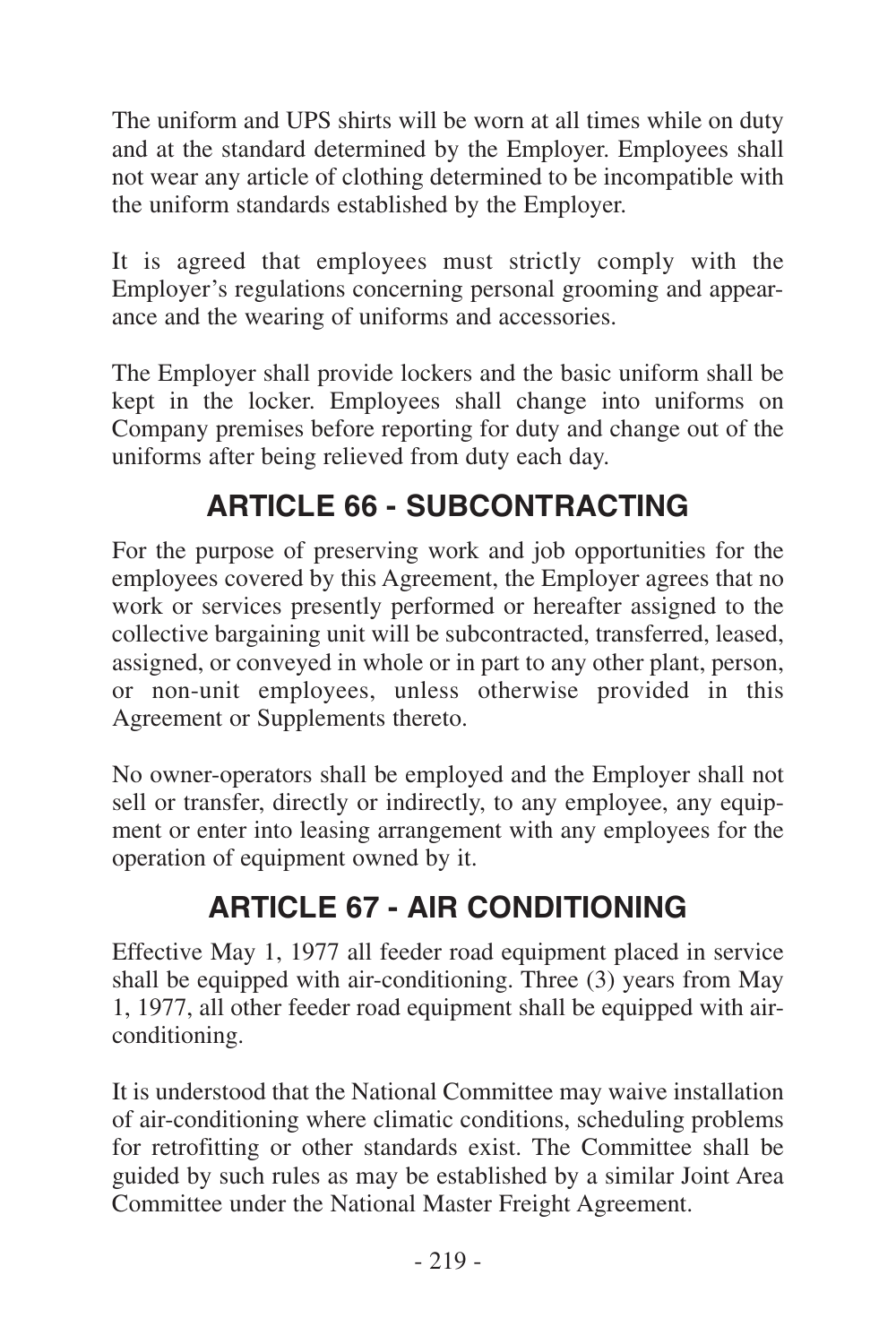The uniform and UPS shirts will be worn at all times while on duty and at the standard determined by the Employer. Employees shall not wear any article of clothing determined to be incompatible with the uniform standards established by the Employer.

It is agreed that employees must strictly comply with the Employer's regulations concerning personal grooming and appearance and the wearing of uniforms and accessories.

The Employer shall provide lockers and the basic uniform shall be kept in the locker. Employees shall change into uniforms on Company premises before reporting for duty and change out of the uniforms after being relieved from duty each day.

## ARTICLE 66 - SUBCONTRACTING

For the purpose of preserving work and job opportunities for the employees covered by this Agreement, the Employer agrees that no work or services presently performed or hereafter assigned to the collective bargaining unit will be subcontracted, transferred, leased, assigned, or conveyed in whole or in part to any other plant, person, or non-unit employees, unless otherwise provided in this Agreement or Supplements thereto.

No owner-operators shall be employed and the Employer shall not sell or transfer, directly or indirectly, to any employee, any equipment or enter into leasing arrangement with any employees for the operation of equipment owned by it.

## ARTICLE 67 - AIR CONDITIONING

Effective May 1, 1977 all feeder road equipment placed in service shall be equipped with air-conditioning. Three (3) years from May 1, 1977, all other feeder road equipment shall be equipped with air-conditioning.

It is understood that the National Committee may waive installation of air-conditioning where climatic conditions, scheduling problems for retrofitting or other standards exist. The Committee shall be guided by such rules as may be established by a similar Joint Area Committee under the National Master Freight Agreement.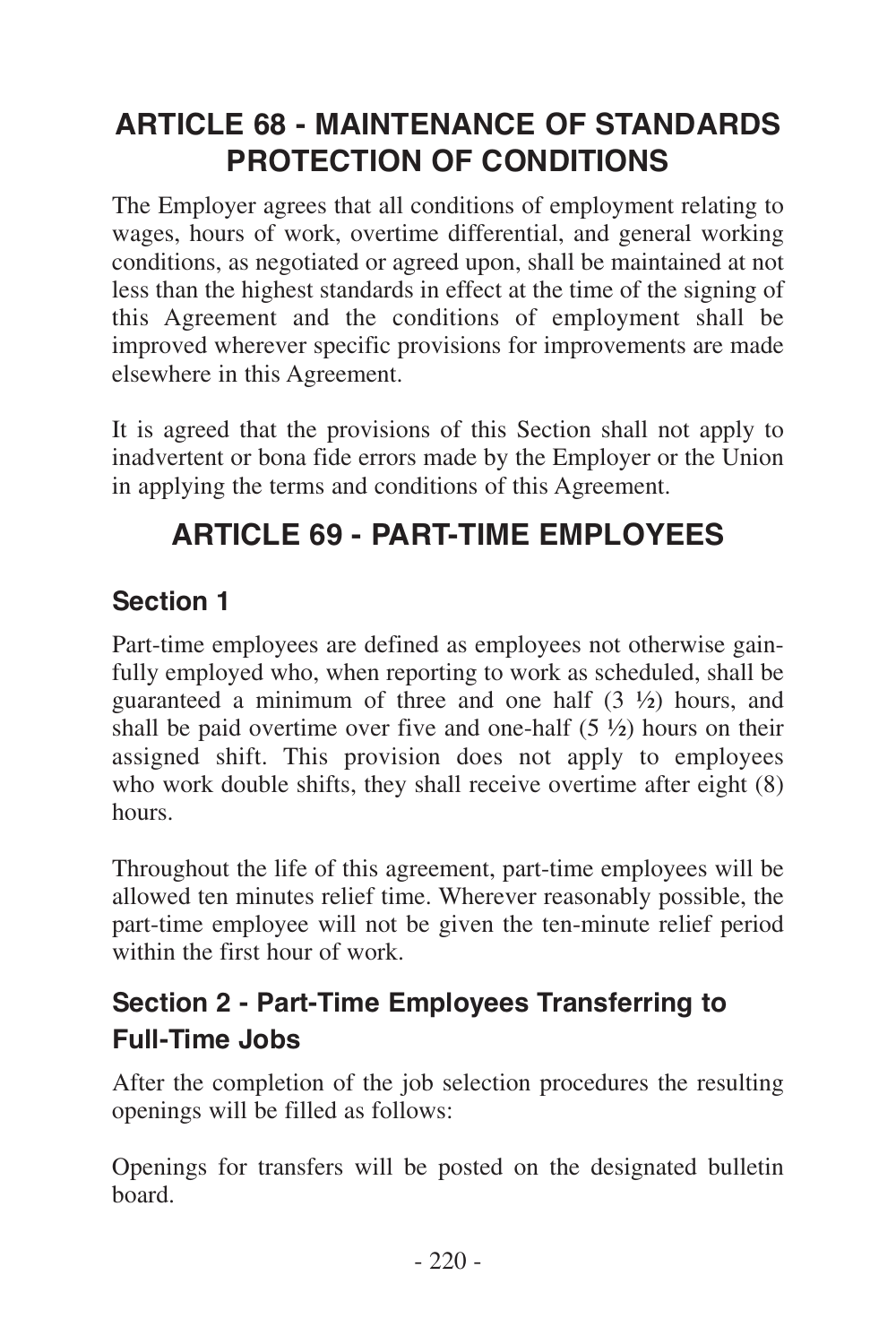# ARTICLE 68 - MAINTENANCE OF STANDARDS PROTECTION OF CONDITIONS

The Employer agrees that all conditions of employment relating to wages, hours of work, overtime differential, and general working conditions, as negotiated or agreed upon, shall be maintained at not less than the highest standards in effect at the time of the signing of this Agreement and the conditions of employment shall be improved wherever specific provisions for improvements are made elsewhere in this Agreement.

It is agreed that the provisions of this Section shall not apply to inadvertent or bona fide errors made by the Employer or the Union in applying the terms and conditions of this Agreement.

# ARTICLE 69 - PART-TIME EMPLOYEES

## Section 1

Part-time employees are defined as employees not otherwise gainfully employed who, when reporting to work as scheduled, shall be guaranteed a minimum of three and one half (3 ½) hours, and shall be paid overtime over five and one-half (5 ½) hours on their assigned shift. This provision does not apply to employees who work double shifts, they shall receive overtime after eight (8) hours.

Throughout the life of this agreement, part-time employees will be allowed ten minutes relief time. Wherever reasonably possible, the part-time employee will not be given the ten-minute relief period within the first hour of work.

## Section 2 - Part-Time Employees Transferring to Full-Time Jobs

After the completion of the job selection procedures the resulting openings will be filled as follows:

Openings for transfers will be posted on the designated bulletin board.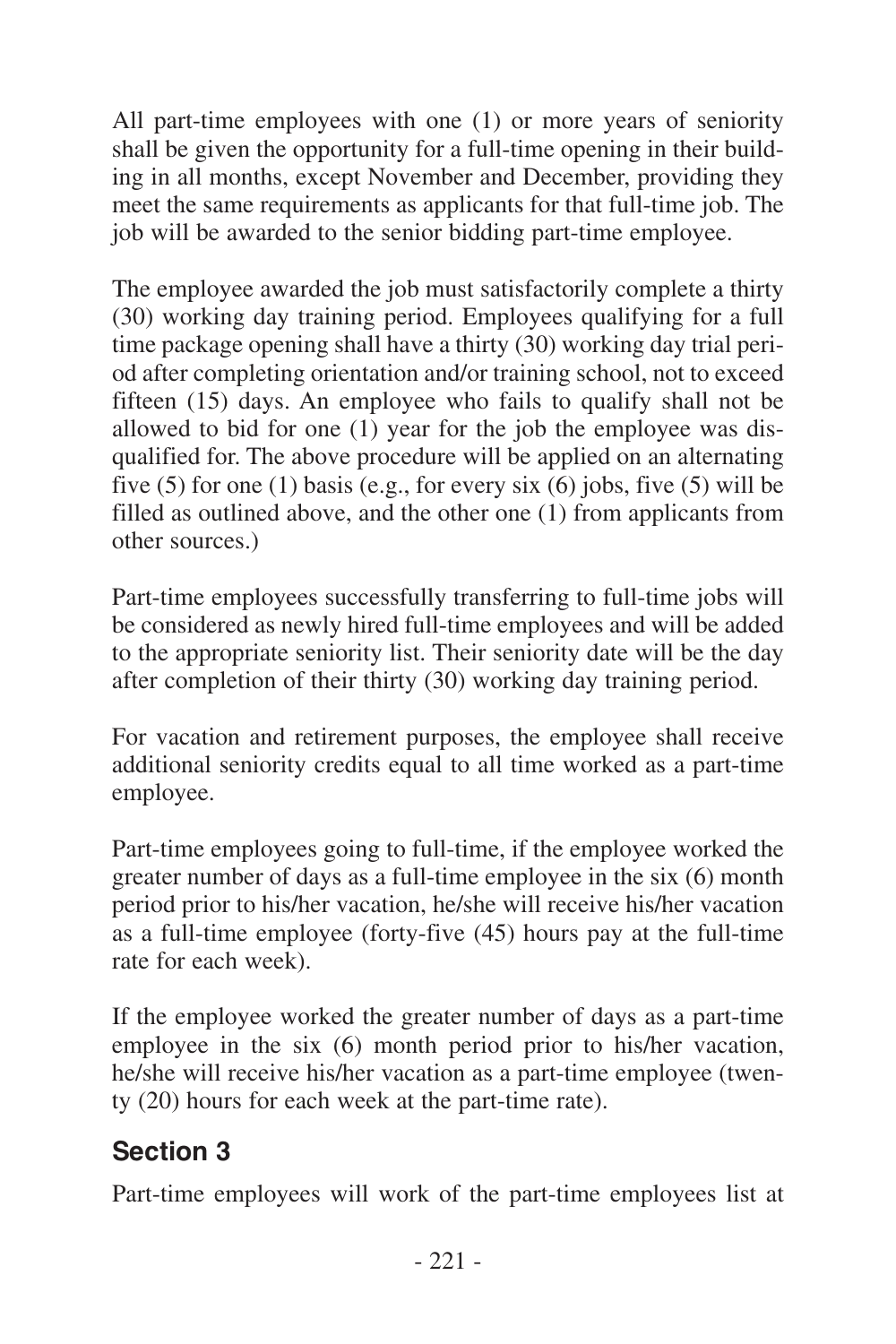All part-time employees with one (1) or more years of seniority shall be given the opportunity for a full-time opening in their building in all months, except November and December, providing they meet the same requirements as applicants for that full-time job. The job will be awarded to the senior bidding part-time employee.

The employee awarded the job must satisfactorily complete a thirty (30) working day training period. Employees qualifying for a full time package opening shall have a thirty (30) working day trial period after completing orientation and/or training school, not to exceed fifteen (15) days. An employee who fails to qualify shall not be allowed to bid for one (1) year for the job the employee was disqualified for. The above procedure will be applied on an alternating five (5) for one (1) basis (e.g., for every six (6) jobs, five (5) will be filled as outlined above, and the other one (1) from applicants from other sources.)

Part-time employees successfully transferring to full-time jobs will be considered as newly hired full-time employees and will be added to the appropriate seniority list. Their seniority date will be the day after completion of their thirty (30) working day training period.

For vacation and retirement purposes, the employee shall receive additional seniority credits equal to all time worked as a part-time employee.

Part-time employees going to full-time, if the employee worked the greater number of days as a full-time employee in the six (6) month period prior to his/her vacation, he/she will receive his/her vacation as a full-time employee (forty-five (45) hours pay at the full-time rate for each week).

If the employee worked the greater number of days as a part-time employee in the six (6) month period prior to his/her vacation, he/she will receive his/her vacation as a part-time employee (twenty (20) hours for each week at the part-time rate).

## Section 3

Part-time employees will work of the part-time employees list at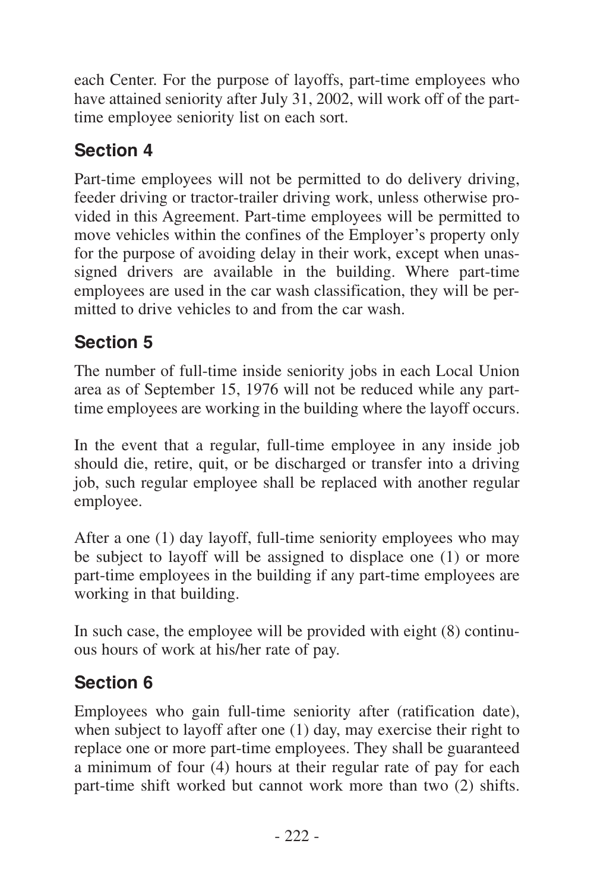each Center. For the purpose of layoffs, part-time employees who have attained seniority after July 31, 2002, will work off of the part-time employee seniority list on each sort.

## Section 4

Part-time employees will not be permitted to do delivery driving, feeder driving or tractor-trailer driving work, unless otherwise provided in this Agreement. Part-time employees will be permitted to move vehicles within the confines of the Employer's property only for the purpose of avoiding delay in their work, except when unassigned drivers are available in the building. Where part-time employees are used in the car wash classification, they will be permitted to drive vehicles to and from the car wash.

## Section 5

The number of full-time inside seniority jobs in each Local Union area as of September 15, 1976 will not be reduced while any part-time employees are working in the building where the layoff occurs.

In the event that a regular, full-time employee in any inside job should die, retire, quit, or be discharged or transfer into a driving job, such regular employee shall be replaced with another regular employee.

After a one (1) day layoff, full-time seniority employees who may be subject to layoff will be assigned to displace one (1) or more part-time employees in the building if any part-time employees are working in that building.

In such case, the employee will be provided with eight (8) continuous hours of work at his/her rate of pay.

## Section 6

Employees who gain full-time seniority after (ratification date), when subject to layoff after one (1) day, may exercise their right to replace one or more part-time employees. They shall be guaranteed a minimum of four (4) hours at their regular rate of pay for each part-time shift worked but cannot work more than two (2) shifts.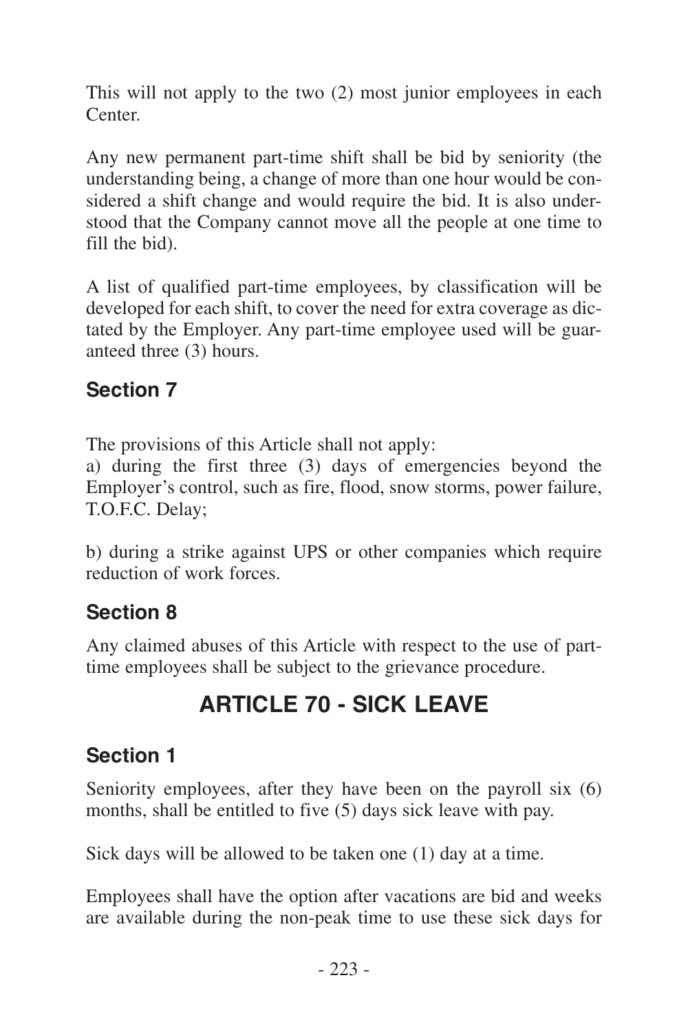This will not apply to the two (2) most junior employees in each Center.

Any new permanent part-time shift shall be bid by seniority (the understanding being, a change of more than one hour would be considered a shift change and would require the bid. It is also understood that the Company cannot move all the people at one time to fill the bid).

A list of qualified part-time employees, by classification will be developed for each shift, to cover the need for extra coverage as dictated by the Employer. Any part-time employee used will be guaranteed three (3) hours.

### Section 7

The provisions of this Article shall not apply:

a) during the first three (3) days of emergencies beyond the Employer's control, such as fire, flood, snow storms, power failure, T.O.F.C. Delay;

b) during a strike against UPS or other companies which require reduction of work forces.

### Section 8

Any claimed abuses of this Article with respect to the use of part-time employees shall be subject to the grievance procedure.

## ARTICLE 70 - SICK LEAVE

### Section 1

Seniority employees, after they have been on the payroll six (6) months, shall be entitled to five (5) days sick leave with pay.

Sick days will be allowed to be taken one (1) day at a time.

Employees shall have the option after vacations are bid and weeks are available during the non-peak time to use these sick days for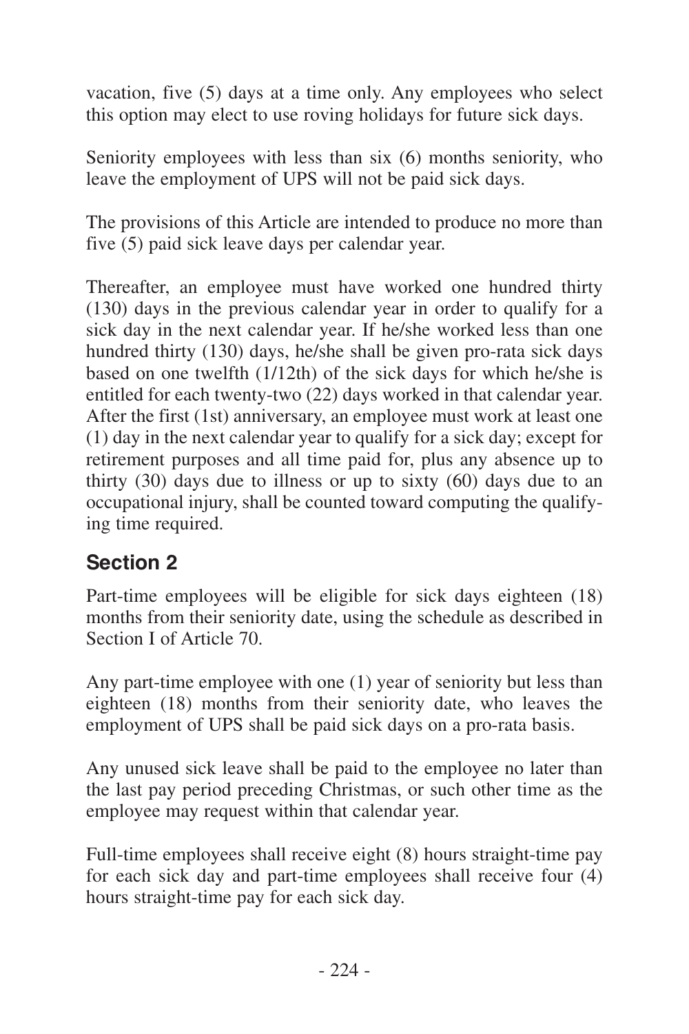vacation, five (5) days at a time only. Any employees who select this option may elect to use roving holidays for future sick days.

Seniority employees with less than six (6) months seniority, who leave the employment of UPS will not be paid sick days.

The provisions of this Article are intended to produce no more than five (5) paid sick leave days per calendar year.

Thereafter, an employee must have worked one hundred thirty (130) days in the previous calendar year in order to qualify for a sick day in the next calendar year. If he/she worked less than one hundred thirty (130) days, he/she shall be given pro-rata sick days based on one twelfth (1/12th) of the sick days for which he/she is entitled for each twenty-two (22) days worked in that calendar year. After the first (1st) anniversary, an employee must work at least one (1) day in the next calendar year to qualify for a sick day; except for retirement purposes and all time paid for, plus any absence up to thirty (30) days due to illness or up to sixty (60) days due to an occupational injury, shall be counted toward computing the qualifying time required.

## Section 2

Part-time employees will be eligible for sick days eighteen (18) months from their seniority date, using the schedule as described in Section I of Article 70.

Any part-time employee with one (1) year of seniority but less than eighteen (18) months from their seniority date, who leaves the employment of UPS shall be paid sick days on a pro-rata basis.

Any unused sick leave shall be paid to the employee no later than the last pay period preceding Christmas, or such other time as the employee may request within that calendar year.

Full-time employees shall receive eight (8) hours straight-time pay for each sick day and part-time employees shall receive four (4) hours straight-time pay for each sick day.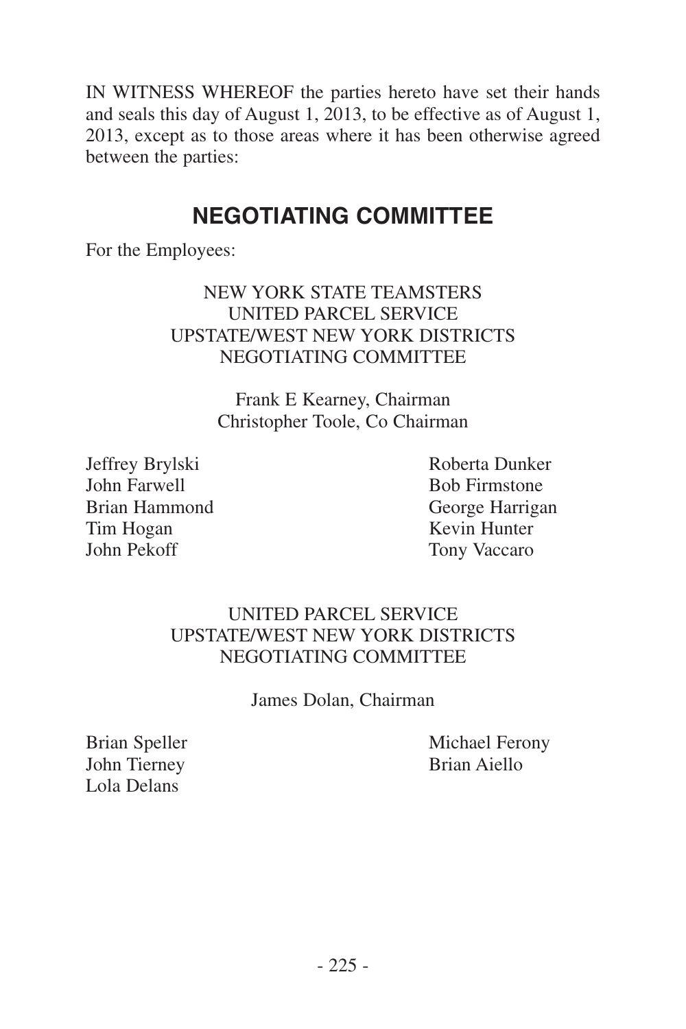IN WITNESS WHEREOF the parties hereto have set their hands and seals this day of August 1, 2013, to be effective as of August 1, 2013, except as to those areas where it has been otherwise agreed between the parties:

## NEGOTIATING COMMITTEE

For the Employees:

NEW YORK STATE TEAMSTERS
UNITED PARCEL SERVICE
UPSTATE/WEST NEW YORK DISTRICTS
NEGOTIATING COMMITTEE

Frank E Kearney, Chairman
Christopher Toole, Co Chairman

Jeffrey Brylski
Roberta Dunker
John Farwell
Bob Firmstone
Brian Hammond
George Harrigan
Tim Hogan
Kevin Hunter
John Pekoff
Tony Vaccaro

UNITED PARCEL SERVICE
UPSTATE/WEST NEW YORK DISTRICTS
NEGOTIATING COMMITTEE

James Dolan, Chairman

Brian Speller
Michael Ferony
John Tierney
Brian Aiello
Lola Delans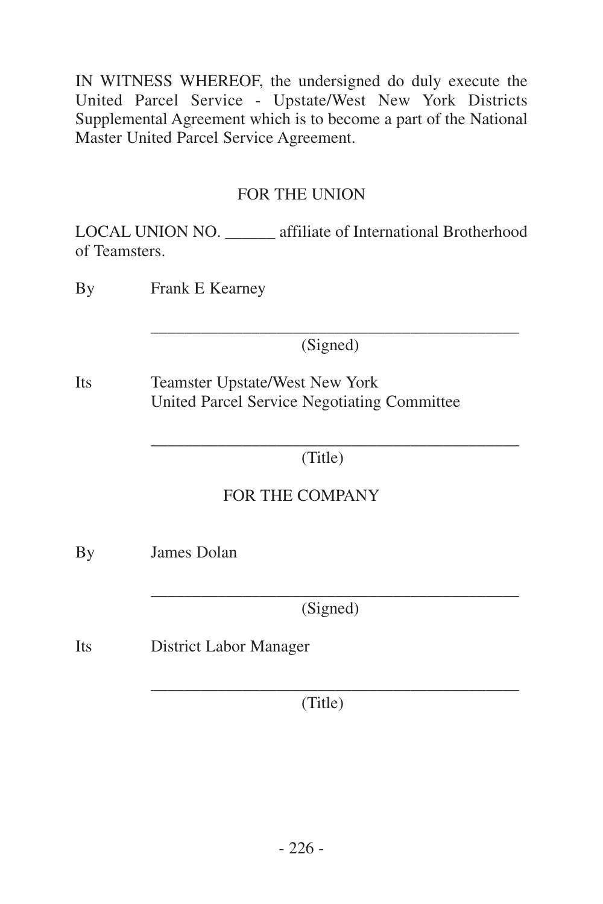IN WITNESS WHEREOF, the undersigned do duly execute the United Parcel Service - Upstate/West New York Districts Supplemental Agreement which is to become a part of the National Master United Parcel Service Agreement.

FOR THE UNION

LOCAL UNION NO. ______ affiliate of International Brotherhood of Teamsters.

By Frank E Kearney

_____________________________________________
(Signed)

Its Teamster Upstate/West New York
United Parcel Service Negotiating Committee

_____________________________________________
(Title)

FOR THE COMPANY

By James Dolan

_____________________________________________
(Signed)

Its District Labor Manager

_____________________________________________
(Title)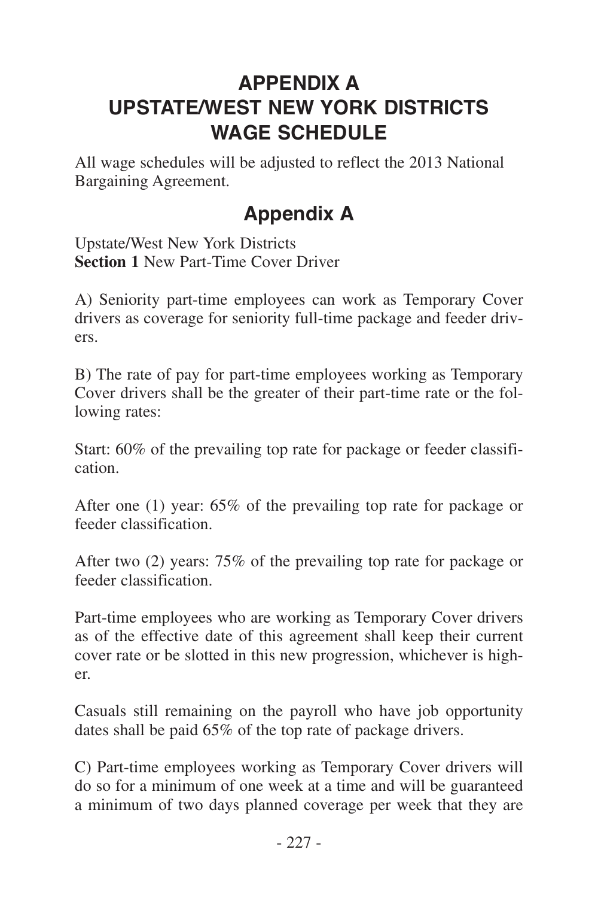# APPENDIX A
# UPSTATE/WEST NEW YORK DISTRICTS
# WAGE SCHEDULE

All wage schedules will be adjusted to reflect the 2013 National Bargaining Agreement.

## Appendix A

Upstate/West New York Districts
**Section 1** New Part-Time Cover Driver

A) Seniority part-time employees can work as Temporary Cover drivers as coverage for seniority full-time package and feeder drivers.

B) The rate of pay for part-time employees working as Temporary Cover drivers shall be the greater of their part-time rate or the following rates:

Start: 60% of the prevailing top rate for package or feeder classification.

After one (1) year: 65% of the prevailing top rate for package or feeder classification.

After two (2) years: 75% of the prevailing top rate for package or feeder classification.

Part-time employees who are working as Temporary Cover drivers as of the effective date of this agreement shall keep their current cover rate or be slotted in this new progression, whichever is higher.

Casuals still remaining on the payroll who have job opportunity dates shall be paid 65% of the top rate of package drivers.

C) Part-time employees working as Temporary Cover drivers will do so for a minimum of one week at a time and will be guaranteed a minimum of two days planned coverage per week that they are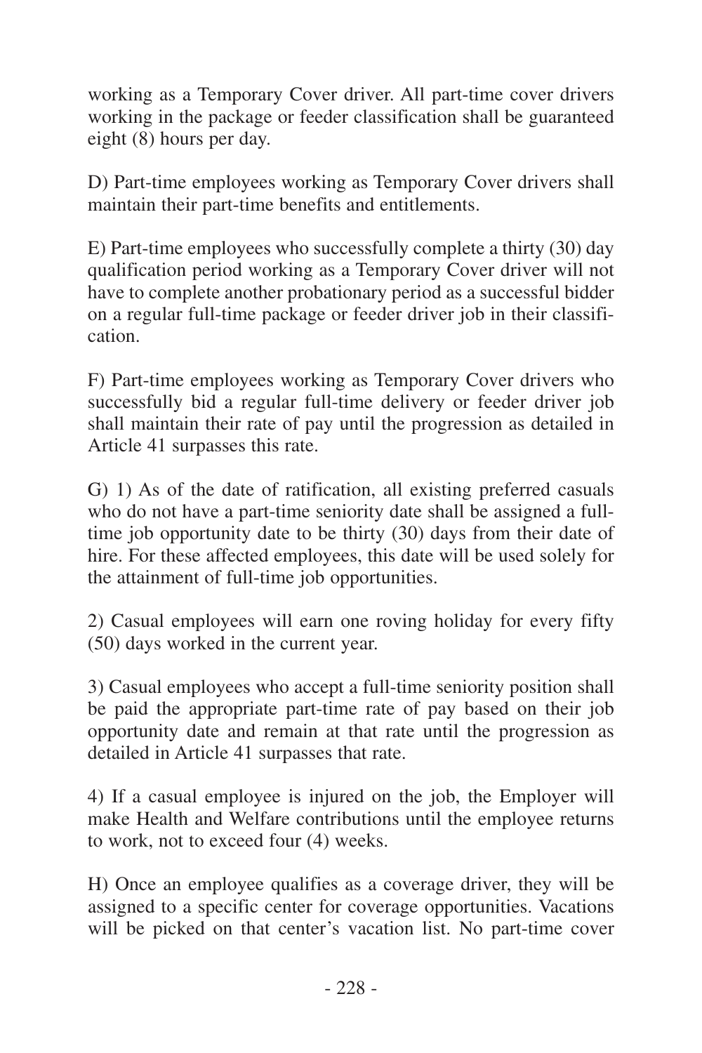working as a Temporary Cover driver. All part-time cover drivers working in the package or feeder classification shall be guaranteed eight (8) hours per day.

D) Part-time employees working as Temporary Cover drivers shall maintain their part-time benefits and entitlements.

E) Part-time employees who successfully complete a thirty (30) day qualification period working as a Temporary Cover driver will not have to complete another probationary period as a successful bidder on a regular full-time package or feeder driver job in their classification.

F) Part-time employees working as Temporary Cover drivers who successfully bid a regular full-time delivery or feeder driver job shall maintain their rate of pay until the progression as detailed in Article 41 surpasses this rate.

G) 1) As of the date of ratification, all existing preferred casuals who do not have a part-time seniority date shall be assigned a full-time job opportunity date to be thirty (30) days from their date of hire. For these affected employees, this date will be used solely for the attainment of full-time job opportunities.

2) Casual employees will earn one roving holiday for every fifty (50) days worked in the current year.

3) Casual employees who accept a full-time seniority position shall be paid the appropriate part-time rate of pay based on their job opportunity date and remain at that rate until the progression as detailed in Article 41 surpasses that rate.

4) If a casual employee is injured on the job, the Employer will make Health and Welfare contributions until the employee returns to work, not to exceed four (4) weeks.

H) Once an employee qualifies as a coverage driver, they will be assigned to a specific center for coverage opportunities. Vacations will be picked on that center's vacation list. No part-time cover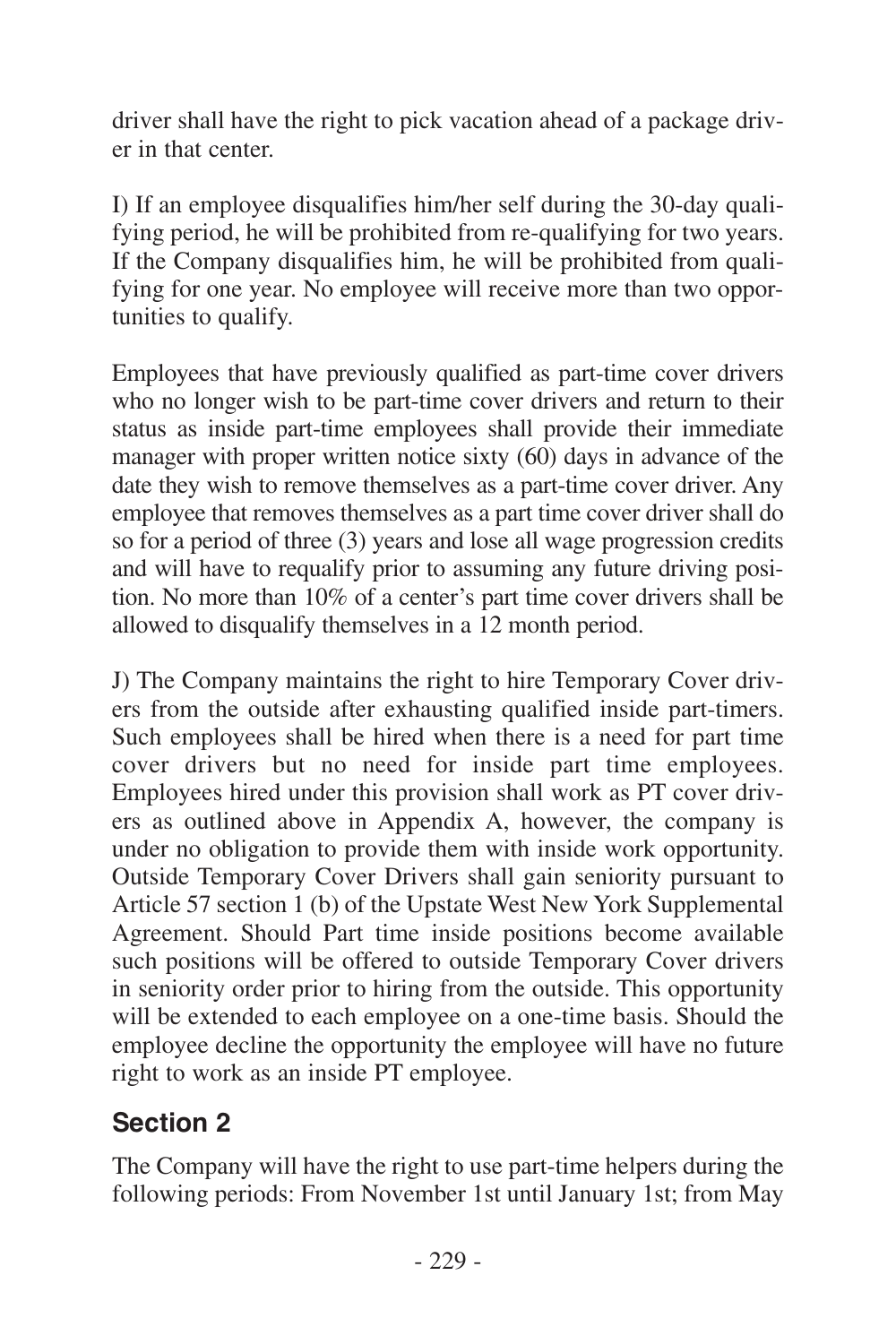driver shall have the right to pick vacation ahead of a package driver in that center.

I) If an employee disqualifies him/her self during the 30-day qualifying period, he will be prohibited from re-qualifying for two years. If the Company disqualifies him, he will be prohibited from qualifying for one year. No employee will receive more than two opportunities to qualify.

Employees that have previously qualified as part-time cover drivers who no longer wish to be part-time cover drivers and return to their status as inside part-time employees shall provide their immediate manager with proper written notice sixty (60) days in advance of the date they wish to remove themselves as a part-time cover driver. Any employee that removes themselves as a part time cover driver shall do so for a period of three (3) years and lose all wage progression credits and will have to requalify prior to assuming any future driving position. No more than 10% of a center's part time cover drivers shall be allowed to disqualify themselves in a 12 month period.

J) The Company maintains the right to hire Temporary Cover drivers from the outside after exhausting qualified inside part-timers. Such employees shall be hired when there is a need for part time cover drivers but no need for inside part time employees. Employees hired under this provision shall work as PT cover drivers as outlined above in Appendix A, however, the company is under no obligation to provide them with inside work opportunity. Outside Temporary Cover Drivers shall gain seniority pursuant to Article 57 section 1 (b) of the Upstate West New York Supplemental Agreement. Should Part time inside positions become available such positions will be offered to outside Temporary Cover drivers in seniority order prior to hiring from the outside. This opportunity will be extended to each employee on a one-time basis. Should the employee decline the opportunity the employee will have no future right to work as an inside PT employee.

## Section 2

The Company will have the right to use part-time helpers during the following periods: From November 1st until January 1st; from May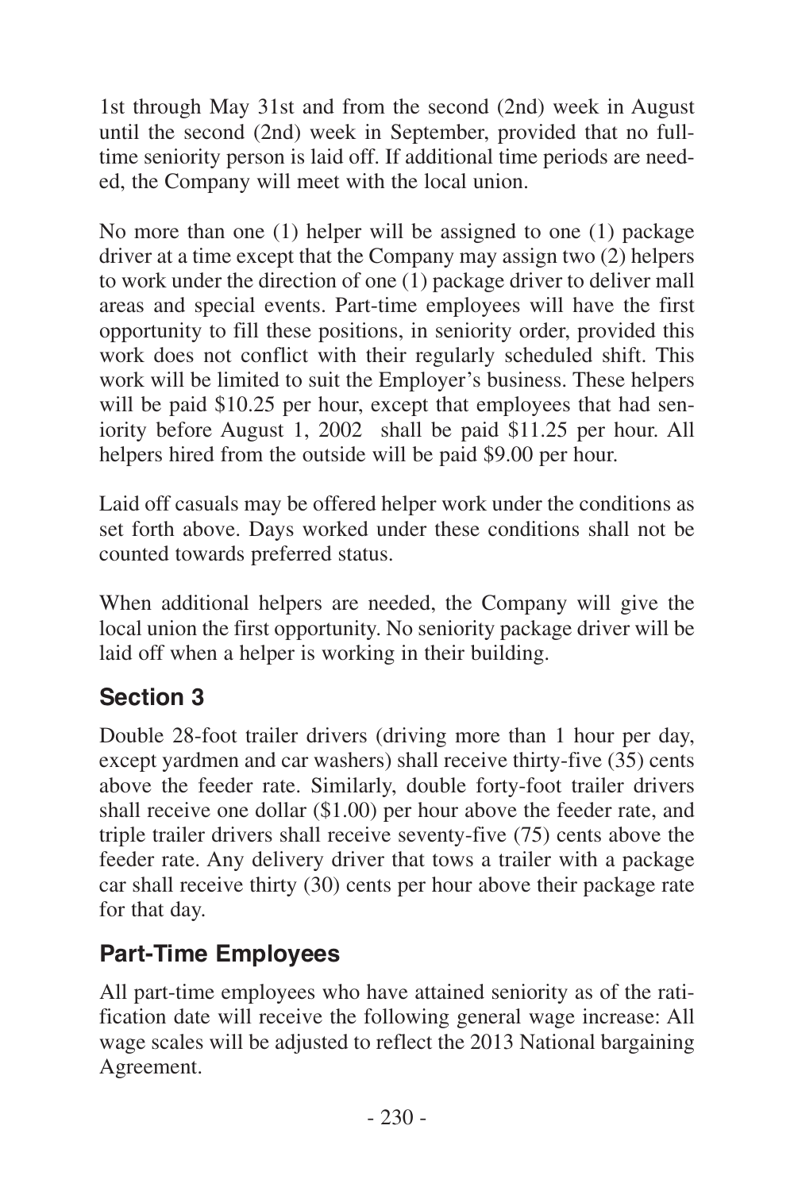1st through May 31st and from the second (2nd) week in August until the second (2nd) week in September, provided that no full-time seniority person is laid off. If additional time periods are needed, the Company will meet with the local union.

No more than one (1) helper will be assigned to one (1) package driver at a time except that the Company may assign two (2) helpers to work under the direction of one (1) package driver to deliver mall areas and special events. Part-time employees will have the first opportunity to fill these positions, in seniority order, provided this work does not conflict with their regularly scheduled shift. This work will be limited to suit the Employer's business. These helpers will be paid $10.25 per hour, except that employees that had seniority before August 1, 2002 shall be paid $11.25 per hour. All helpers hired from the outside will be paid $9.00 per hour.

Laid off casuals may be offered helper work under the conditions as set forth above. Days worked under these conditions shall not be counted towards preferred status.

When additional helpers are needed, the Company will give the local union the first opportunity. No seniority package driver will be laid off when a helper is working in their building.

## Section 3

Double 28-foot trailer drivers (driving more than 1 hour per day, except yardmen and car washers) shall receive thirty-five (35) cents above the feeder rate. Similarly, double forty-foot trailer drivers shall receive one dollar ($1.00) per hour above the feeder rate, and triple trailer drivers shall receive seventy-five (75) cents above the feeder rate. Any delivery driver that tows a trailer with a package car shall receive thirty (30) cents per hour above their package rate for that day.

## Part-Time Employees

All part-time employees who have attained seniority as of the ratification date will receive the following general wage increase: All wage scales will be adjusted to reflect the 2013 National bargaining Agreement.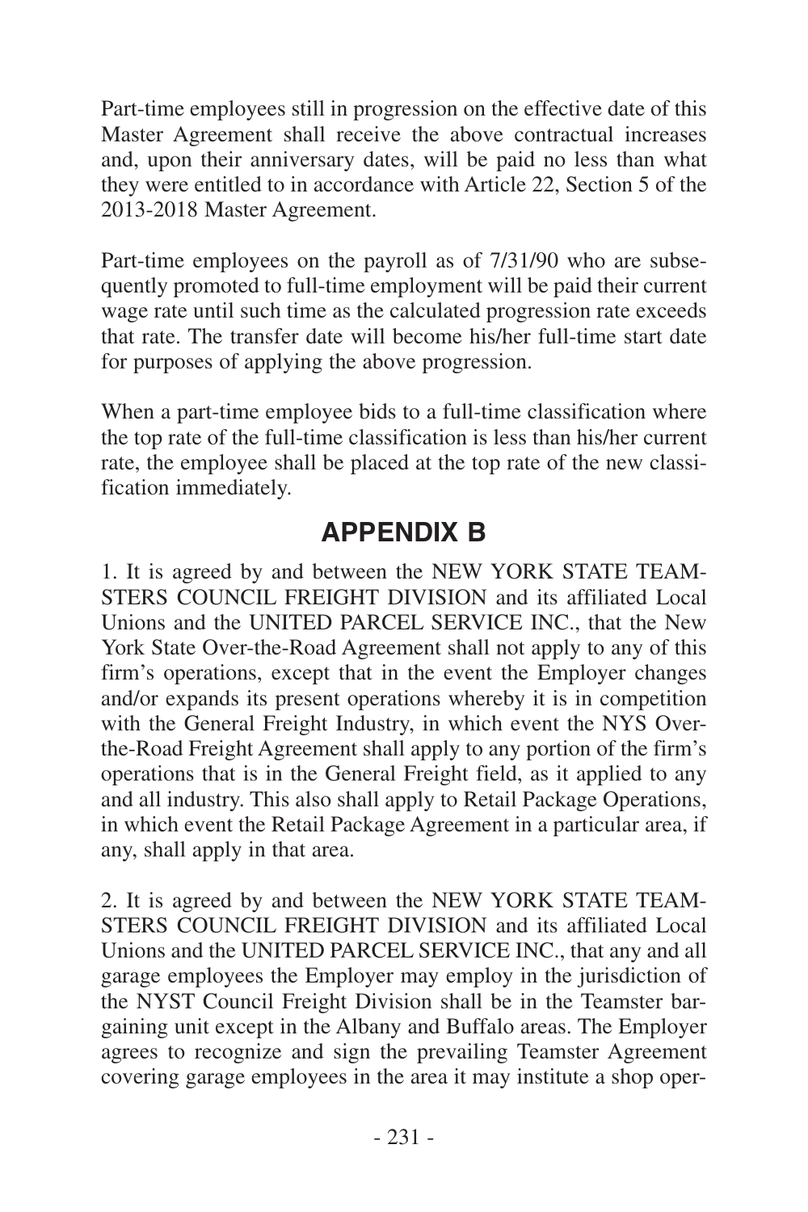Part-time employees still in progression on the effective date of this Master Agreement shall receive the above contractual increases and, upon their anniversary dates, will be paid no less than what they were entitled to in accordance with Article 22, Section 5 of the 2013-2018 Master Agreement.

Part-time employees on the payroll as of 7/31/90 who are subsequently promoted to full-time employment will be paid their current wage rate until such time as the calculated progression rate exceeds that rate. The transfer date will become his/her full-time start date for purposes of applying the above progression.

When a part-time employee bids to a full-time classification where the top rate of the full-time classification is less than his/her current rate, the employee shall be placed at the top rate of the new classification immediately.

## APPENDIX B

1. It is agreed by and between the NEW YORK STATE TEAMSTERS COUNCIL FREIGHT DIVISION and its affiliated Local Unions and the UNITED PARCEL SERVICE INC., that the New York State Over-the-Road Agreement shall not apply to any of this firm's operations, except that in the event the Employer changes and/or expands its present operations whereby it is in competition with the General Freight Industry, in which event the NYS Over-the-Road Freight Agreement shall apply to any portion of the firm's operations that is in the General Freight field, as it applied to any and all industry. This also shall apply to Retail Package Operations, in which event the Retail Package Agreement in a particular area, if any, shall apply in that area.

2. It is agreed by and between the NEW YORK STATE TEAMSTERS COUNCIL FREIGHT DIVISION and its affiliated Local Unions and the UNITED PARCEL SERVICE INC., that any and all garage employees the Employer may employ in the jurisdiction of the NYST Council Freight Division shall be in the Teamster bargaining unit except in the Albany and Buffalo areas. The Employer agrees to recognize and sign the prevailing Teamster Agreement covering garage employees in the area it may institute a shop oper-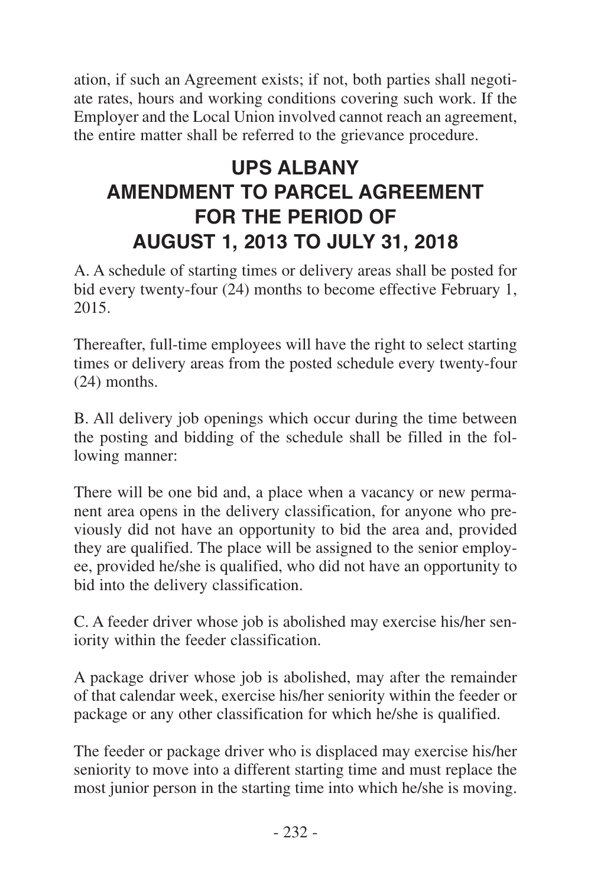ation, if such an Agreement exists; if not, both parties shall negotiate rates, hours and working conditions covering such work. If the Employer and the Local Union involved cannot reach an agreement, the entire matter shall be referred to the grievance procedure.

# UPS ALBANY
# AMENDMENT TO PARCEL AGREEMENT FOR THE PERIOD OF AUGUST 1, 2013 TO JULY 31, 2018

A. A schedule of starting times or delivery areas shall be posted for bid every twenty-four (24) months to become effective February 1, 2015.

Thereafter, full-time employees will have the right to select starting times or delivery areas from the posted schedule every twenty-four (24) months.

B. All delivery job openings which occur during the time between the posting and bidding of the schedule shall be filled in the following manner:

There will be one bid and, a place when a vacancy or new permanent area opens in the delivery classification, for anyone who previously did not have an opportunity to bid the area and, provided they are qualified. The place will be assigned to the senior employee, provided he/she is qualified, who did not have an opportunity to bid into the delivery classification.

C. A feeder driver whose job is abolished may exercise his/her seniority within the feeder classification.

A package driver whose job is abolished, may after the remainder of that calendar week, exercise his/her seniority within the feeder or package or any other classification for which he/she is qualified.

The feeder or package driver who is displaced may exercise his/her seniority to move into a different starting time and must replace the most junior person in the starting time into which he/she is moving.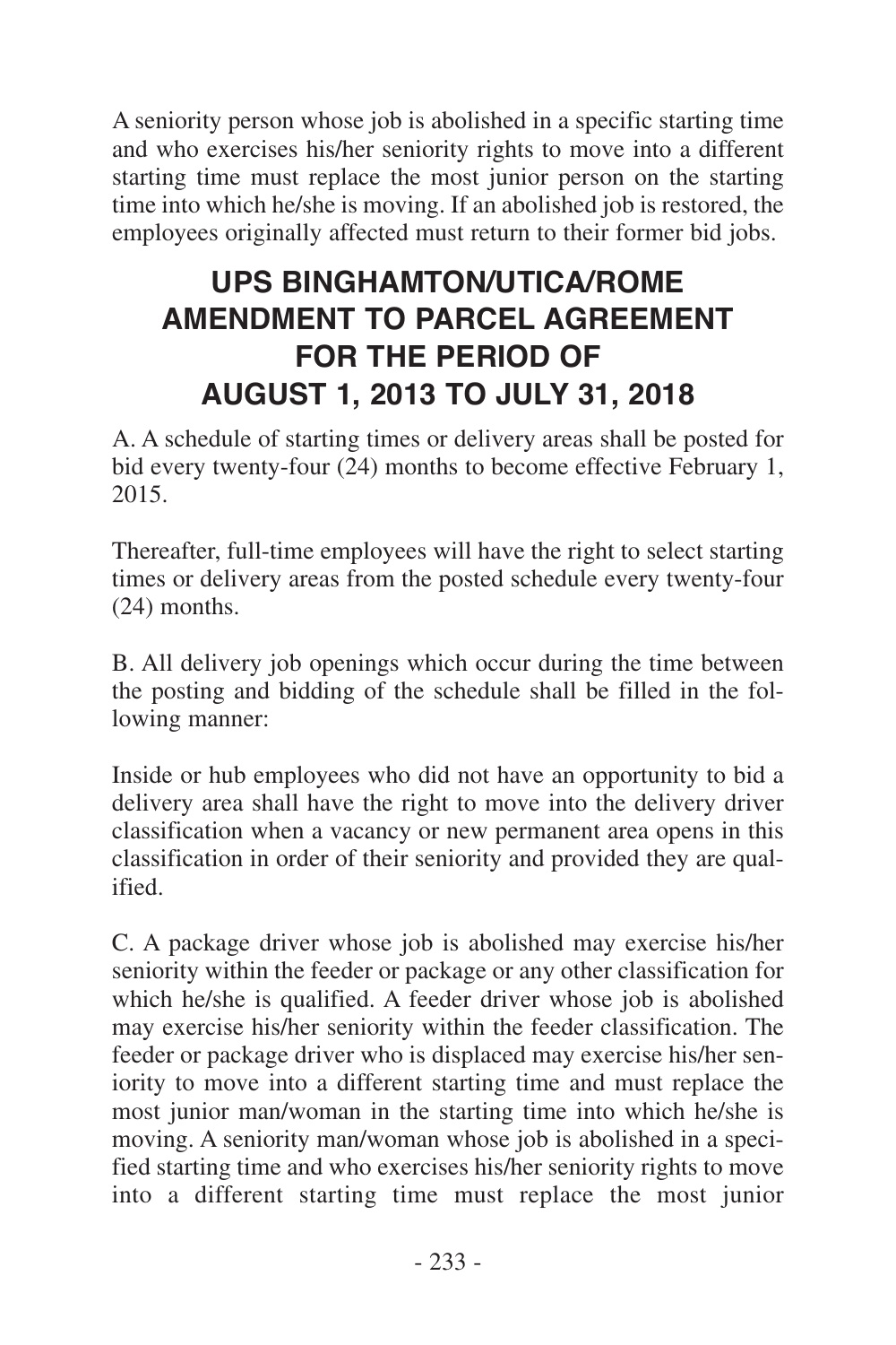A seniority person whose job is abolished in a specific starting time and who exercises his/her seniority rights to move into a different starting time must replace the most junior person on the starting time into which he/she is moving. If an abolished job is restored, the employees originally affected must return to their former bid jobs.

## UPS BINGHAMTON/UTICA/ROME AMENDMENT TO PARCEL AGREEMENT FOR THE PERIOD OF AUGUST 1, 2013 TO JULY 31, 2018

A. A schedule of starting times or delivery areas shall be posted for bid every twenty-four (24) months to become effective February 1, 2015.

Thereafter, full-time employees will have the right to select starting times or delivery areas from the posted schedule every twenty-four (24) months.

B. All delivery job openings which occur during the time between the posting and bidding of the schedule shall be filled in the following manner:

Inside or hub employees who did not have an opportunity to bid a delivery area shall have the right to move into the delivery driver classification when a vacancy or new permanent area opens in this classification in order of their seniority and provided they are qualified.

C. A package driver whose job is abolished may exercise his/her seniority within the feeder or package or any other classification for which he/she is qualified. A feeder driver whose job is abolished may exercise his/her seniority within the feeder classification. The feeder or package driver who is displaced may exercise his/her seniority to move into a different starting time and must replace the most junior man/woman in the starting time into which he/she is moving. A seniority man/woman whose job is abolished in a specified starting time and who exercises his/her seniority rights to move into a different starting time must replace the most junior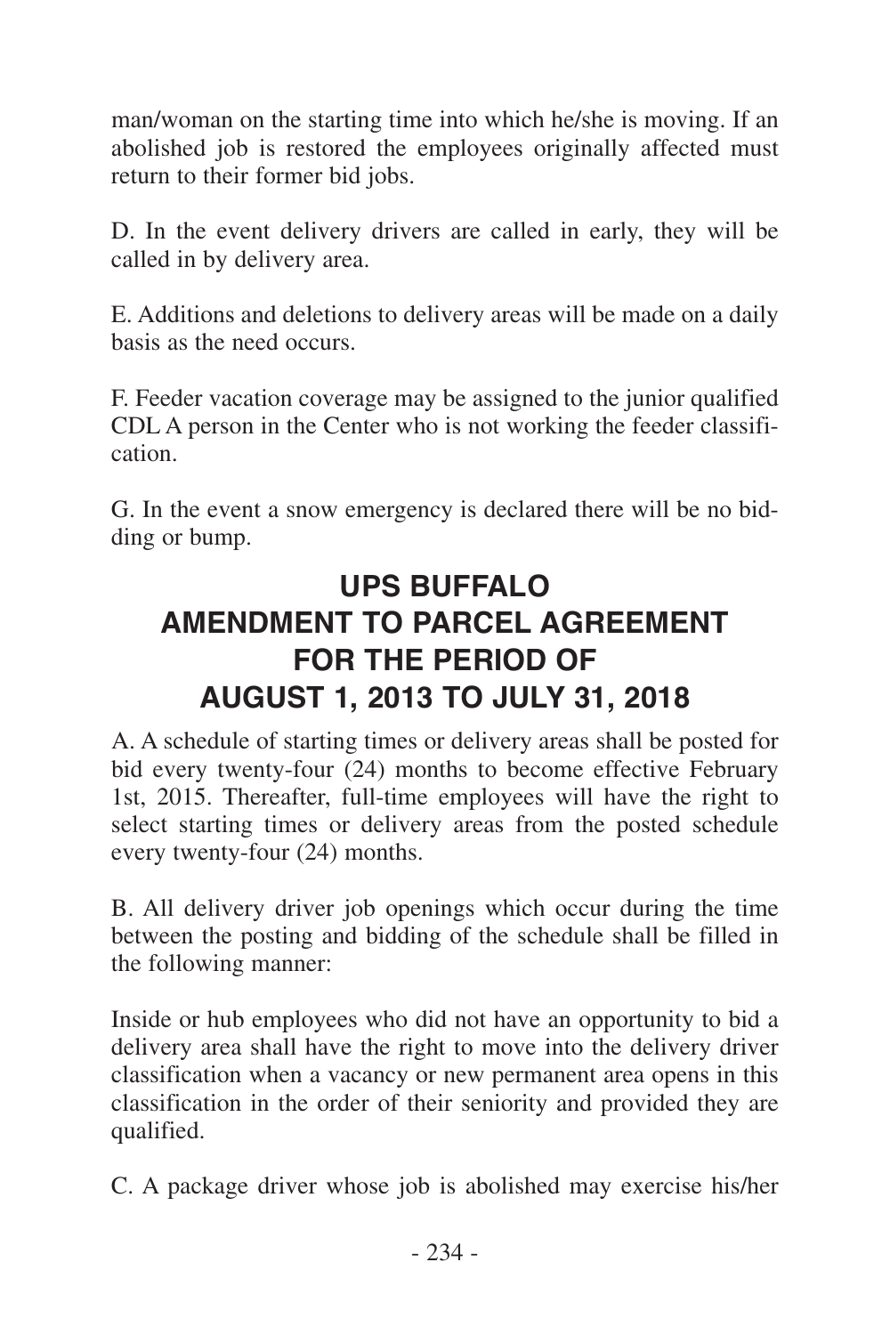man/woman on the starting time into which he/she is moving. If an abolished job is restored the employees originally affected must return to their former bid jobs.

D. In the event delivery drivers are called in early, they will be called in by delivery area.

E. Additions and deletions to delivery areas will be made on a daily basis as the need occurs.

F. Feeder vacation coverage may be assigned to the junior qualified CDL A person in the Center who is not working the feeder classification.

G. In the event a snow emergency is declared there will be no bidding or bump.

## UPS BUFFALO
## AMENDMENT TO PARCEL AGREEMENT FOR THE PERIOD OF AUGUST 1, 2013 TO JULY 31, 2018

A. A schedule of starting times or delivery areas shall be posted for bid every twenty-four (24) months to become effective February 1st, 2015. Thereafter, full-time employees will have the right to select starting times or delivery areas from the posted schedule every twenty-four (24) months.

B. All delivery driver job openings which occur during the time between the posting and bidding of the schedule shall be filled in the following manner:

Inside or hub employees who did not have an opportunity to bid a delivery area shall have the right to move into the delivery driver classification when a vacancy or new permanent area opens in this classification in the order of their seniority and provided they are qualified.

C. A package driver whose job is abolished may exercise his/her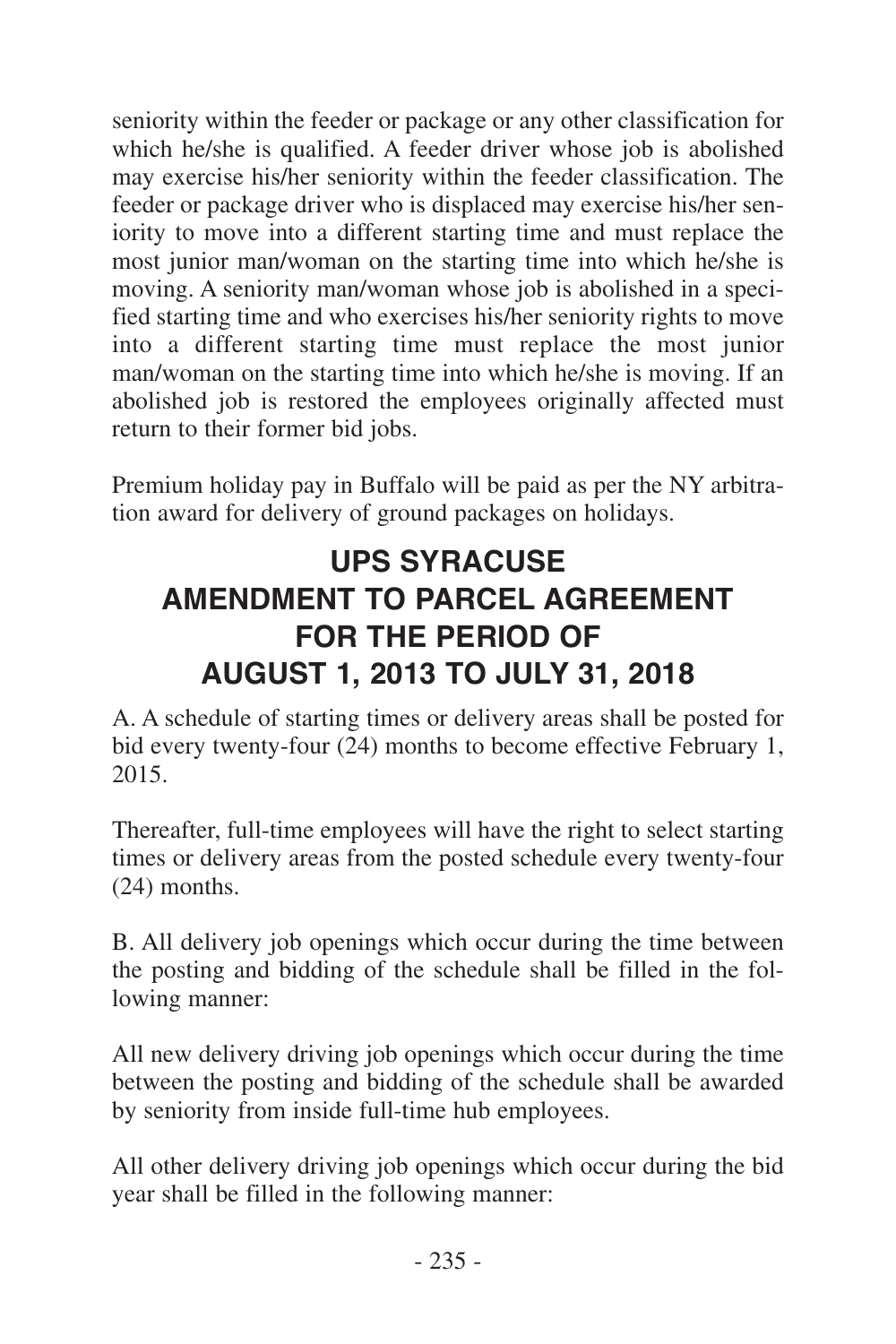seniority within the feeder or package or any other classification for which he/she is qualified. A feeder driver whose job is abolished may exercise his/her seniority within the feeder classification. The feeder or package driver who is displaced may exercise his/her seniority to move into a different starting time and must replace the most junior man/woman on the starting time into which he/she is moving. A seniority man/woman whose job is abolished in a specified starting time and who exercises his/her seniority rights to move into a different starting time must replace the most junior man/woman on the starting time into which he/she is moving. If an abolished job is restored the employees originally affected must return to their former bid jobs.

Premium holiday pay in Buffalo will be paid as per the NY arbitration award for delivery of ground packages on holidays.

## UPS SYRACUSE AMENDMENT TO PARCEL AGREEMENT FOR THE PERIOD OF AUGUST 1, 2013 TO JULY 31, 2018

A. A schedule of starting times or delivery areas shall be posted for bid every twenty-four (24) months to become effective February 1, 2015.

Thereafter, full-time employees will have the right to select starting times or delivery areas from the posted schedule every twenty-four (24) months.

B. All delivery job openings which occur during the time between the posting and bidding of the schedule shall be filled in the following manner:

All new delivery driving job openings which occur during the time between the posting and bidding of the schedule shall be awarded by seniority from inside full-time hub employees.

All other delivery driving job openings which occur during the bid year shall be filled in the following manner: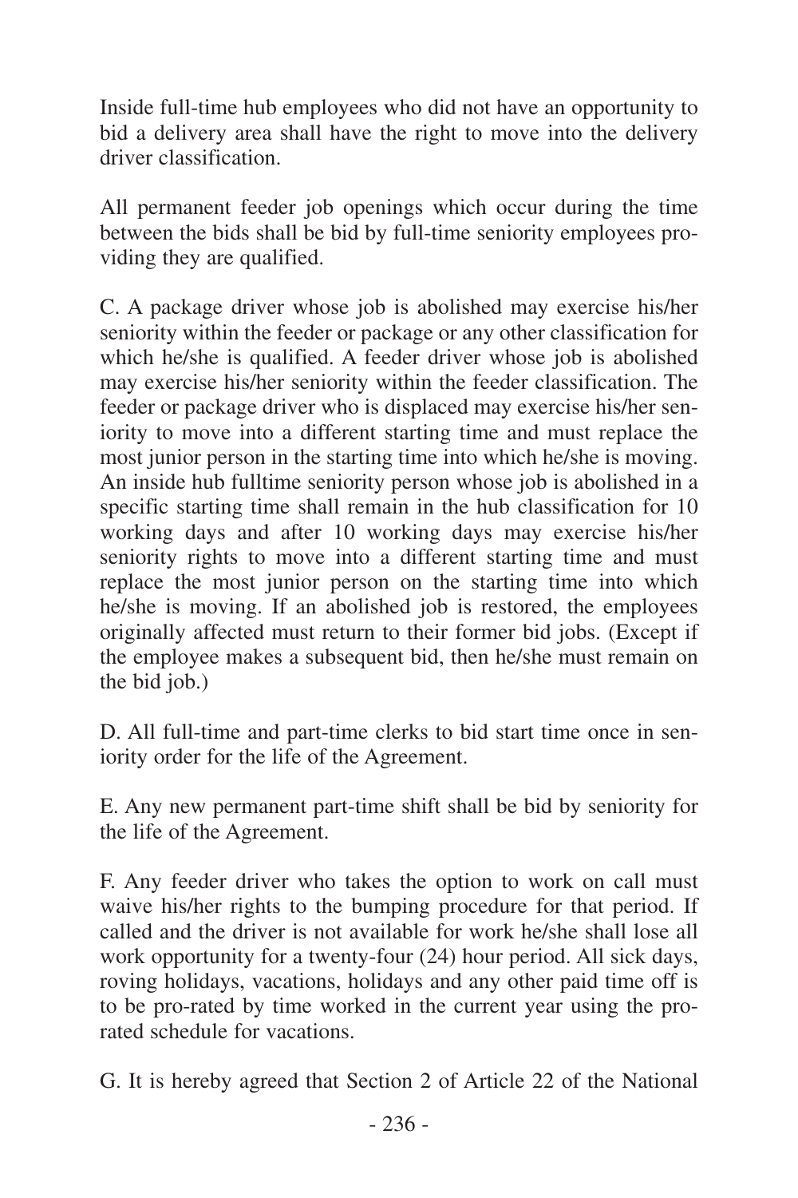Inside full-time hub employees who did not have an opportunity to bid a delivery area shall have the right to move into the delivery driver classification.

All permanent feeder job openings which occur during the time between the bids shall be bid by full-time seniority employees providing they are qualified.

C. A package driver whose job is abolished may exercise his/her seniority within the feeder or package or any other classification for which he/she is qualified. A feeder driver whose job is abolished may exercise his/her seniority within the feeder classification. The feeder or package driver who is displaced may exercise his/her seniority to move into a different starting time and must replace the most junior person in the starting time into which he/she is moving. An inside hub fulltime seniority person whose job is abolished in a specific starting time shall remain in the hub classification for 10 working days and after 10 working days may exercise his/her seniority rights to move into a different starting time and must replace the most junior person on the starting time into which he/she is moving. If an abolished job is restored, the employees originally affected must return to their former bid jobs. (Except if the employee makes a subsequent bid, then he/she must remain on the bid job.)

D. All full-time and part-time clerks to bid start time once in seniority order for the life of the Agreement.

E. Any new permanent part-time shift shall be bid by seniority for the life of the Agreement.

F. Any feeder driver who takes the option to work on call must waive his/her rights to the bumping procedure for that period. If called and the driver is not available for work he/she shall lose all work opportunity for a twenty-four (24) hour period. All sick days, roving holidays, vacations, holidays and any other paid time off is to be pro-rated by time worked in the current year using the prorated schedule for vacations.

G. It is hereby agreed that Section 2 of Article 22 of the National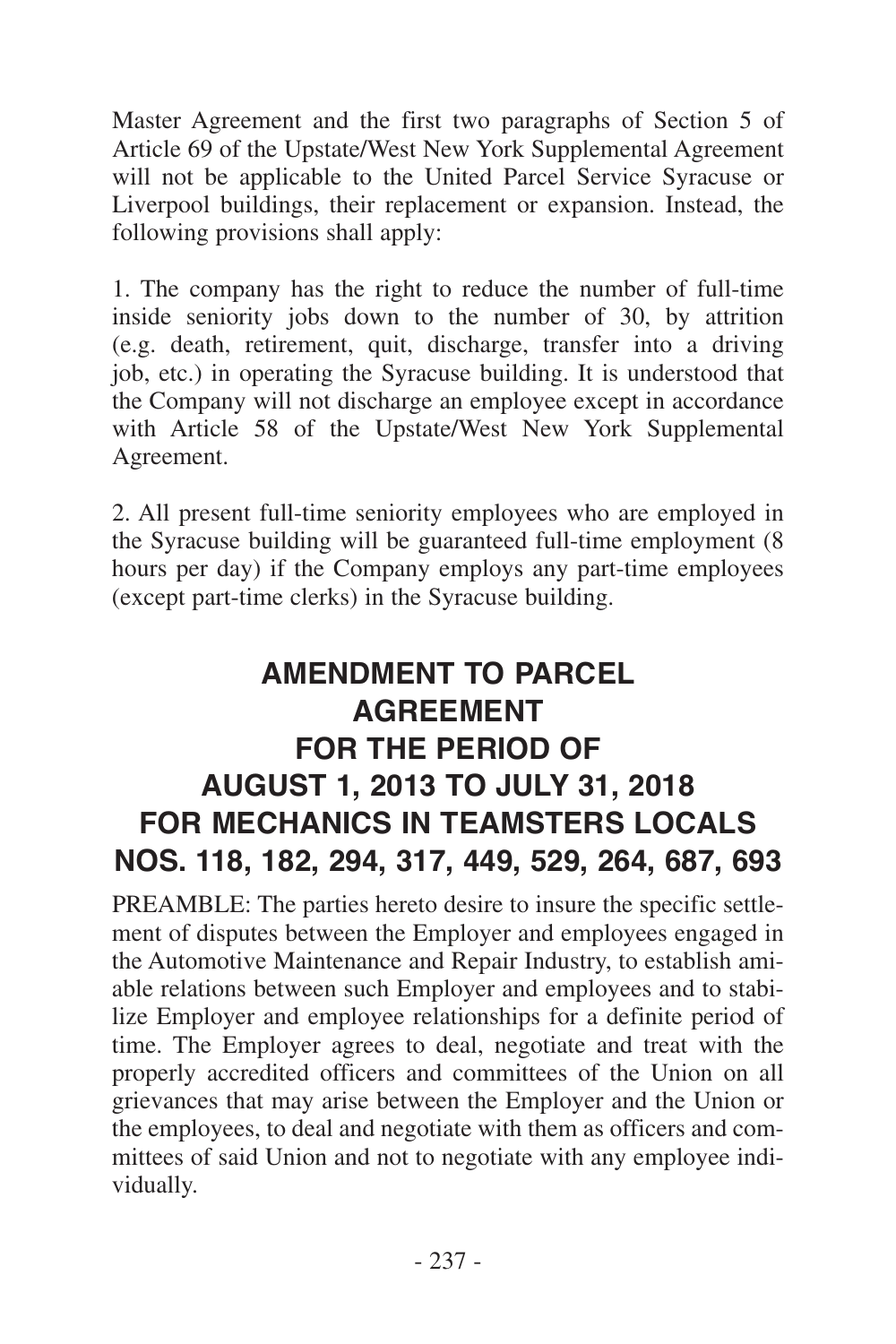Master Agreement and the first two paragraphs of Section 5 of Article 69 of the Upstate/West New York Supplemental Agreement will not be applicable to the United Parcel Service Syracuse or Liverpool buildings, their replacement or expansion. Instead, the following provisions shall apply:

1. The company has the right to reduce the number of full-time inside seniority jobs down to the number of 30, by attrition (e.g. death, retirement, quit, discharge, transfer into a driving job, etc.) in operating the Syracuse building. It is understood that the Company will not discharge an employee except in accordance with Article 58 of the Upstate/West New York Supplemental Agreement.

2. All present full-time seniority employees who are employed in the Syracuse building will be guaranteed full-time employment (8 hours per day) if the Company employs any part-time employees (except part-time clerks) in the Syracuse building.

# AMENDMENT TO PARCEL AGREEMENT FOR THE PERIOD OF AUGUST 1, 2013 TO JULY 31, 2018 FOR MECHANICS IN TEAMSTERS LOCALS NOS. 118, 182, 294, 317, 449, 529, 264, 687, 693

PREAMBLE: The parties hereto desire to insure the specific settlement of disputes between the Employer and employees engaged in the Automotive Maintenance and Repair Industry, to establish amiable relations between such Employer and employees and to stabilize Employer and employee relationships for a definite period of time. The Employer agrees to deal, negotiate and treat with the properly accredited officers and committees of the Union on all grievances that may arise between the Employer and the Union or the employees, to deal and negotiate with them as officers and committees of said Union and not to negotiate with any employee individually.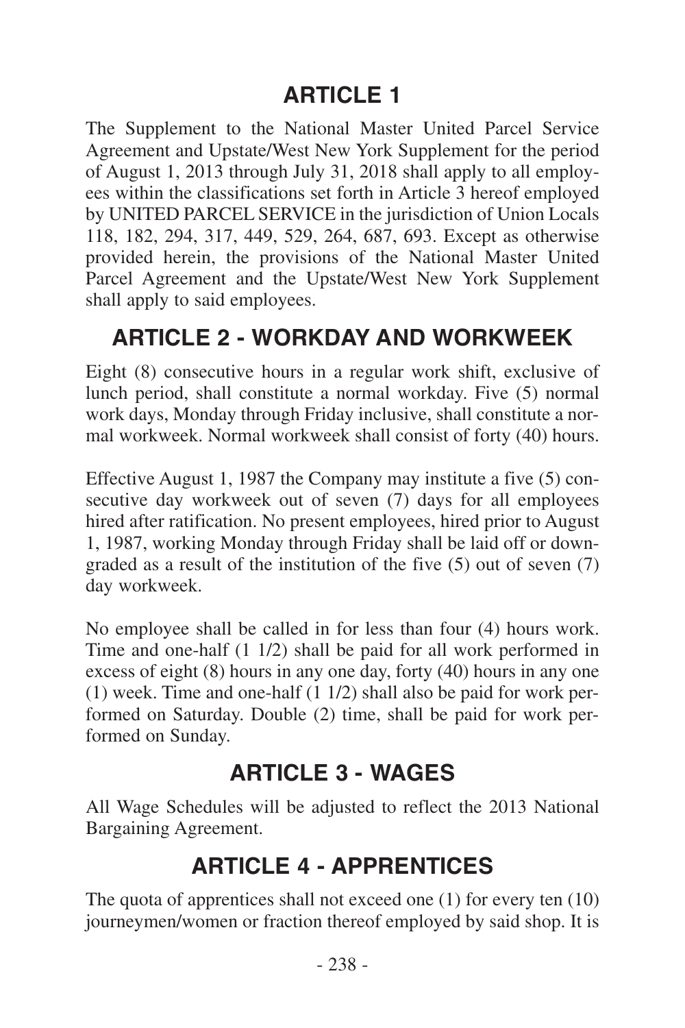## ARTICLE 1

The Supplement to the National Master United Parcel Service Agreement and Upstate/West New York Supplement for the period of August 1, 2013 through July 31, 2018 shall apply to all employees within the classifications set forth in Article 3 hereof employed by UNITED PARCEL SERVICE in the jurisdiction of Union Locals 118, 182, 294, 317, 449, 529, 264, 687, 693. Except as otherwise provided herein, the provisions of the National Master United Parcel Agreement and the Upstate/West New York Supplement shall apply to said employees.

## ARTICLE 2 - WORKDAY AND WORKWEEK

Eight (8) consecutive hours in a regular work shift, exclusive of lunch period, shall constitute a normal workday. Five (5) normal work days, Monday through Friday inclusive, shall constitute a normal workweek. Normal workweek shall consist of forty (40) hours.

Effective August 1, 1987 the Company may institute a five (5) consecutive day workweek out of seven (7) days for all employees hired after ratification. No present employees, hired prior to August 1, 1987, working Monday through Friday shall be laid off or downgraded as a result of the institution of the five (5) out of seven (7) day workweek.

No employee shall be called in for less than four (4) hours work. Time and one-half (1 1/2) shall be paid for all work performed in excess of eight (8) hours in any one day, forty (40) hours in any one (1) week. Time and one-half (1 1/2) shall also be paid for work performed on Saturday. Double (2) time, shall be paid for work performed on Sunday.

## ARTICLE 3 - WAGES

All Wage Schedules will be adjusted to reflect the 2013 National Bargaining Agreement.

## ARTICLE 4 - APPRENTICES

The quota of apprentices shall not exceed one (1) for every ten (10) journeymen/women or fraction thereof employed by said shop. It is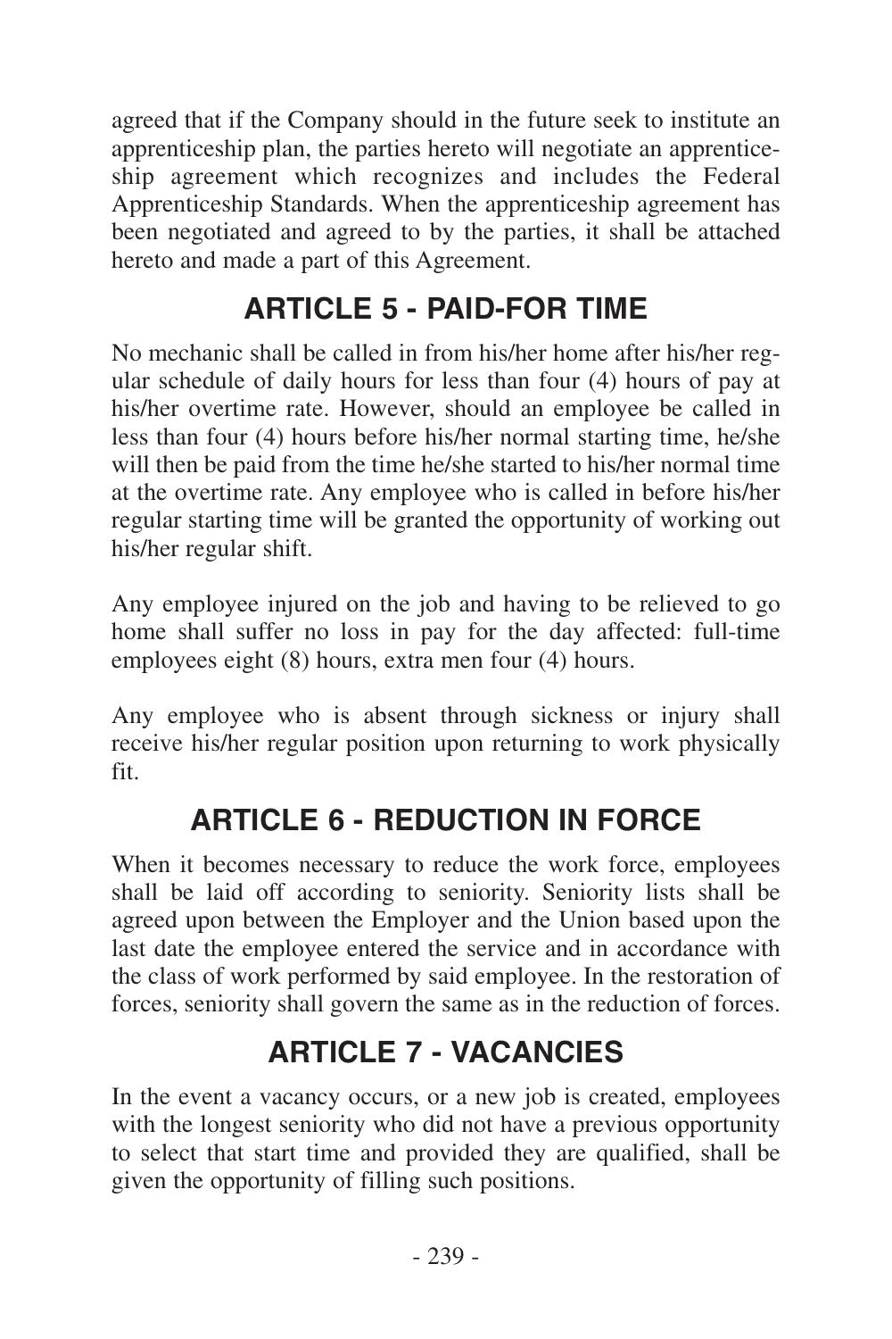agreed that if the Company should in the future seek to institute an apprenticeship plan, the parties hereto will negotiate an apprenticeship agreement which recognizes and includes the Federal Apprenticeship Standards. When the apprenticeship agreement has been negotiated and agreed to by the parties, it shall be attached hereto and made a part of this Agreement.

## ARTICLE 5 - PAID-FOR TIME

No mechanic shall be called in from his/her home after his/her regular schedule of daily hours for less than four (4) hours of pay at his/her overtime rate. However, should an employee be called in less than four (4) hours before his/her normal starting time, he/she will then be paid from the time he/she started to his/her normal time at the overtime rate. Any employee who is called in before his/her regular starting time will be granted the opportunity of working out his/her regular shift.

Any employee injured on the job and having to be relieved to go home shall suffer no loss in pay for the day affected: full-time employees eight (8) hours, extra men four (4) hours.

Any employee who is absent through sickness or injury shall receive his/her regular position upon returning to work physically fit.

## ARTICLE 6 - REDUCTION IN FORCE

When it becomes necessary to reduce the work force, employees shall be laid off according to seniority. Seniority lists shall be agreed upon between the Employer and the Union based upon the last date the employee entered the service and in accordance with the class of work performed by said employee. In the restoration of forces, seniority shall govern the same as in the reduction of forces.

## ARTICLE 7 - VACANCIES

In the event a vacancy occurs, or a new job is created, employees with the longest seniority who did not have a previous opportunity to select that start time and provided they are qualified, shall be given the opportunity of filling such positions.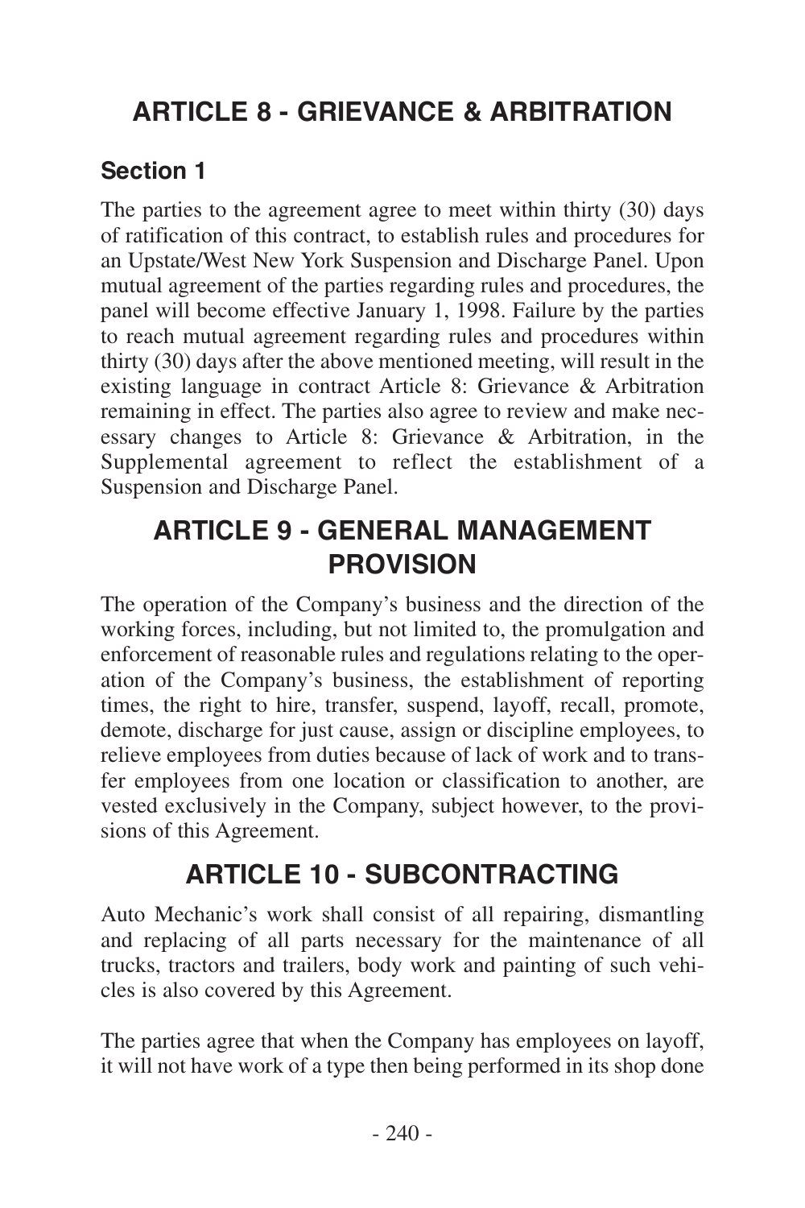# ARTICLE 8 - GRIEVANCE & ARBITRATION

## Section 1

The parties to the agreement agree to meet within thirty (30) days of ratification of this contract, to establish rules and procedures for an Upstate/West New York Suspension and Discharge Panel. Upon mutual agreement of the parties regarding rules and procedures, the panel will become effective January 1, 1998. Failure by the parties to reach mutual agreement regarding rules and procedures within thirty (30) days after the above mentioned meeting, will result in the existing language in contract Article 8: Grievance & Arbitration remaining in effect. The parties also agree to review and make necessary changes to Article 8: Grievance & Arbitration, in the Supplemental agreement to reflect the establishment of a Suspension and Discharge Panel.

# ARTICLE 9 - GENERAL MANAGEMENT PROVISION

The operation of the Company's business and the direction of the working forces, including, but not limited to, the promulgation and enforcement of reasonable rules and regulations relating to the operation of the Company's business, the establishment of reporting times, the right to hire, transfer, suspend, layoff, recall, promote, demote, discharge for just cause, assign or discipline employees, to relieve employees from duties because of lack of work and to transfer employees from one location or classification to another, are vested exclusively in the Company, subject however, to the provisions of this Agreement.

# ARTICLE 10 - SUBCONTRACTING

Auto Mechanic's work shall consist of all repairing, dismantling and replacing of all parts necessary for the maintenance of all trucks, tractors and trailers, body work and painting of such vehicles is also covered by this Agreement.

The parties agree that when the Company has employees on layoff, it will not have work of a type then being performed in its shop done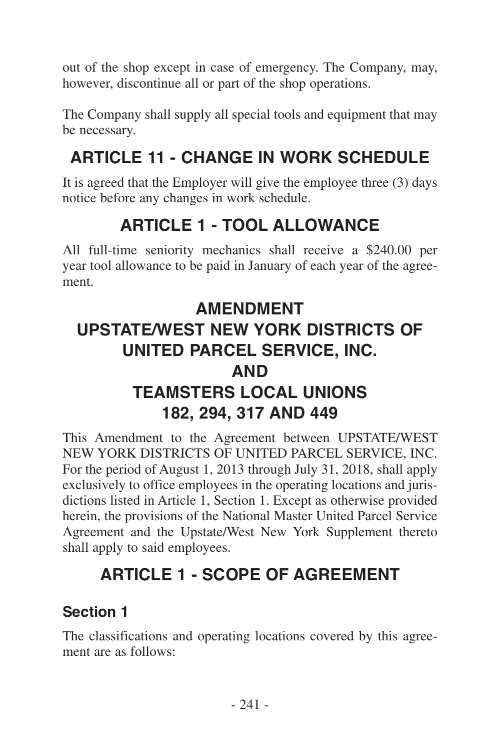out of the shop except in case of emergency. The Company, may, however, discontinue all or part of the shop operations.

The Company shall supply all special tools and equipment that may be necessary.

## ARTICLE 11 - CHANGE IN WORK SCHEDULE

It is agreed that the Employer will give the employee three (3) days notice before any changes in work schedule.

## ARTICLE 1 - TOOL ALLOWANCE

All full-time seniority mechanics shall receive a $240.00 per year tool allowance to be paid in January of each year of the agreement.

# AMENDMENT UPSTATE/WEST NEW YORK DISTRICTS OF UNITED PARCEL SERVICE, INC. AND TEAMSTERS LOCAL UNIONS 182, 294, 317 AND 449

This Amendment to the Agreement between UPSTATE/WEST NEW YORK DISTRICTS OF UNITED PARCEL SERVICE, INC. For the period of August 1, 2013 through July 31, 2018, shall apply exclusively to office employees in the operating locations and jurisdictions listed in Article 1, Section 1. Except as otherwise provided herein, the provisions of the National Master United Parcel Service Agreement and the Upstate/West New York Supplement thereto shall apply to said employees.

## ARTICLE 1 - SCOPE OF AGREEMENT

### Section 1

The classifications and operating locations covered by this agreement are as follows: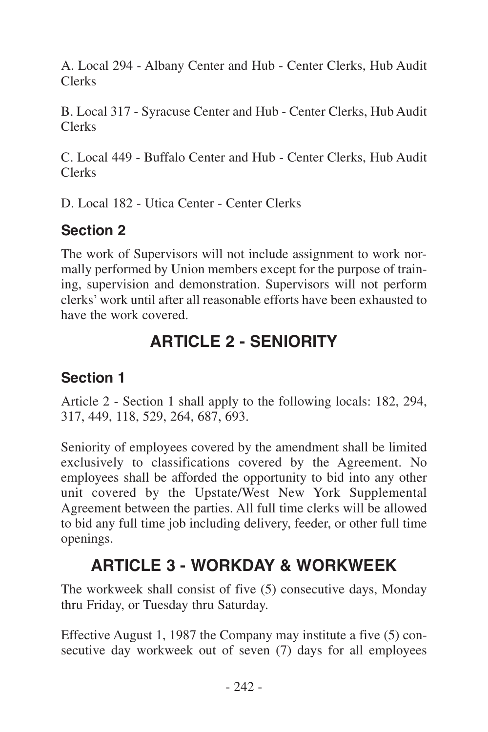A. Local 294 - Albany Center and Hub - Center Clerks, Hub Audit Clerks

B. Local 317 - Syracuse Center and Hub - Center Clerks, Hub Audit Clerks

C. Local 449 - Buffalo Center and Hub - Center Clerks, Hub Audit Clerks

D. Local 182 - Utica Center - Center Clerks

### Section 2

The work of Supervisors will not include assignment to work normally performed by Union members except for the purpose of training, supervision and demonstration. Supervisors will not perform clerks' work until after all reasonable efforts have been exhausted to have the work covered.

## ARTICLE 2 - SENIORITY

### Section 1

Article 2 - Section 1 shall apply to the following locals: 182, 294, 317, 449, 118, 529, 264, 687, 693.

Seniority of employees covered by the amendment shall be limited exclusively to classifications covered by the Agreement. No employees shall be afforded the opportunity to bid into any other unit covered by the Upstate/West New York Supplemental Agreement between the parties. All full time clerks will be allowed to bid any full time job including delivery, feeder, or other full time openings.

## ARTICLE 3 - WORKDAY & WORKWEEK

The workweek shall consist of five (5) consecutive days, Monday thru Friday, or Tuesday thru Saturday.

Effective August 1, 1987 the Company may institute a five (5) consecutive day workweek out of seven (7) days for all employees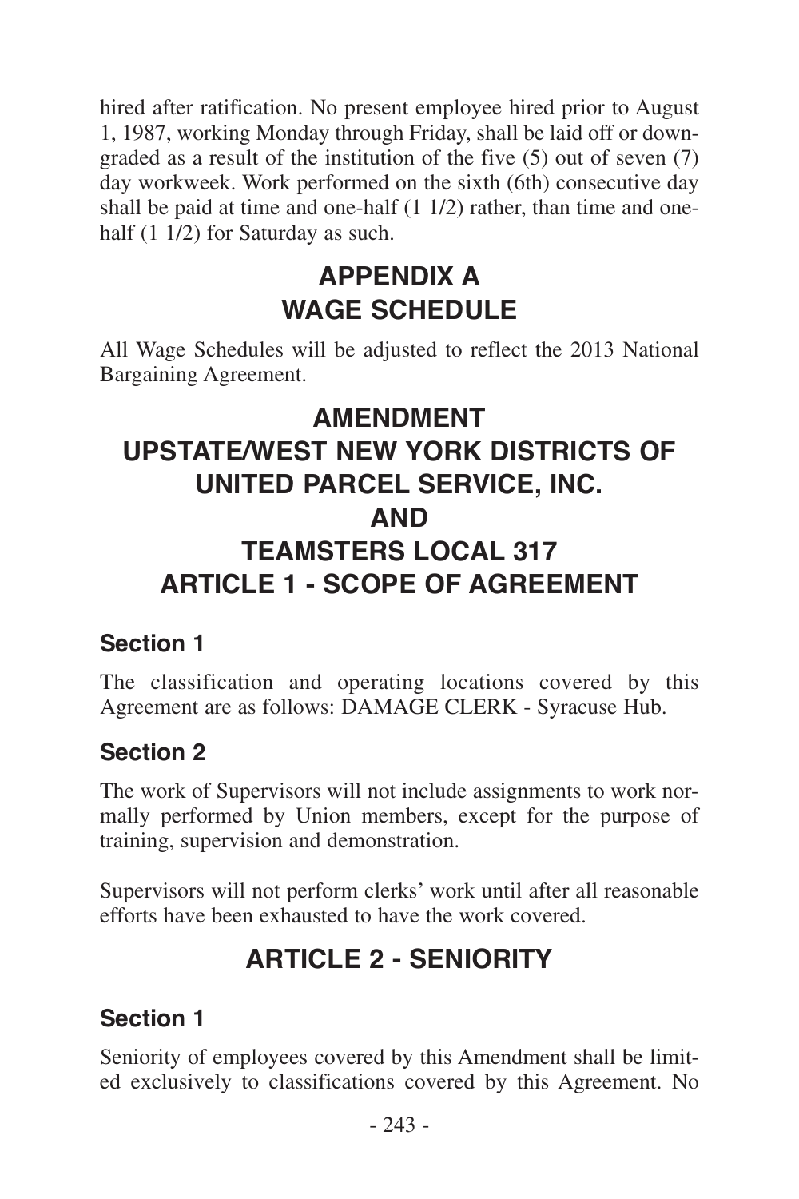hired after ratification. No present employee hired prior to August 1, 1987, working Monday through Friday, shall be laid off or downgraded as a result of the institution of the five (5) out of seven (7) day workweek. Work performed on the sixth (6th) consecutive day shall be paid at time and one-half (1 1/2) rather, than time and one-half (1 1/2) for Saturday as such.

# APPENDIX A
# WAGE SCHEDULE

All Wage Schedules will be adjusted to reflect the 2013 National Bargaining Agreement.

# AMENDMENT
# UPSTATE/WEST NEW YORK DISTRICTS OF UNITED PARCEL SERVICE, INC.
# AND
# TEAMSTERS LOCAL 317
# ARTICLE 1 - SCOPE OF AGREEMENT

### Section 1

The classification and operating locations covered by this Agreement are as follows: DAMAGE CLERK - Syracuse Hub.

### Section 2

The work of Supervisors will not include assignments to work normally performed by Union members, except for the purpose of training, supervision and demonstration.

Supervisors will not perform clerks' work until after all reasonable efforts have been exhausted to have the work covered.

## ARTICLE 2 - SENIORITY

### Section 1

Seniority of employees covered by this Amendment shall be limited exclusively to classifications covered by this Agreement. No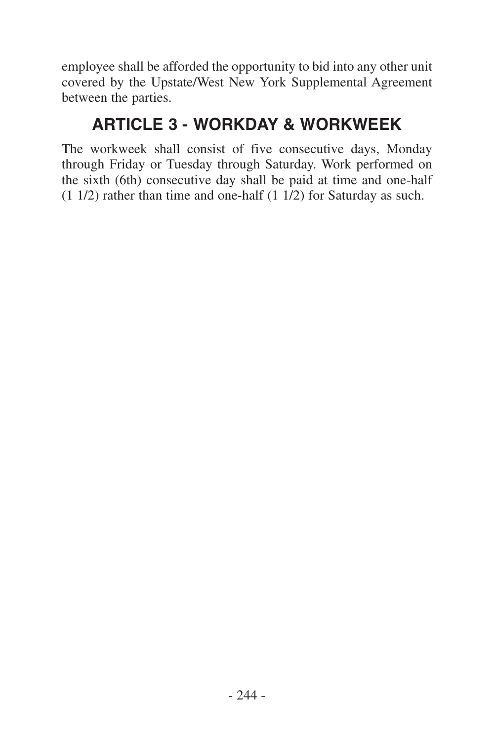employee shall be afforded the opportunity to bid into any other unit covered by the Upstate/West New York Supplemental Agreement between the parties.

## ARTICLE 3 - WORKDAY & WORKWEEK

The workweek shall consist of five consecutive days, Monday through Friday or Tuesday through Saturday. Work performed on the sixth (6th) consecutive day shall be paid at time and one-half (1 1/2) rather than time and one-half (1 1/2) for Saturday as such.